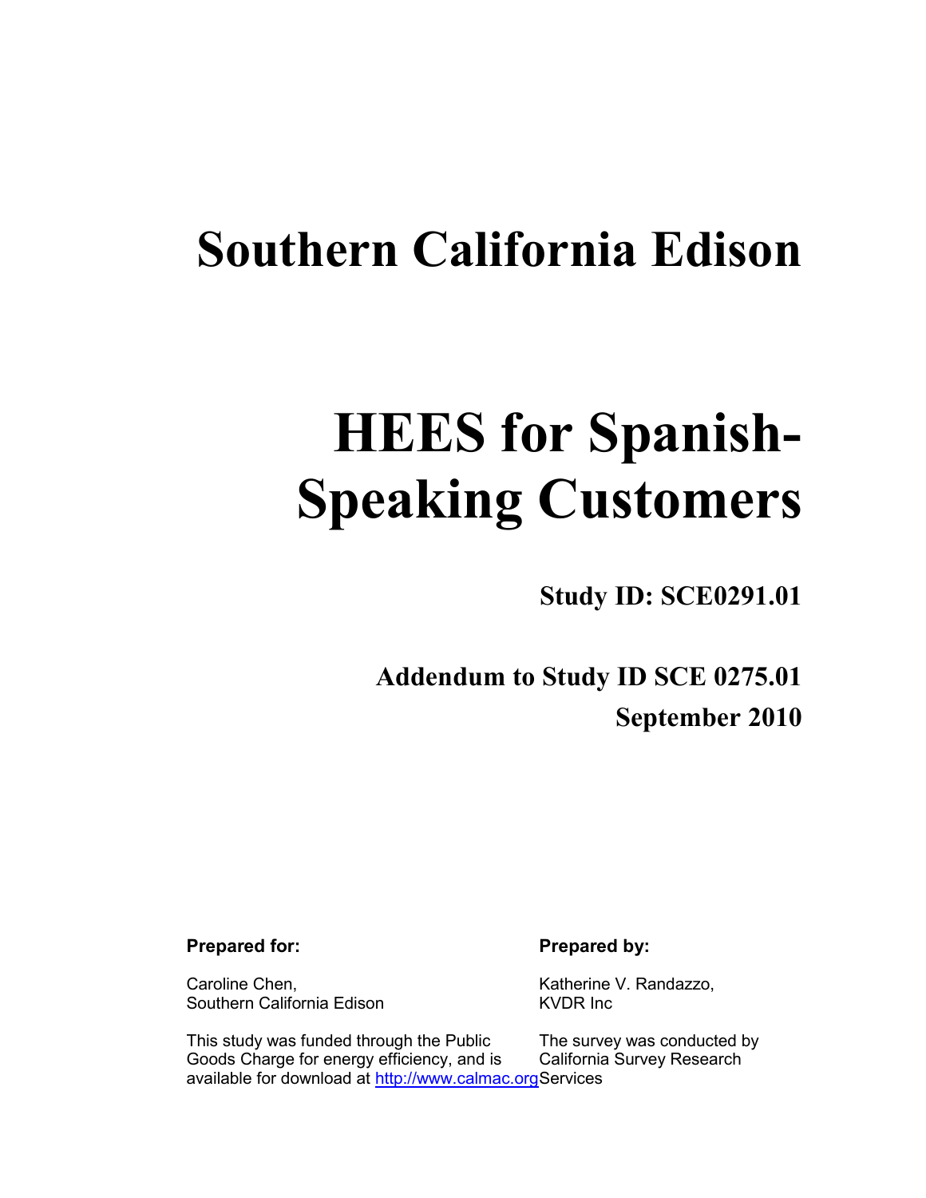# Southern California Edison

# HEES for Spanish-Speaking Customers

**Study ID: SCE0291.01**

**Addendum to Study ID SCE 0275.01**

**September 2010**

**Prepared for:**

Caroline Chen,
Southern California Edison

This study was funded through the Public Goods Charge for energy efficiency, and is available for download at http://www.calmac.org

**Prepared by:**

Katherine V. Randazzo,
KVDR Inc

The survey was conducted by California Survey Research Services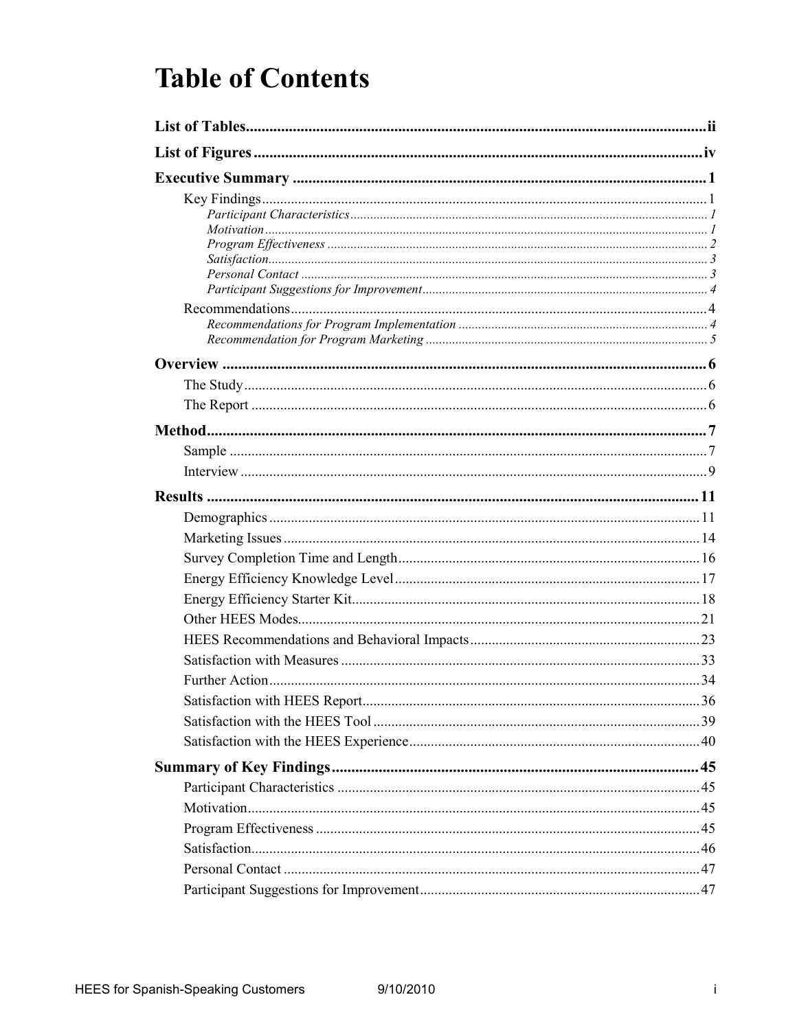# Table of Contents

**List of Tables** ..... ii

**List of Figures** ..... iv

**Executive Summary** ..... 1

- Key Findings ..... 1
  - *Participant Characteristics* ..... 1
  - *Motivation* ..... 1
  - *Program Effectiveness* ..... 2
  - *Satisfaction* ..... 3
  - *Personal Contact* ..... 3
  - *Participant Suggestions for Improvement* ..... 4
- Recommendations ..... 4
  - *Recommendations for Program Implementation* ..... 4
  - *Recommendation for Program Marketing* ..... 5

**Overview** ..... 6

- The Study ..... 6
- The Report ..... 6

**Method** ..... 7

- Sample ..... 7
- Interview ..... 9

**Results** ..... 11

- Demographics ..... 11
- Marketing Issues ..... 14
- Survey Completion Time and Length ..... 16
- Energy Efficiency Knowledge Level ..... 17
- Energy Efficiency Starter Kit ..... 18
- Other HEES Modes ..... 21
- HEES Recommendations and Behavioral Impacts ..... 23
- Satisfaction with Measures ..... 33
- Further Action ..... 34
- Satisfaction with HEES Report ..... 36
- Satisfaction with the HEES Tool ..... 39
- Satisfaction with the HEES Experience ..... 40

**Summary of Key Findings** ..... 45

- Participant Characteristics ..... 45
- Motivation ..... 45
- Program Effectiveness ..... 45
- Satisfaction ..... 46
- Personal Contact ..... 47
- Participant Suggestions for Improvement ..... 47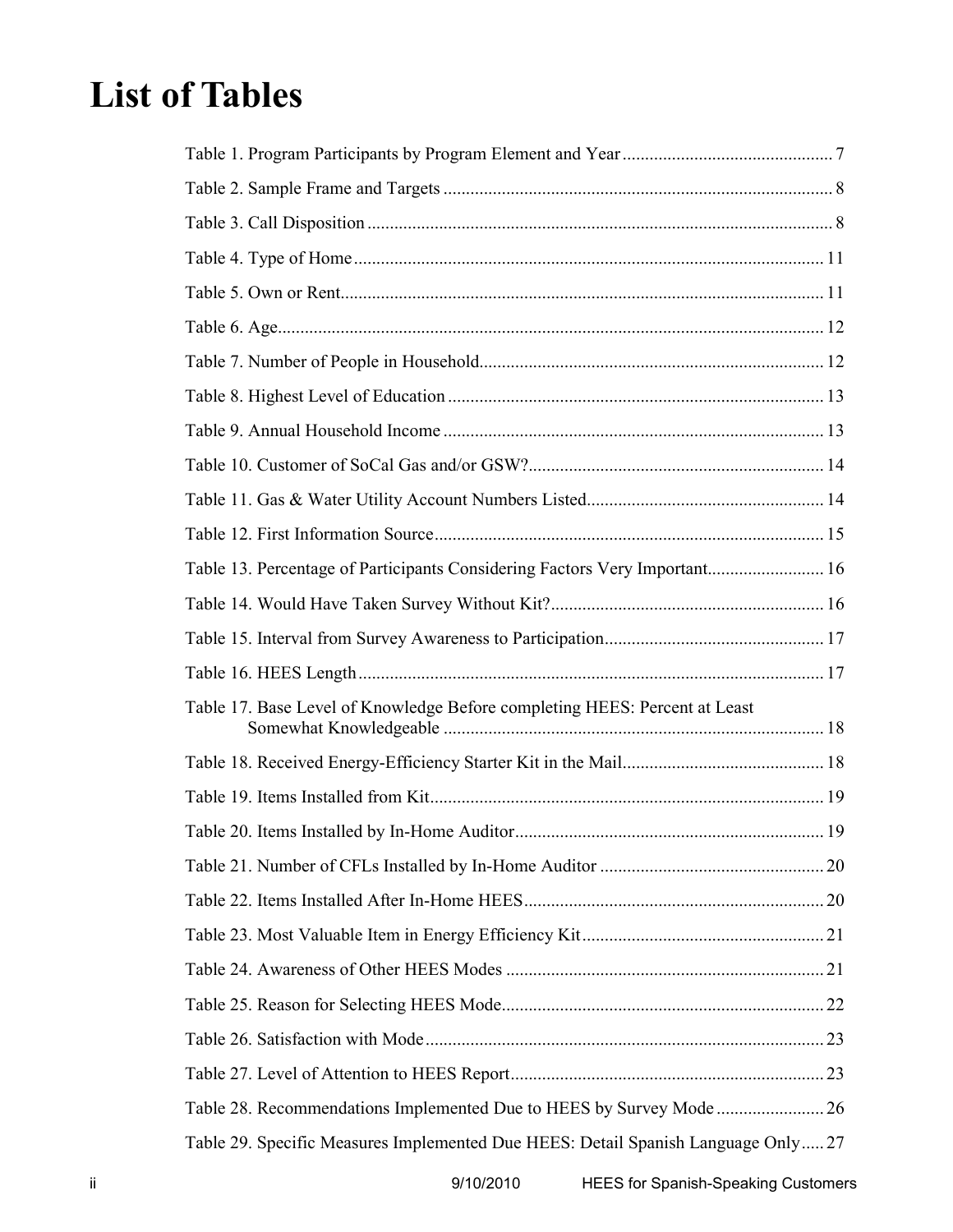# List of Tables

Table 1. Program Participants by Program Element and Year .............................................. 7

Table 2. Sample Frame and Targets ...................................................................................... 8

Table 3. Call Disposition ....................................................................................................... 8

Table 4. Type of Home ........................................................................................................ 11

Table 5. Own or Rent........................................................................................................... 11

Table 6. Age......................................................................................................................... 12

Table 7. Number of People in Household............................................................................ 12

Table 8. Highest Level of Education ................................................................................... 13

Table 9. Annual Household Income .................................................................................... 13

Table 10. Customer of SoCal Gas and/or GSW?................................................................. 14

Table 11. Gas & Water Utility Account Numbers Listed.................................................... 14

Table 12. First Information Source...................................................................................... 15

Table 13. Percentage of Participants Considering Factors Very Important.......................... 16

Table 14. Would Have Taken Survey Without Kit?............................................................ 16

Table 15. Interval from Survey Awareness to Participation................................................ 17

Table 16. HEES Length ....................................................................................................... 17

Table 17. Base Level of Knowledge Before completing HEES: Percent at Least Somewhat Knowledgeable .................................................................................... 18

Table 18. Received Energy-Efficiency Starter Kit in the Mail............................................ 18

Table 19. Items Installed from Kit....................................................................................... 19

Table 20. Items Installed by In-Home Auditor.................................................................... 19

Table 21. Number of CFLs Installed by In-Home Auditor ................................................. 20

Table 22. Items Installed After In-Home HEES.................................................................. 20

Table 23. Most Valuable Item in Energy Efficiency Kit..................................................... 21

Table 24. Awareness of Other HEES Modes ...................................................................... 21

Table 25. Reason for Selecting HEES Mode....................................................................... 22

Table 26. Satisfaction with Mode ........................................................................................ 23

Table 27. Level of Attention to HEES Report..................................................................... 23

Table 28. Recommendations Implemented Due to HEES by Survey Mode ....................... 26

Table 29. Specific Measures Implemented Due HEES: Detail Spanish Language Only..... 27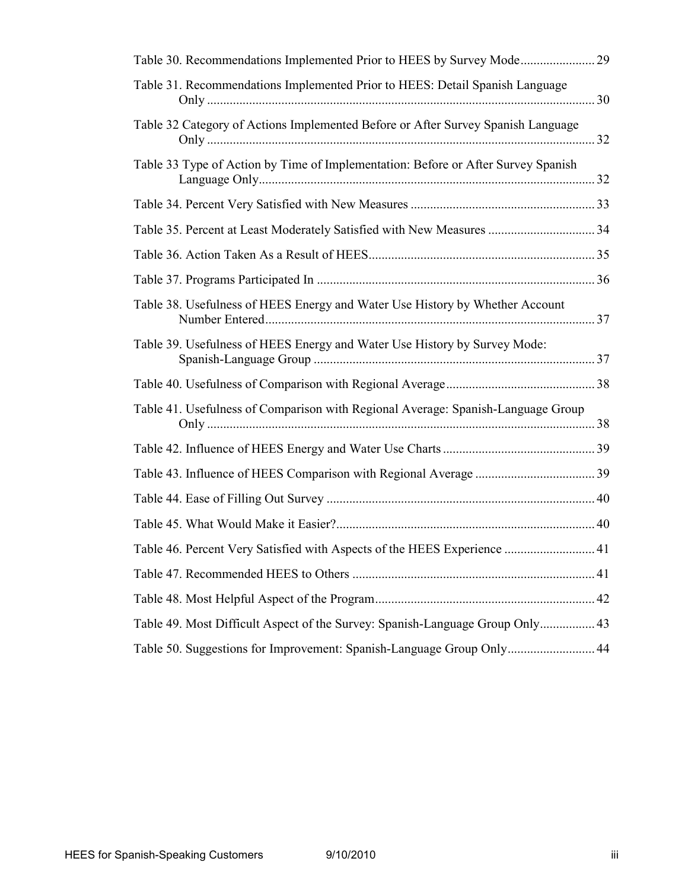Table 30. Recommendations Implemented Prior to HEES by Survey Mode....................... 29

Table 31. Recommendations Implemented Prior to HEES: Detail Spanish Language Only ........................................................................................................................ 30

Table 32 Category of Actions Implemented Before or After Survey Spanish Language Only ........................................................................................................................ 32

Table 33 Type of Action by Time of Implementation: Before or After Survey Spanish Language Only........................................................................................................ 32

Table 34. Percent Very Satisfied with New Measures ......................................................... 33

Table 35. Percent at Least Moderately Satisfied with New Measures ................................. 34

Table 36. Action Taken As a Result of HEES...................................................................... 35

Table 37. Programs Participated In ...................................................................................... 36

Table 38. Usefulness of HEES Energy and Water Use History by Whether Account Number Entered...................................................................................................... 37

Table 39. Usefulness of HEES Energy and Water Use History by Survey Mode: Spanish-Language Group ....................................................................................... 37

Table 40. Usefulness of Comparison with Regional Average.............................................. 38

Table 41. Usefulness of Comparison with Regional Average: Spanish-Language Group Only ........................................................................................................................ 38

Table 42. Influence of HEES Energy and Water Use Charts ............................................... 39

Table 43. Influence of HEES Comparison with Regional Average ..................................... 39

Table 44. Ease of Filling Out Survey ................................................................................... 40

Table 45. What Would Make it Easier?................................................................................ 40

Table 46. Percent Very Satisfied with Aspects of the HEES Experience ............................ 41

Table 47. Recommended HEES to Others ........................................................................... 41

Table 48. Most Helpful Aspect of the Program.................................................................... 42

Table 49. Most Difficult Aspect of the Survey: Spanish-Language Group Only................. 43

Table 50. Suggestions for Improvement: Spanish-Language Group Only........................... 44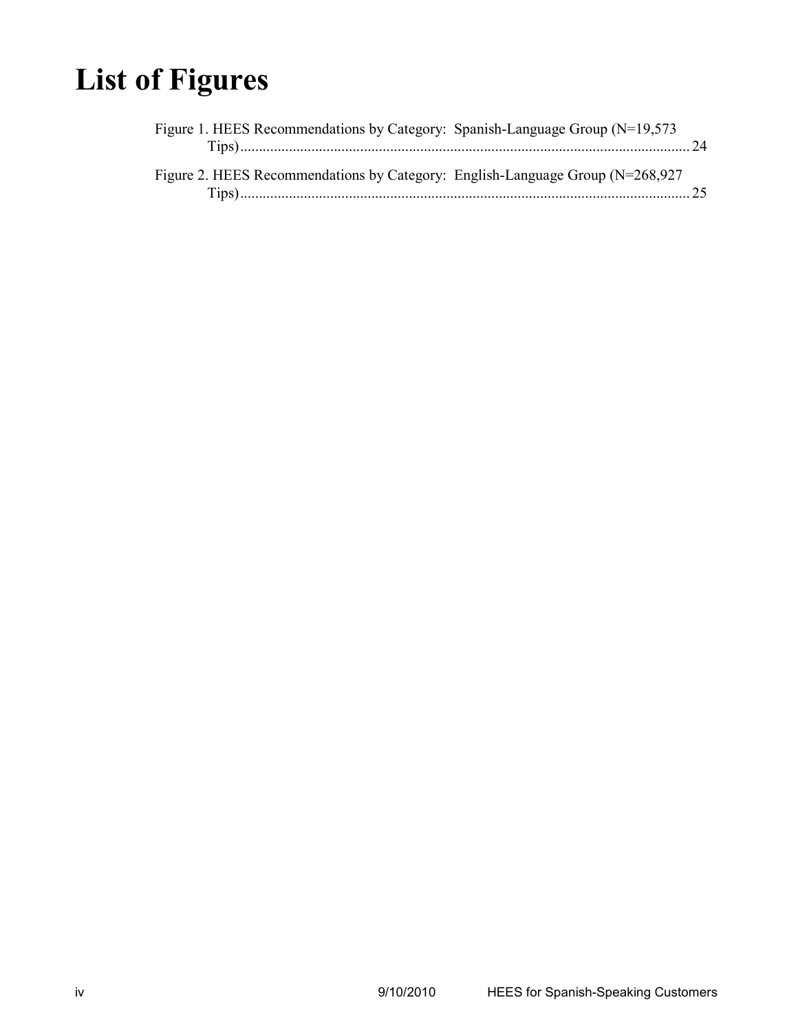# List of Figures

Figure 1. HEES Recommendations by Category: Spanish-Language Group (N=19,573 Tips)........................................................................................................................ 24

Figure 2. HEES Recommendations by Category: English-Language Group (N=268,927 Tips)........................................................................................................................ 25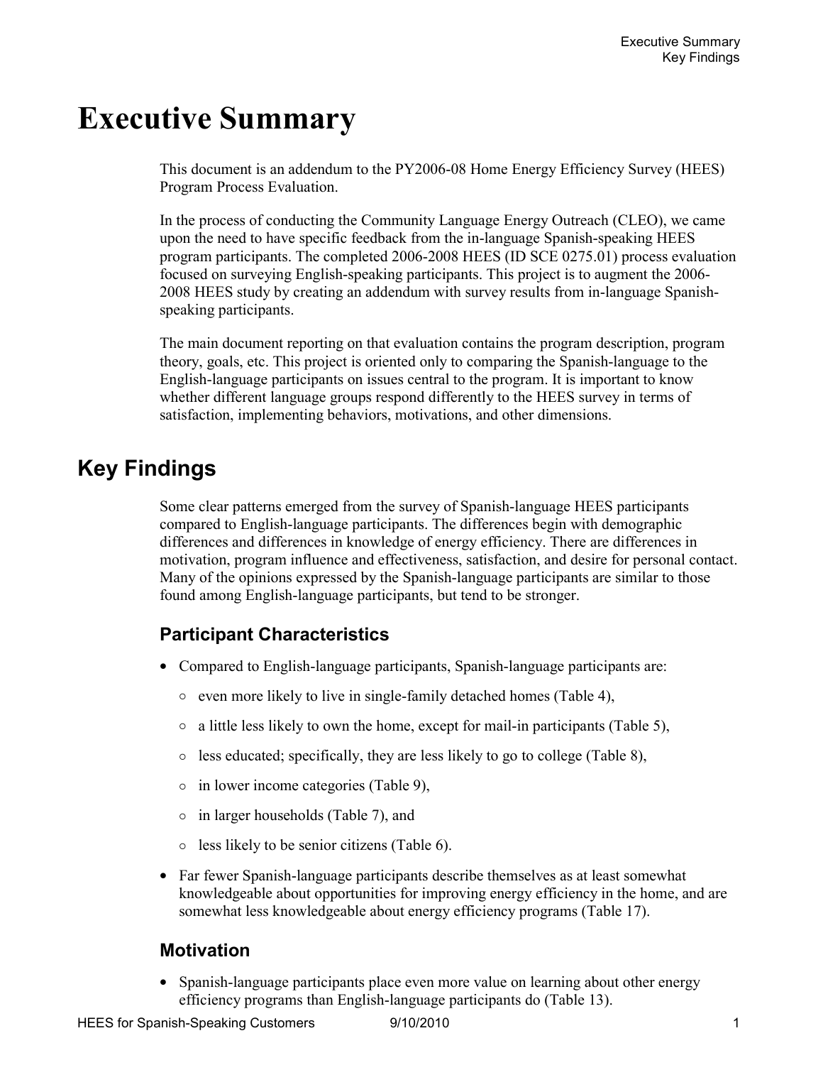# Executive Summary

This document is an addendum to the PY2006-08 Home Energy Efficiency Survey (HEES) Program Process Evaluation.

In the process of conducting the Community Language Energy Outreach (CLEO), we came upon the need to have specific feedback from the in-language Spanish-speaking HEES program participants. The completed 2006-2008 HEES (ID SCE 0275.01) process evaluation focused on surveying English-speaking participants. This project is to augment the 2006-2008 HEES study by creating an addendum with survey results from in-language Spanish-speaking participants.

The main document reporting on that evaluation contains the program description, program theory, goals, etc. This project is oriented only to comparing the Spanish-language to the English-language participants on issues central to the program. It is important to know whether different language groups respond differently to the HEES survey in terms of satisfaction, implementing behaviors, motivations, and other dimensions.

## Key Findings

Some clear patterns emerged from the survey of Spanish-language HEES participants compared to English-language participants. The differences begin with demographic differences and differences in knowledge of energy efficiency. There are differences in motivation, program influence and effectiveness, satisfaction, and desire for personal contact. Many of the opinions expressed by the Spanish-language participants are similar to those found among English-language participants, but tend to be stronger.

### Participant Characteristics

- Compared to English-language participants, Spanish-language participants are:
  - even more likely to live in single-family detached homes (Table 4),
  - a little less likely to own the home, except for mail-in participants (Table 5),
  - less educated; specifically, they are less likely to go to college (Table 8),
  - in lower income categories (Table 9),
  - in larger households (Table 7), and
  - less likely to be senior citizens (Table 6).
- Far fewer Spanish-language participants describe themselves as at least somewhat knowledgeable about opportunities for improving energy efficiency in the home, and are somewhat less knowledgeable about energy efficiency programs (Table 17).

### Motivation

- Spanish-language participants place even more value on learning about other energy efficiency programs than English-language participants do (Table 13).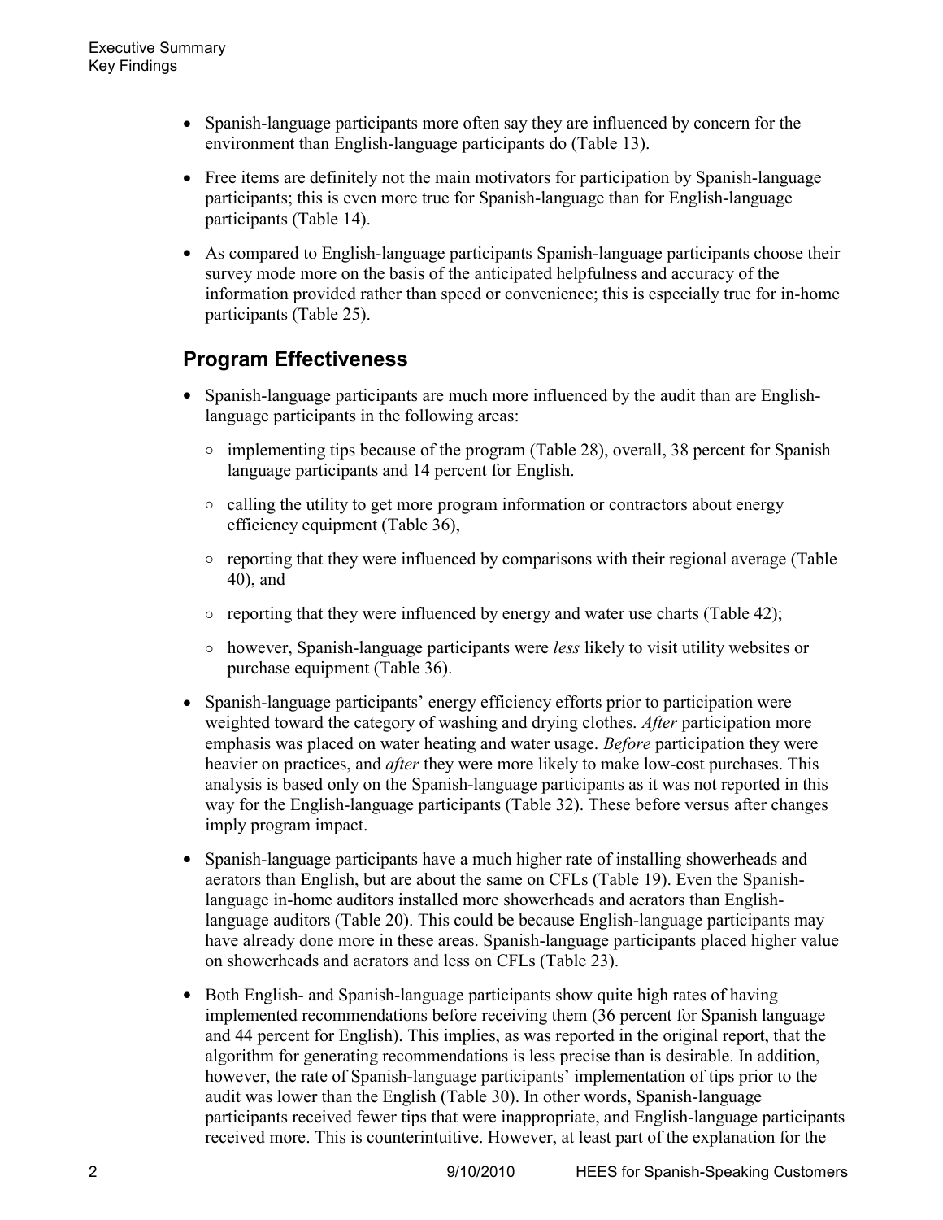- Spanish-language participants more often say they are influenced by concern for the environment than English-language participants do (Table 13).
- Free items are definitely not the main motivators for participation by Spanish-language participants; this is even more true for Spanish-language than for English-language participants (Table 14).
- As compared to English-language participants Spanish-language participants choose their survey mode more on the basis of the anticipated helpfulness and accuracy of the information provided rather than speed or convenience; this is especially true for in-home participants (Table 25).

## Program Effectiveness

- Spanish-language participants are much more influenced by the audit than are English-language participants in the following areas:
  - implementing tips because of the program (Table 28), overall, 38 percent for Spanish language participants and 14 percent for English.
  - calling the utility to get more program information or contractors about energy efficiency equipment (Table 36),
  - reporting that they were influenced by comparisons with their regional average (Table 40), and
  - reporting that they were influenced by energy and water use charts (Table 42);
  - however, Spanish-language participants were *less* likely to visit utility websites or purchase equipment (Table 36).
- Spanish-language participants' energy efficiency efforts prior to participation were weighted toward the category of washing and drying clothes. *After* participation more emphasis was placed on water heating and water usage. *Before* participation they were heavier on practices, and *after* they were more likely to make low-cost purchases. This analysis is based only on the Spanish-language participants as it was not reported in this way for the English-language participants (Table 32). These before versus after changes imply program impact.
- Spanish-language participants have a much higher rate of installing showerheads and aerators than English, but are about the same on CFLs (Table 19). Even the Spanish-language in-home auditors installed more showerheads and aerators than English-language auditors (Table 20). This could be because English-language participants may have already done more in these areas. Spanish-language participants placed higher value on showerheads and aerators and less on CFLs (Table 23).
- Both English- and Spanish-language participants show quite high rates of having implemented recommendations before receiving them (36 percent for Spanish language and 44 percent for English). This implies, as was reported in the original report, that the algorithm for generating recommendations is less precise than is desirable. In addition, however, the rate of Spanish-language participants' implementation of tips prior to the audit was lower than the English (Table 30). In other words, Spanish-language participants received fewer tips that were inappropriate, and English-language participants received more. This is counterintuitive. However, at least part of the explanation for the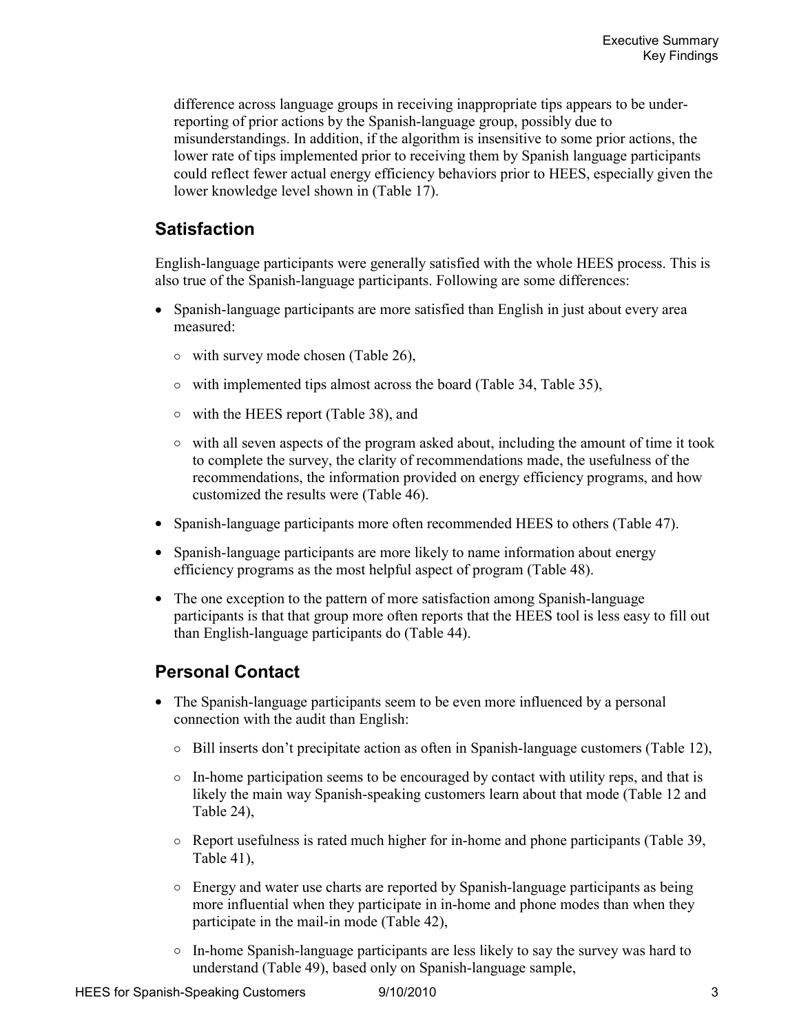difference across language groups in receiving inappropriate tips appears to be under-reporting of prior actions by the Spanish-language group, possibly due to misunderstandings. In addition, if the algorithm is insensitive to some prior actions, the lower rate of tips implemented prior to receiving them by Spanish language participants could reflect fewer actual energy efficiency behaviors prior to HEES, especially given the lower knowledge level shown in (Table 17).

## Satisfaction

English-language participants were generally satisfied with the whole HEES process. This is also true of the Spanish-language participants. Following are some differences:

- Spanish-language participants are more satisfied than English in just about every area measured:
  - with survey mode chosen (Table 26),
  - with implemented tips almost across the board (Table 34, Table 35),
  - with the HEES report (Table 38), and
  - with all seven aspects of the program asked about, including the amount of time it took to complete the survey, the clarity of recommendations made, the usefulness of the recommendations, the information provided on energy efficiency programs, and how customized the results were (Table 46).
- Spanish-language participants more often recommended HEES to others (Table 47).
- Spanish-language participants are more likely to name information about energy efficiency programs as the most helpful aspect of program (Table 48).
- The one exception to the pattern of more satisfaction among Spanish-language participants is that that group more often reports that the HEES tool is less easy to fill out than English-language participants do (Table 44).

## Personal Contact

- The Spanish-language participants seem to be even more influenced by a personal connection with the audit than English:
  - Bill inserts don't precipitate action as often in Spanish-language customers (Table 12),
  - In-home participation seems to be encouraged by contact with utility reps, and that is likely the main way Spanish-speaking customers learn about that mode (Table 12 and Table 24),
  - Report usefulness is rated much higher for in-home and phone participants (Table 39, Table 41),
  - Energy and water use charts are reported by Spanish-language participants as being more influential when they participate in in-home and phone modes than when they participate in the mail-in mode (Table 42),
  - In-home Spanish-language participants are less likely to say the survey was hard to understand (Table 49), based only on Spanish-language sample,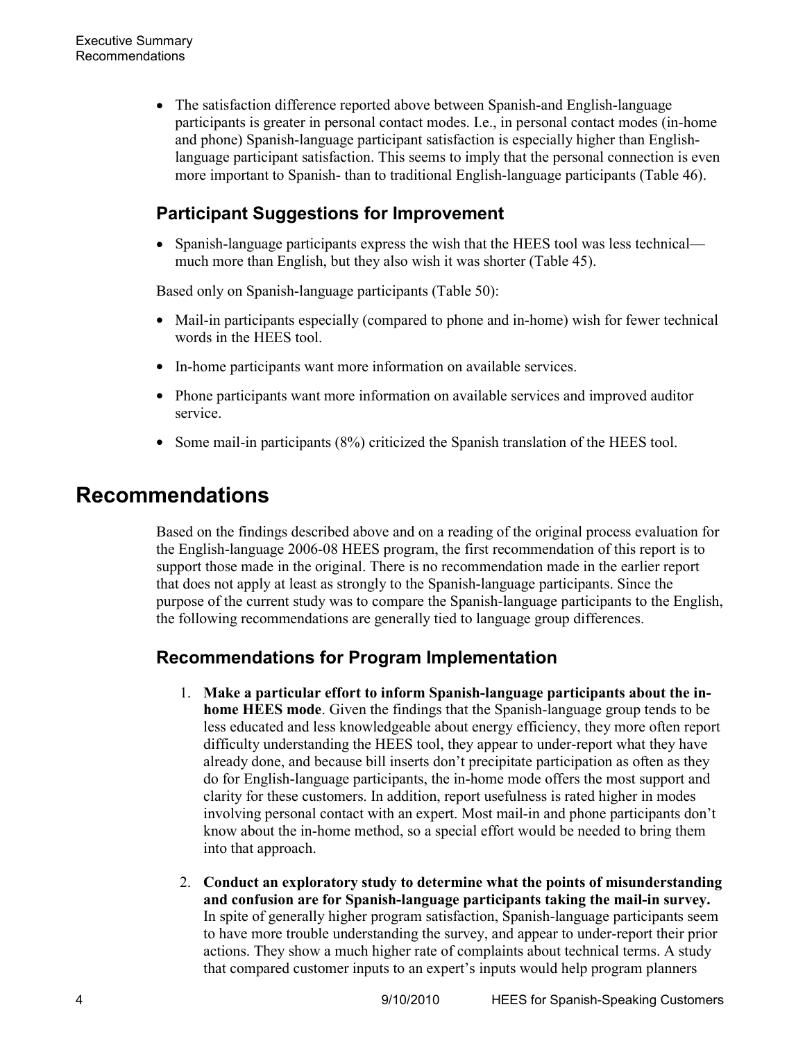- The satisfaction difference reported above between Spanish-and English-language participants is greater in personal contact modes. I.e., in personal contact modes (in-home and phone) Spanish-language participant satisfaction is especially higher than English-language participant satisfaction. This seems to imply that the personal connection is even more important to Spanish- than to traditional English-language participants (Table 46).

### Participant Suggestions for Improvement

- Spanish-language participants express the wish that the HEES tool was less technical—much more than English, but they also wish it was shorter (Table 45).

Based only on Spanish-language participants (Table 50):

- Mail-in participants especially (compared to phone and in-home) wish for fewer technical words in the HEES tool.
- In-home participants want more information on available services.
- Phone participants want more information on available services and improved auditor service.
- Some mail-in participants (8%) criticized the Spanish translation of the HEES tool.

## Recommendations

Based on the findings described above and on a reading of the original process evaluation for the English-language 2006-08 HEES program, the first recommendation of this report is to support those made in the original. There is no recommendation made in the earlier report that does not apply at least as strongly to the Spanish-language participants. Since the purpose of the current study was to compare the Spanish-language participants to the English, the following recommendations are generally tied to language group differences.

### Recommendations for Program Implementation

1. **Make a particular effort to inform Spanish-language participants about the in-home HEES mode**. Given the findings that the Spanish-language group tends to be less educated and less knowledgeable about energy efficiency, they more often report difficulty understanding the HEES tool, they appear to under-report what they have already done, and because bill inserts don't precipitate participation as often as they do for English-language participants, the in-home mode offers the most support and clarity for these customers. In addition, report usefulness is rated higher in modes involving personal contact with an expert. Most mail-in and phone participants don't know about the in-home method, so a special effort would be needed to bring them into that approach.
2. **Conduct an exploratory study to determine what the points of misunderstanding and confusion are for Spanish-language participants taking the mail-in survey.** In spite of generally higher program satisfaction, Spanish-language participants seem to have more trouble understanding the survey, and appear to under-report their prior actions. They show a much higher rate of complaints about technical terms. A study that compared customer inputs to an expert's inputs would help program planners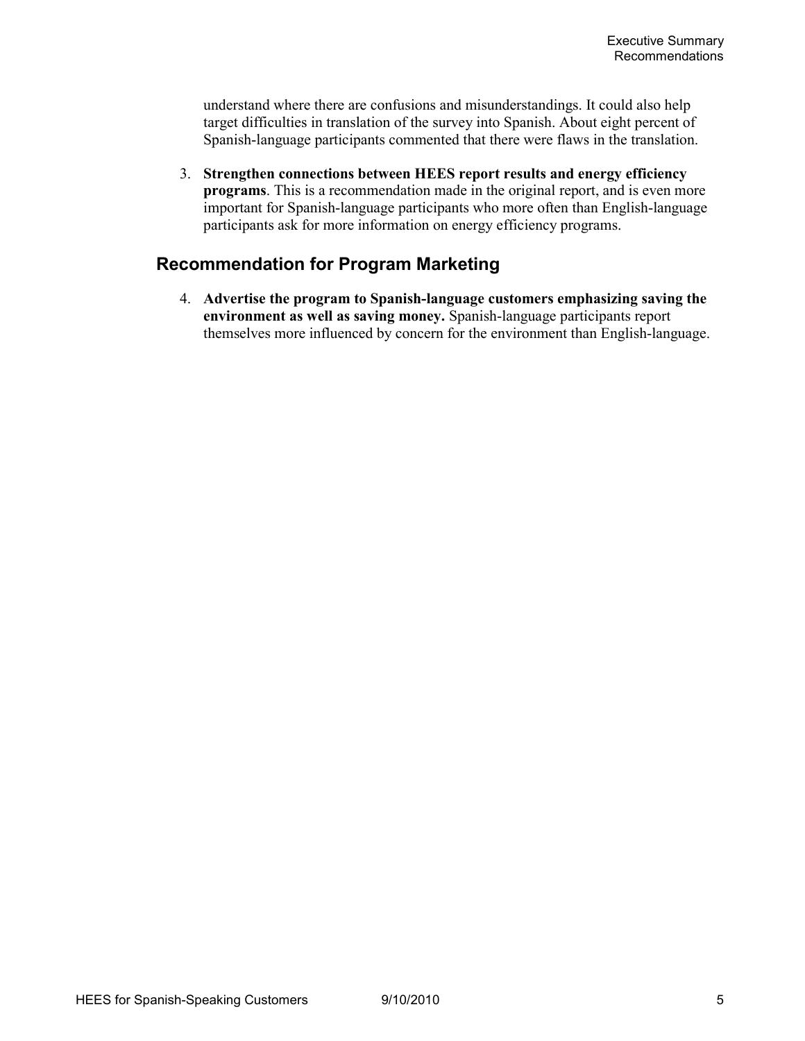understand where there are confusions and misunderstandings. It could also help target difficulties in translation of the survey into Spanish. About eight percent of Spanish-language participants commented that there were flaws in the translation.

3. **Strengthen connections between HEES report results and energy efficiency programs**. This is a recommendation made in the original report, and is even more important for Spanish-language participants who more often than English-language participants ask for more information on energy efficiency programs.

## Recommendation for Program Marketing

4. **Advertise the program to Spanish-language customers emphasizing saving the environment as well as saving money.** Spanish-language participants report themselves more influenced by concern for the environment than English-language.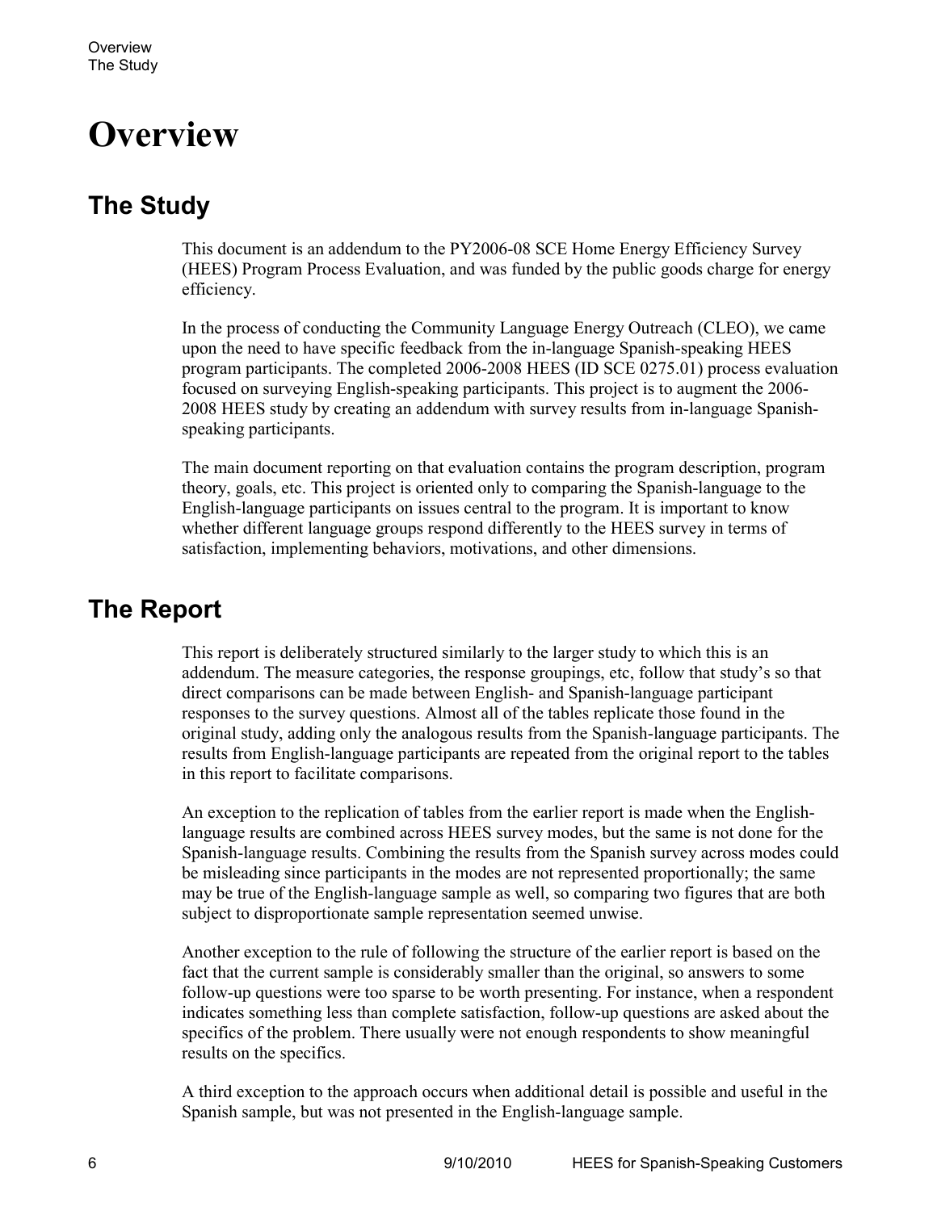# Overview

## The Study

This document is an addendum to the PY2006-08 SCE Home Energy Efficiency Survey (HEES) Program Process Evaluation, and was funded by the public goods charge for energy efficiency.

In the process of conducting the Community Language Energy Outreach (CLEO), we came upon the need to have specific feedback from the in-language Spanish-speaking HEES program participants. The completed 2006-2008 HEES (ID SCE 0275.01) process evaluation focused on surveying English-speaking participants. This project is to augment the 2006-2008 HEES study by creating an addendum with survey results from in-language Spanish-speaking participants.

The main document reporting on that evaluation contains the program description, program theory, goals, etc. This project is oriented only to comparing the Spanish-language to the English-language participants on issues central to the program. It is important to know whether different language groups respond differently to the HEES survey in terms of satisfaction, implementing behaviors, motivations, and other dimensions.

## The Report

This report is deliberately structured similarly to the larger study to which this is an addendum. The measure categories, the response groupings, etc, follow that study's so that direct comparisons can be made between English- and Spanish-language participant responses to the survey questions. Almost all of the tables replicate those found in the original study, adding only the analogous results from the Spanish-language participants. The results from English-language participants are repeated from the original report to the tables in this report to facilitate comparisons.

An exception to the replication of tables from the earlier report is made when the English-language results are combined across HEES survey modes, but the same is not done for the Spanish-language results. Combining the results from the Spanish survey across modes could be misleading since participants in the modes are not represented proportionally; the same may be true of the English-language sample as well, so comparing two figures that are both subject to disproportionate sample representation seemed unwise.

Another exception to the rule of following the structure of the earlier report is based on the fact that the current sample is considerably smaller than the original, so answers to some follow-up questions were too sparse to be worth presenting. For instance, when a respondent indicates something less than complete satisfaction, follow-up questions are asked about the specifics of the problem. There usually were not enough respondents to show meaningful results on the specifics.

A third exception to the approach occurs when additional detail is possible and useful in the Spanish sample, but was not presented in the English-language sample.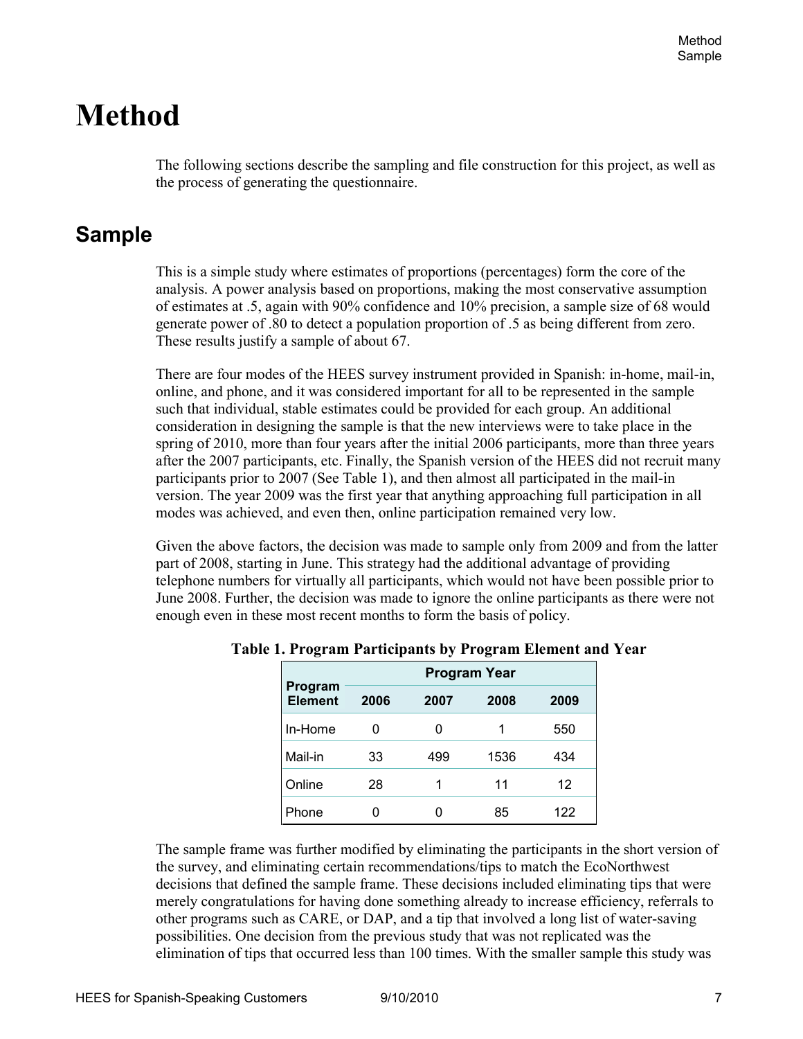# Method

The following sections describe the sampling and file construction for this project, as well as the process of generating the questionnaire.

## Sample

This is a simple study where estimates of proportions (percentages) form the core of the analysis. A power analysis based on proportions, making the most conservative assumption of estimates at .5, again with 90% confidence and 10% precision, a sample size of 68 would generate power of .80 to detect a population proportion of .5 as being different from zero. These results justify a sample of about 67.

There are four modes of the HEES survey instrument provided in Spanish: in-home, mail-in, online, and phone, and it was considered important for all to be represented in the sample such that individual, stable estimates could be provided for each group. An additional consideration in designing the sample is that the new interviews were to take place in the spring of 2010, more than four years after the initial 2006 participants, more than three years after the 2007 participants, etc. Finally, the Spanish version of the HEES did not recruit many participants prior to 2007 (See Table 1), and then almost all participated in the mail-in version. The year 2009 was the first year that anything approaching full participation in all modes was achieved, and even then, online participation remained very low.

Given the above factors, the decision was made to sample only from 2009 and from the latter part of 2008, starting in June. This strategy had the additional advantage of providing telephone numbers for virtually all participants, which would not have been possible prior to June 2008. Further, the decision was made to ignore the online participants as there were not enough even in these most recent months to form the basis of policy.

**Table 1. Program Participants by Program Element and Year**

| Program Element | Program Year | | | |
|---|---|---|---|---|
| | 2006 | 2007 | 2008 | 2009 |
| In-Home | 0 | 0 | 1 | 550 |
| Mail-in | 33 | 499 | 1536 | 434 |
| Online | 28 | 1 | 11 | 12 |
| Phone | 0 | 0 | 85 | 122 |

The sample frame was further modified by eliminating the participants in the short version of the survey, and eliminating certain recommendations/tips to match the EcoNorthwest decisions that defined the sample frame. These decisions included eliminating tips that were merely congratulations for having done something already to increase efficiency, referrals to other programs such as CARE, or DAP, and a tip that involved a long list of water-saving possibilities. One decision from the previous study that was not replicated was the elimination of tips that occurred less than 100 times. With the smaller sample this study was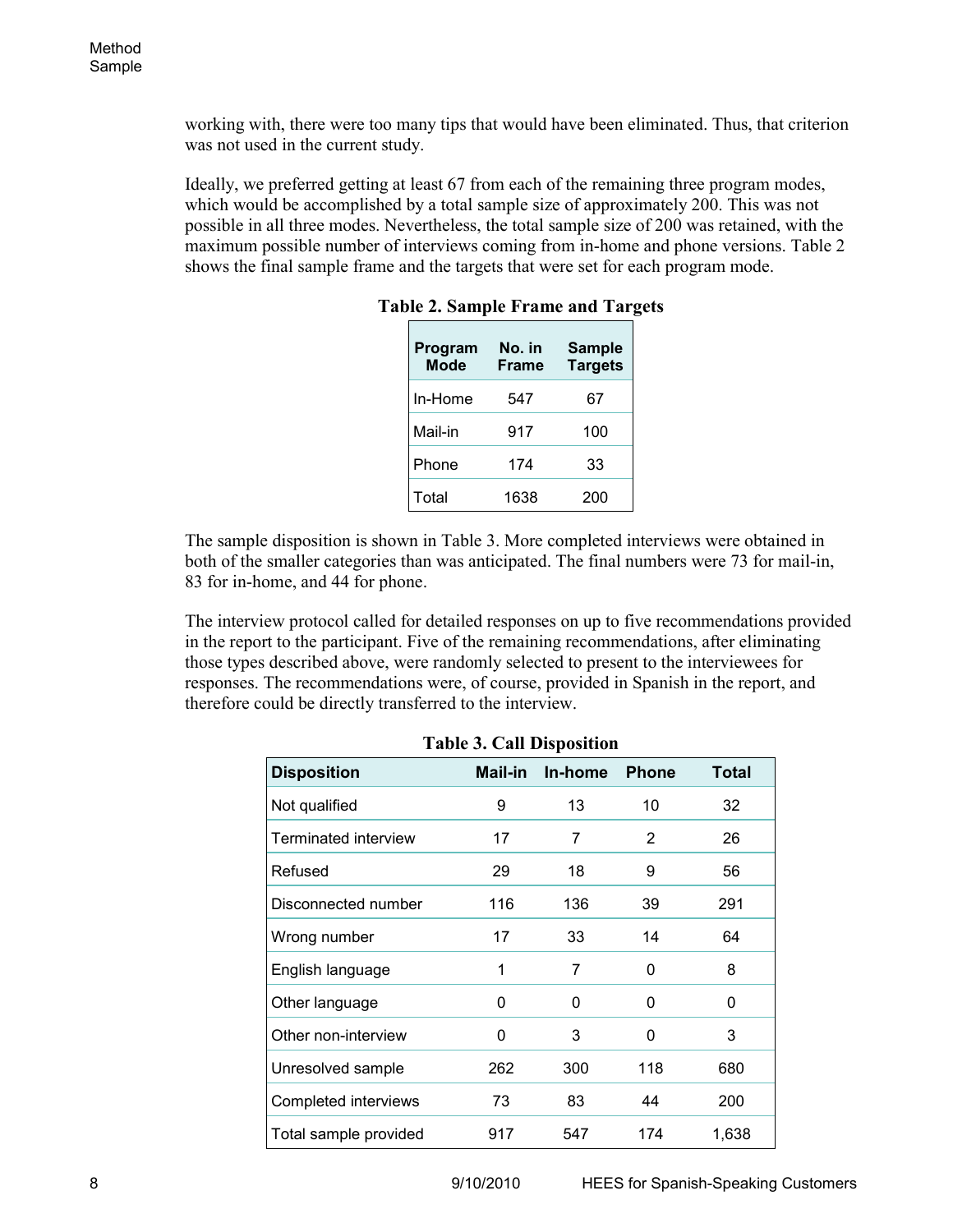working with, there were too many tips that would have been eliminated. Thus, that criterion was not used in the current study.

Ideally, we preferred getting at least 67 from each of the remaining three program modes, which would be accomplished by a total sample size of approximately 200. This was not possible in all three modes. Nevertheless, the total sample size of 200 was retained, with the maximum possible number of interviews coming from in-home and phone versions. Table 2 shows the final sample frame and the targets that were set for each program mode.

**Table 2. Sample Frame and Targets**

| Program Mode | No. in Frame | Sample Targets |
|---|---|---|
| In-Home | 547 | 67 |
| Mail-in | 917 | 100 |
| Phone | 174 | 33 |
| Total | 1638 | 200 |

The sample disposition is shown in Table 3. More completed interviews were obtained in both of the smaller categories than was anticipated. The final numbers were 73 for mail-in, 83 for in-home, and 44 for phone.

The interview protocol called for detailed responses on up to five recommendations provided in the report to the participant. Five of the remaining recommendations, after eliminating those types described above, were randomly selected to present to the interviewees for responses. The recommendations were, of course, provided in Spanish in the report, and therefore could be directly transferred to the interview.

**Table 3. Call Disposition**

| Disposition | Mail-in | In-home | Phone | Total |
|---|---|---|---|---|
| Not qualified | 9 | 13 | 10 | 32 |
| Terminated interview | 17 | 7 | 2 | 26 |
| Refused | 29 | 18 | 9 | 56 |
| Disconnected number | 116 | 136 | 39 | 291 |
| Wrong number | 17 | 33 | 14 | 64 |
| English language | 1 | 7 | 0 | 8 |
| Other language | 0 | 0 | 0 | 0 |
| Other non-interview | 0 | 3 | 0 | 3 |
| Unresolved sample | 262 | 300 | 118 | 680 |
| Completed interviews | 73 | 83 | 44 | 200 |
| Total sample provided | 917 | 547 | 174 | 1,638 |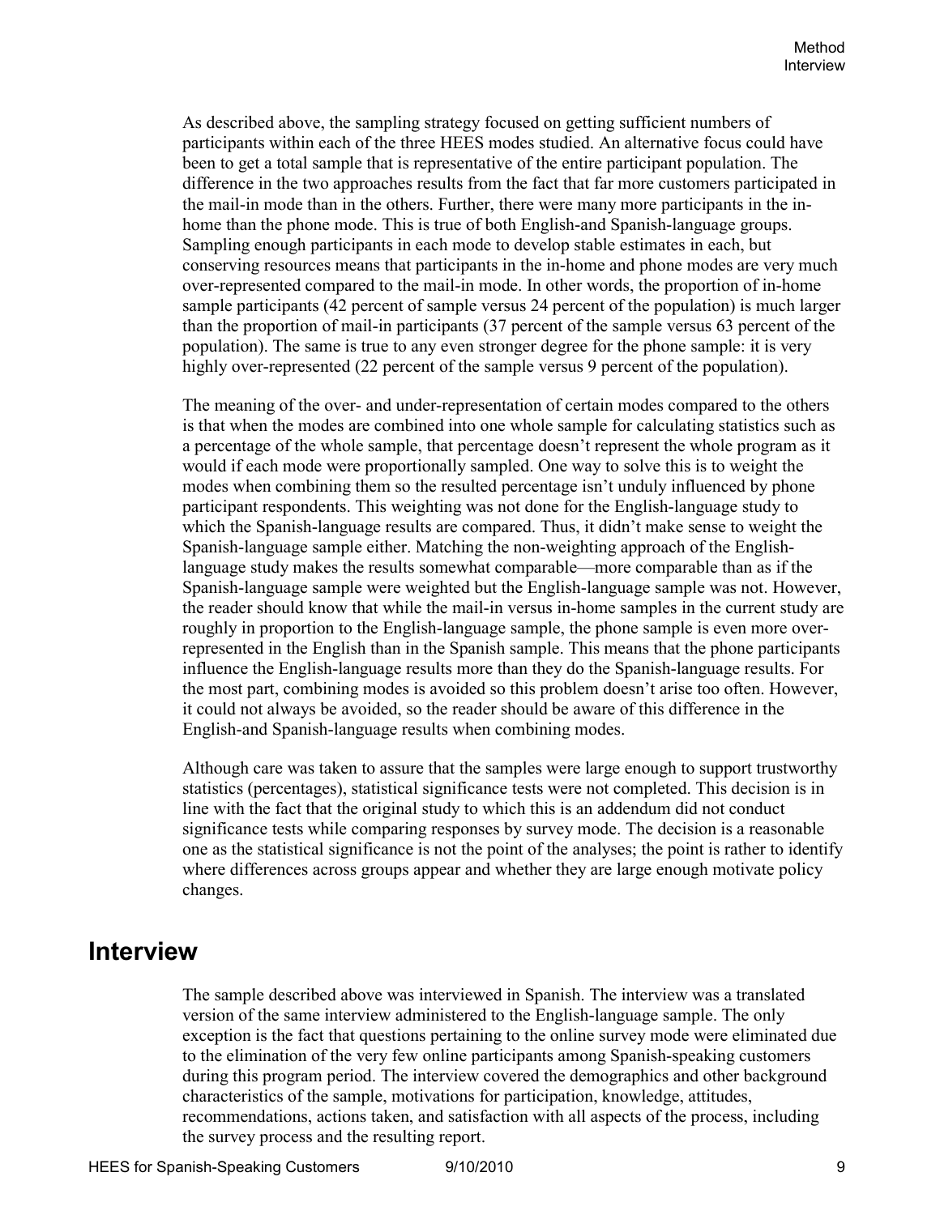As described above, the sampling strategy focused on getting sufficient numbers of participants within each of the three HEES modes studied. An alternative focus could have been to get a total sample that is representative of the entire participant population. The difference in the two approaches results from the fact that far more customers participated in the mail-in mode than in the others. Further, there were many more participants in the in-home than the phone mode. This is true of both English-and Spanish-language groups. Sampling enough participants in each mode to develop stable estimates in each, but conserving resources means that participants in the in-home and phone modes are very much over-represented compared to the mail-in mode. In other words, the proportion of in-home sample participants (42 percent of sample versus 24 percent of the population) is much larger than the proportion of mail-in participants (37 percent of the sample versus 63 percent of the population). The same is true to any even stronger degree for the phone sample: it is very highly over-represented (22 percent of the sample versus 9 percent of the population).

The meaning of the over- and under-representation of certain modes compared to the others is that when the modes are combined into one whole sample for calculating statistics such as a percentage of the whole sample, that percentage doesn't represent the whole program as it would if each mode were proportionally sampled. One way to solve this is to weight the modes when combining them so the resulted percentage isn't unduly influenced by phone participant respondents. This weighting was not done for the English-language study to which the Spanish-language results are compared. Thus, it didn't make sense to weight the Spanish-language sample either. Matching the non-weighting approach of the English-language study makes the results somewhat comparable—more comparable than as if the Spanish-language sample were weighted but the English-language sample was not. However, the reader should know that while the mail-in versus in-home samples in the current study are roughly in proportion to the English-language sample, the phone sample is even more over-represented in the English than in the Spanish sample. This means that the phone participants influence the English-language results more than they do the Spanish-language results. For the most part, combining modes is avoided so this problem doesn't arise too often. However, it could not always be avoided, so the reader should be aware of this difference in the English-and Spanish-language results when combining modes.

Although care was taken to assure that the samples were large enough to support trustworthy statistics (percentages), statistical significance tests were not completed. This decision is in line with the fact that the original study to which this is an addendum did not conduct significance tests while comparing responses by survey mode. The decision is a reasonable one as the statistical significance is not the point of the analyses; the point is rather to identify where differences across groups appear and whether they are large enough motivate policy changes.

## Interview

The sample described above was interviewed in Spanish. The interview was a translated version of the same interview administered to the English-language sample. The only exception is the fact that questions pertaining to the online survey mode were eliminated due to the elimination of the very few online participants among Spanish-speaking customers during this program period. The interview covered the demographics and other background characteristics of the sample, motivations for participation, knowledge, attitudes, recommendations, actions taken, and satisfaction with all aspects of the process, including the survey process and the resulting report.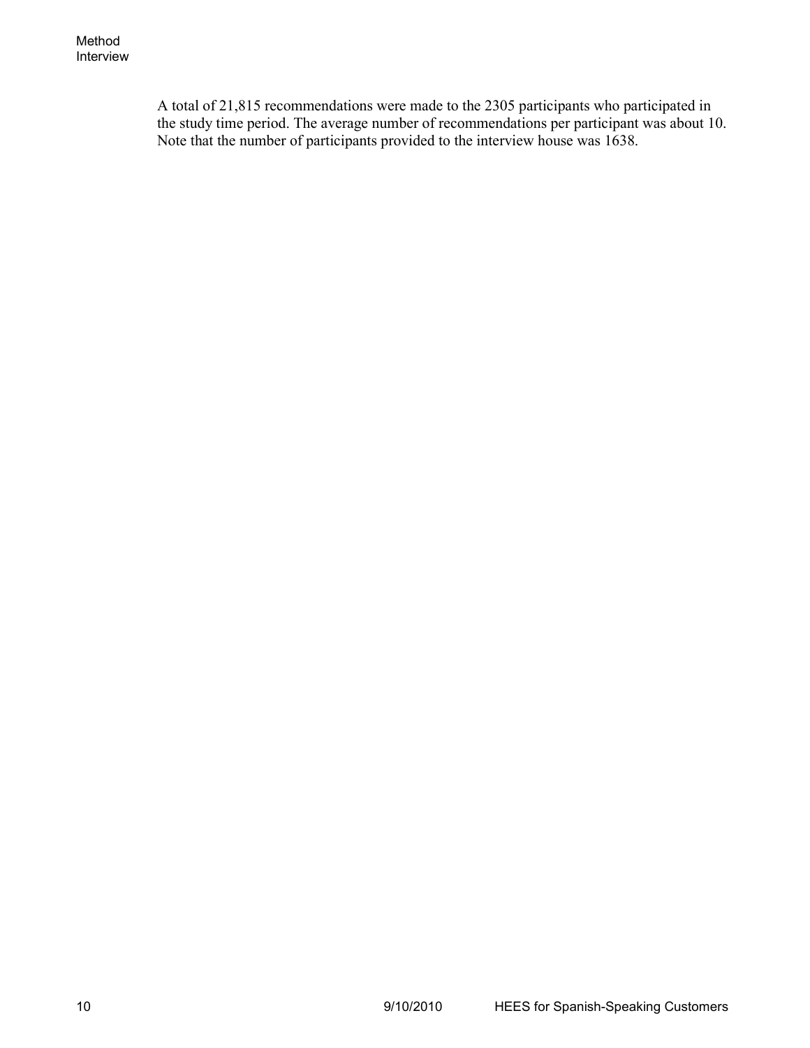A total of 21,815 recommendations were made to the 2305 participants who participated in the study time period. The average number of recommendations per participant was about 10. Note that the number of participants provided to the interview house was 1638.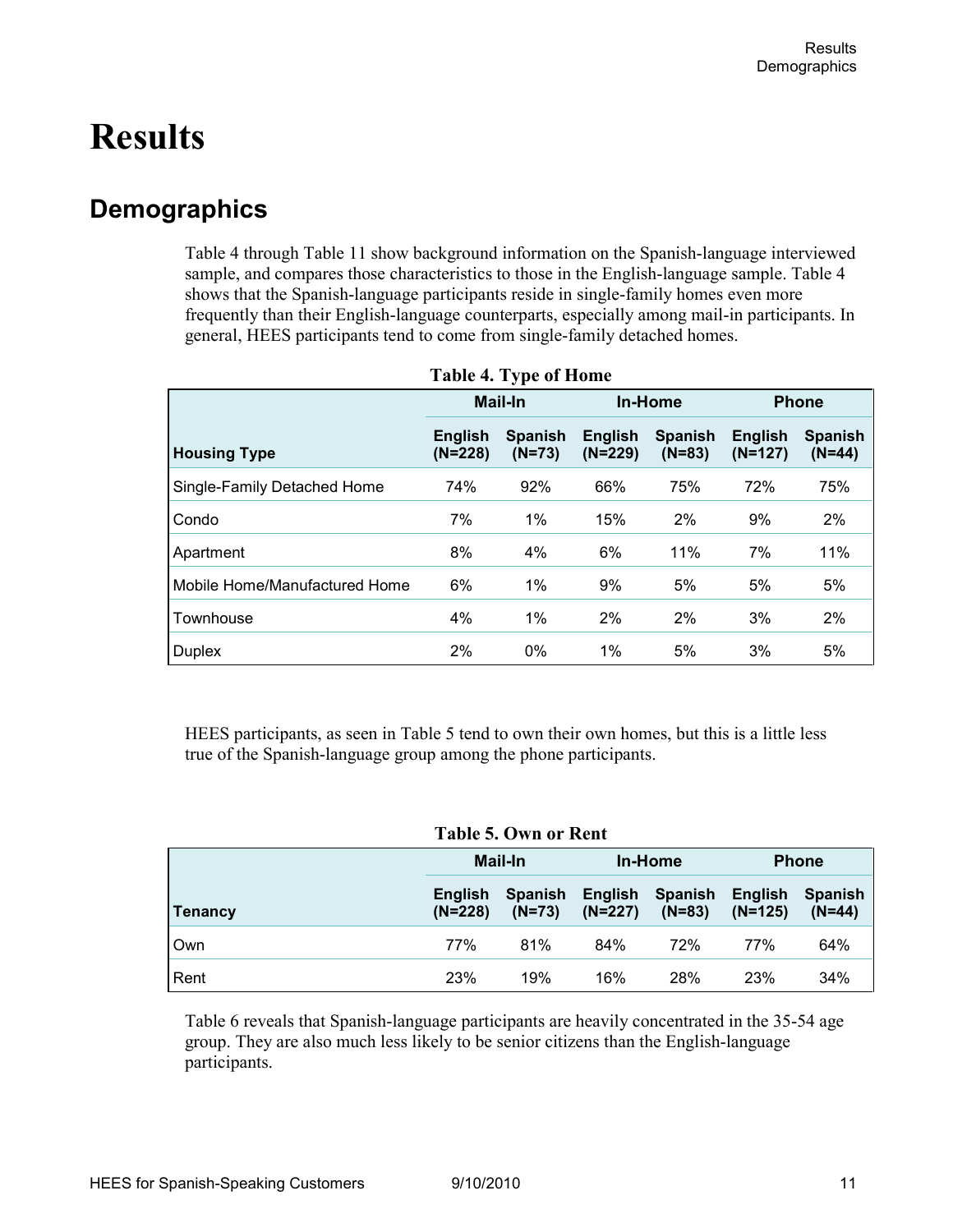# Results

## Demographics

Table 4 through Table 11 show background information on the Spanish-language interviewed sample, and compares those characteristics to those in the English-language sample. Table 4 shows that the Spanish-language participants reside in single-family homes even more frequently than their English-language counterparts, especially among mail-in participants. In general, HEES participants tend to come from single-family detached homes.

**Table 4. Type of Home**

| | Mail-In | | In-Home | | Phone | |
|---|---|---|---|---|---|---|
| **Housing Type** | **English (N=228)** | **Spanish (N=73)** | **English (N=229)** | **Spanish (N=83)** | **English (N=127)** | **Spanish (N=44)** |
| Single-Family Detached Home | 74% | 92% | 66% | 75% | 72% | 75% |
| Condo | 7% | 1% | 15% | 2% | 9% | 2% |
| Apartment | 8% | 4% | 6% | 11% | 7% | 11% |
| Mobile Home/Manufactured Home | 6% | 1% | 9% | 5% | 5% | 5% |
| Townhouse | 4% | 1% | 2% | 2% | 3% | 2% |
| Duplex | 2% | 0% | 1% | 5% | 3% | 5% |

HEES participants, as seen in Table 5 tend to own their own homes, but this is a little less true of the Spanish-language group among the phone participants.

**Table 5. Own or Rent**

| | Mail-In | | In-Home | | Phone | |
|---|---|---|---|---|---|---|
| **Tenancy** | **English (N=228)** | **Spanish (N=73)** | **English (N=227)** | **Spanish (N=83)** | **English (N=125)** | **Spanish (N=44)** |
| Own | 77% | 81% | 84% | 72% | 77% | 64% |
| Rent | 23% | 19% | 16% | 28% | 23% | 34% |

Table 6 reveals that Spanish-language participants are heavily concentrated in the 35-54 age group. They are also much less likely to be senior citizens than the English-language participants.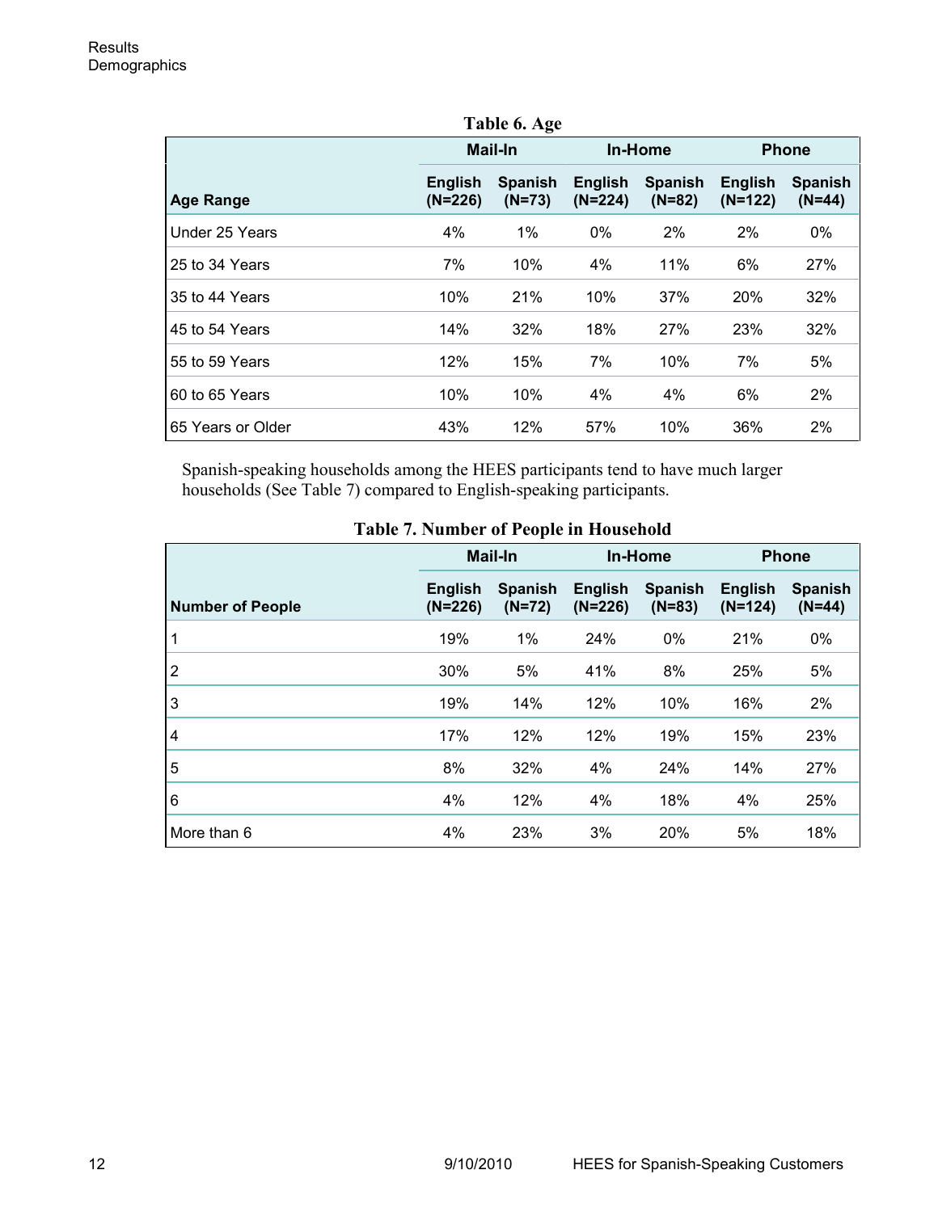**Table 6. Age**

| Age Range | Mail-In | | In-Home | | Phone | |
|---|---|---|---|---|---|---|
| | English (N=226) | Spanish (N=73) | English (N=224) | Spanish (N=82) | English (N=122) | Spanish (N=44) |
| Under 25 Years | 4% | 1% | 0% | 2% | 2% | 0% |
| 25 to 34 Years | 7% | 10% | 4% | 11% | 6% | 27% |
| 35 to 44 Years | 10% | 21% | 10% | 37% | 20% | 32% |
| 45 to 54 Years | 14% | 32% | 18% | 27% | 23% | 32% |
| 55 to 59 Years | 12% | 15% | 7% | 10% | 7% | 5% |
| 60 to 65 Years | 10% | 10% | 4% | 4% | 6% | 2% |
| 65 Years or Older | 43% | 12% | 57% | 10% | 36% | 2% |

Spanish-speaking households among the HEES participants tend to have much larger households (See Table 7) compared to English-speaking participants.

**Table 7. Number of People in Household**

| Number of People | Mail-In | | In-Home | | Phone | |
|---|---|---|---|---|---|---|
| | English (N=226) | Spanish (N=72) | English (N=226) | Spanish (N=83) | English (N=124) | Spanish (N=44) |
| 1 | 19% | 1% | 24% | 0% | 21% | 0% |
| 2 | 30% | 5% | 41% | 8% | 25% | 5% |
| 3 | 19% | 14% | 12% | 10% | 16% | 2% |
| 4 | 17% | 12% | 12% | 19% | 15% | 23% |
| 5 | 8% | 32% | 4% | 24% | 14% | 27% |
| 6 | 4% | 12% | 4% | 18% | 4% | 25% |
| More than 6 | 4% | 23% | 3% | 20% | 5% | 18% |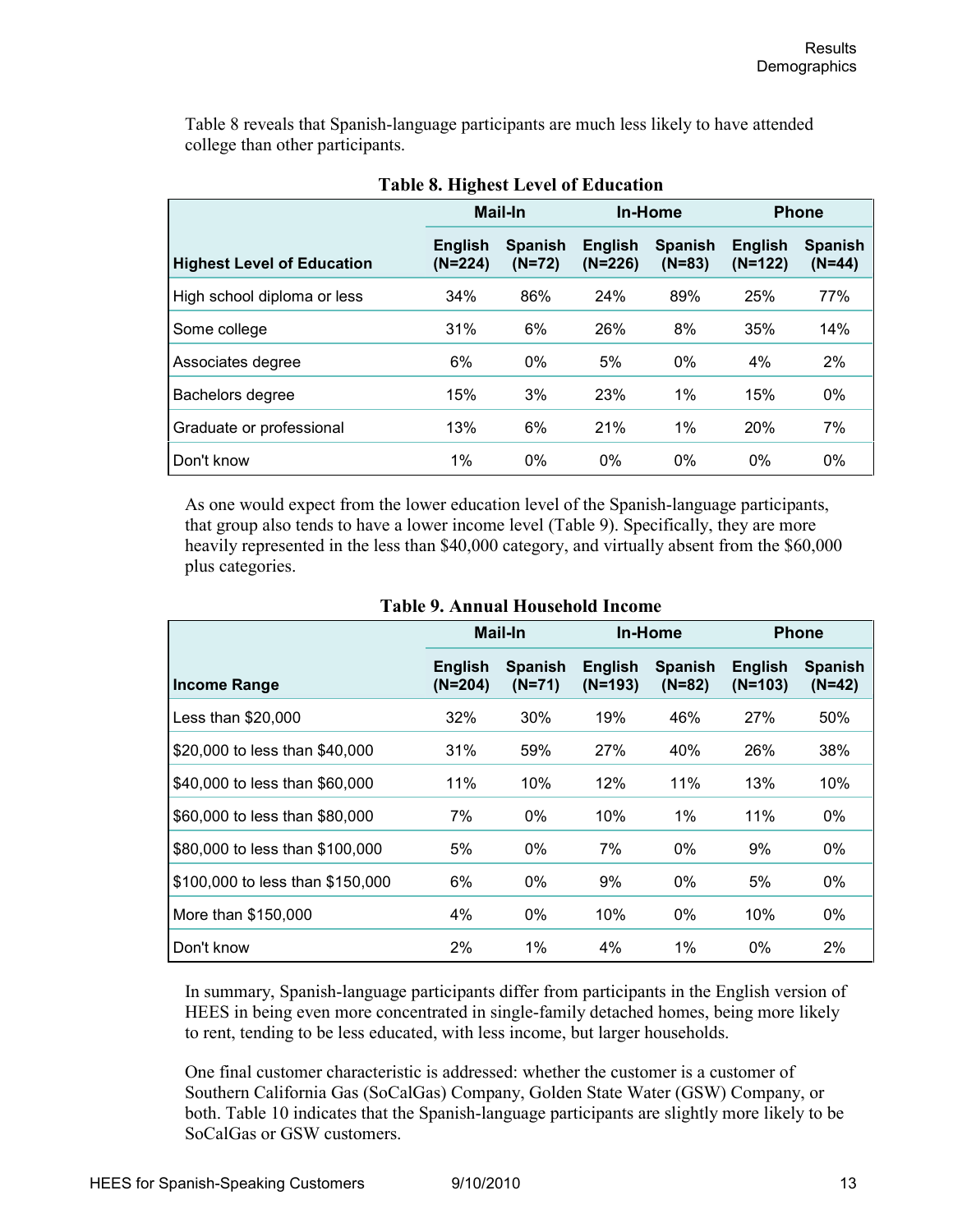Table 8 reveals that Spanish-language participants are much less likely to have attended college than other participants.

**Table 8. Highest Level of Education**

| Highest Level of Education | Mail-In | | In-Home | | Phone | |
|---|---|---|---|---|---|---|
| | English (N=224) | Spanish (N=72) | English (N=226) | Spanish (N=83) | English (N=122) | Spanish (N=44) |
| High school diploma or less | 34% | 86% | 24% | 89% | 25% | 77% |
| Some college | 31% | 6% | 26% | 8% | 35% | 14% |
| Associates degree | 6% | 0% | 5% | 0% | 4% | 2% |
| Bachelors degree | 15% | 3% | 23% | 1% | 15% | 0% |
| Graduate or professional | 13% | 6% | 21% | 1% | 20% | 7% |
| Don't know | 1% | 0% | 0% | 0% | 0% | 0% |

As one would expect from the lower education level of the Spanish-language participants, that group also tends to have a lower income level (Table 9). Specifically, they are more heavily represented in the less than $40,000 category, and virtually absent from the $60,000 plus categories.

**Table 9. Annual Household Income**

| Income Range | Mail-In | | In-Home | | Phone | |
|---|---|---|---|---|---|---|
| | English (N=204) | Spanish (N=71) | English (N=193) | Spanish (N=82) | English (N=103) | Spanish (N=42) |
| Less than $20,000 | 32% | 30% | 19% | 46% | 27% | 50% |
| $20,000 to less than $40,000 | 31% | 59% | 27% | 40% | 26% | 38% |
| $40,000 to less than $60,000 | 11% | 10% | 12% | 11% | 13% | 10% |
| $60,000 to less than $80,000 | 7% | 0% | 10% | 1% | 11% | 0% |
| $80,000 to less than $100,000 | 5% | 0% | 7% | 0% | 9% | 0% |
| $100,000 to less than $150,000 | 6% | 0% | 9% | 0% | 5% | 0% |
| More than $150,000 | 4% | 0% | 10% | 0% | 10% | 0% |
| Don't know | 2% | 1% | 4% | 1% | 0% | 2% |

In summary, Spanish-language participants differ from participants in the English version of HEES in being even more concentrated in single-family detached homes, being more likely to rent, tending to be less educated, with less income, but larger households.

One final customer characteristic is addressed: whether the customer is a customer of Southern California Gas (SoCalGas) Company, Golden State Water (GSW) Company, or both. Table 10 indicates that the Spanish-language participants are slightly more likely to be SoCalGas or GSW customers.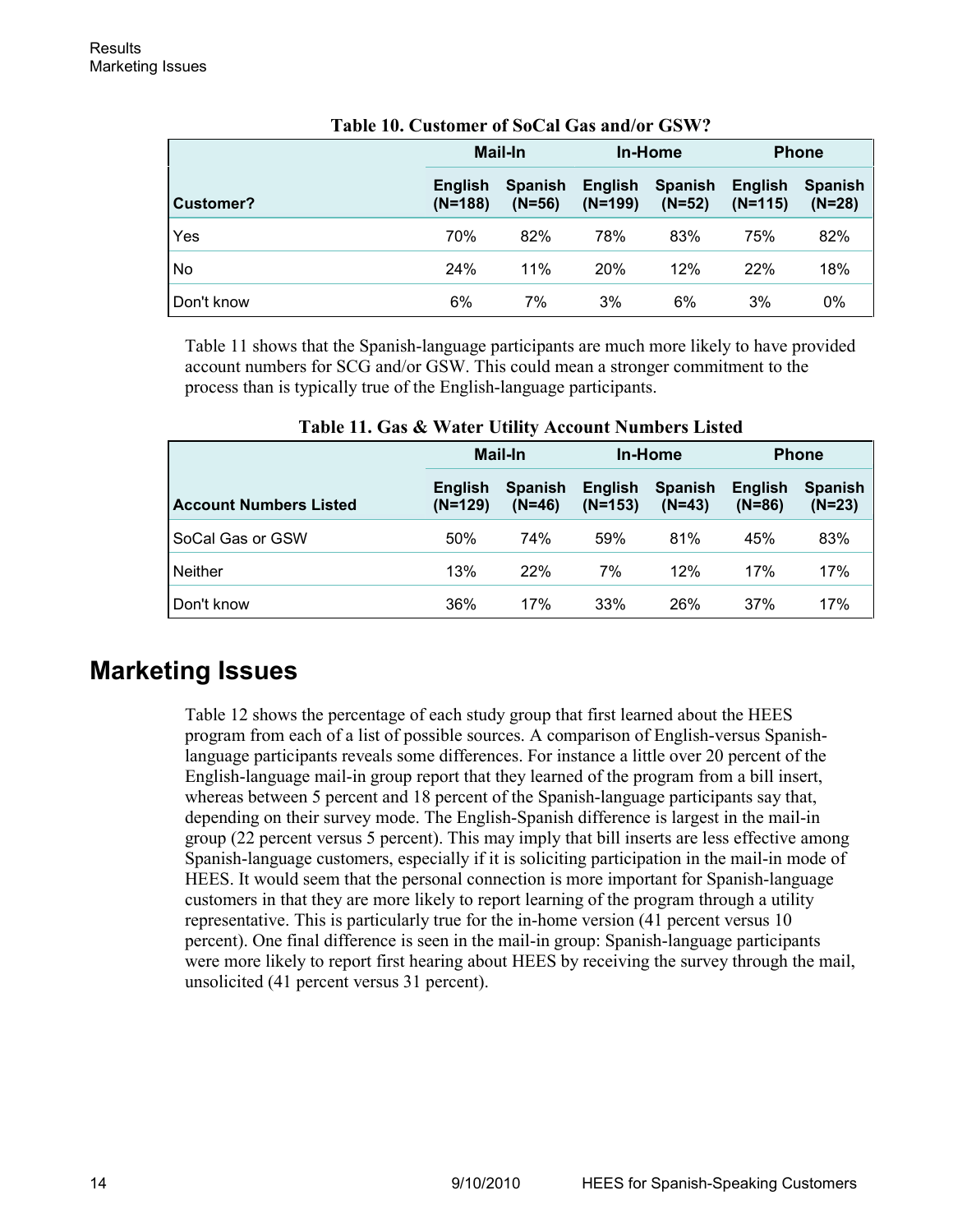**Table 10. Customer of SoCal Gas and/or GSW?**

| | Mail-In | | In-Home | | Phone | |
|---|---|---|---|---|---|---|
| **Customer?** | **English (N=188)** | **Spanish (N=56)** | **English (N=199)** | **Spanish (N=52)** | **English (N=115)** | **Spanish (N=28)** |
| Yes | 70% | 82% | 78% | 83% | 75% | 82% |
| No | 24% | 11% | 20% | 12% | 22% | 18% |
| Don't know | 6% | 7% | 3% | 6% | 3% | 0% |

Table 11 shows that the Spanish-language participants are much more likely to have provided account numbers for SCG and/or GSW. This could mean a stronger commitment to the process than is typically true of the English-language participants.

**Table 11. Gas & Water Utility Account Numbers Listed**

| | Mail-In | | In-Home | | Phone | |
|---|---|---|---|---|---|---|
| **Account Numbers Listed** | **English (N=129)** | **Spanish (N=46)** | **English (N=153)** | **Spanish (N=43)** | **English (N=86)** | **Spanish (N=23)** |
| SoCal Gas or GSW | 50% | 74% | 59% | 81% | 45% | 83% |
| Neither | 13% | 22% | 7% | 12% | 17% | 17% |
| Don't know | 36% | 17% | 33% | 26% | 37% | 17% |

# Marketing Issues

Table 12 shows the percentage of each study group that first learned about the HEES program from each of a list of possible sources. A comparison of English-versus Spanish-language participants reveals some differences. For instance a little over 20 percent of the English-language mail-in group report that they learned of the program from a bill insert, whereas between 5 percent and 18 percent of the Spanish-language participants say that, depending on their survey mode. The English-Spanish difference is largest in the mail-in group (22 percent versus 5 percent). This may imply that bill inserts are less effective among Spanish-language customers, especially if it is soliciting participation in the mail-in mode of HEES. It would seem that the personal connection is more important for Spanish-language customers in that they are more likely to report learning of the program through a utility representative. This is particularly true for the in-home version (41 percent versus 10 percent). One final difference is seen in the mail-in group: Spanish-language participants were more likely to report first hearing about HEES by receiving the survey through the mail, unsolicited (41 percent versus 31 percent).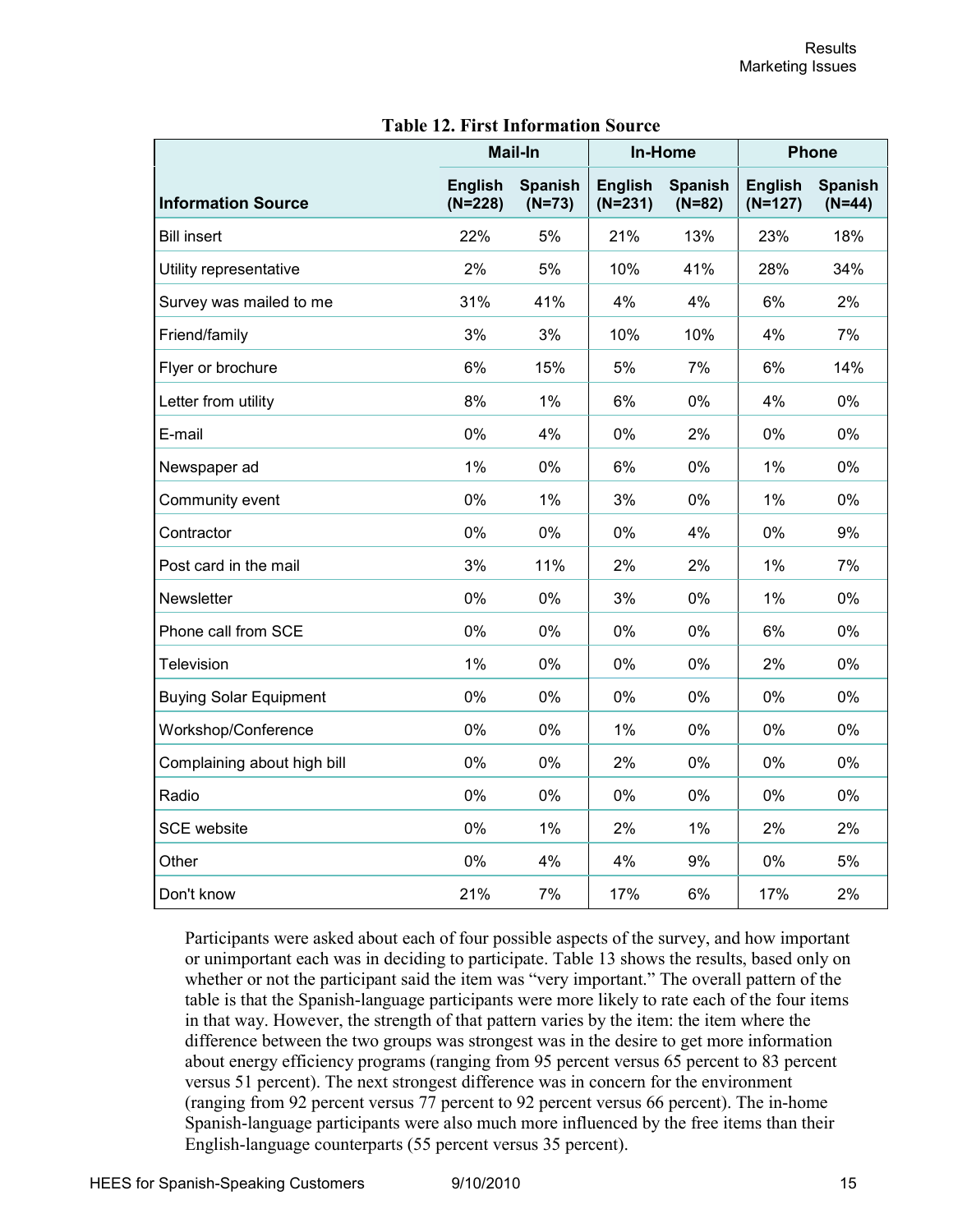**Table 12. First Information Source**

| Information Source | Mail-In | | In-Home | | Phone | |
|---|---|---|---|---|---|---|
| | English (N=228) | Spanish (N=73) | English (N=231) | Spanish (N=82) | English (N=127) | Spanish (N=44) |
| Bill insert | 22% | 5% | 21% | 13% | 23% | 18% |
| Utility representative | 2% | 5% | 10% | 41% | 28% | 34% |
| Survey was mailed to me | 31% | 41% | 4% | 4% | 6% | 2% |
| Friend/family | 3% | 3% | 10% | 10% | 4% | 7% |
| Flyer or brochure | 6% | 15% | 5% | 7% | 6% | 14% |
| Letter from utility | 8% | 1% | 6% | 0% | 4% | 0% |
| E-mail | 0% | 4% | 0% | 2% | 0% | 0% |
| Newspaper ad | 1% | 0% | 6% | 0% | 1% | 0% |
| Community event | 0% | 1% | 3% | 0% | 1% | 0% |
| Contractor | 0% | 0% | 0% | 4% | 0% | 9% |
| Post card in the mail | 3% | 11% | 2% | 2% | 1% | 7% |
| Newsletter | 0% | 0% | 3% | 0% | 1% | 0% |
| Phone call from SCE | 0% | 0% | 0% | 0% | 6% | 0% |
| Television | 1% | 0% | 0% | 0% | 2% | 0% |
| Buying Solar Equipment | 0% | 0% | 0% | 0% | 0% | 0% |
| Workshop/Conference | 0% | 0% | 1% | 0% | 0% | 0% |
| Complaining about high bill | 0% | 0% | 2% | 0% | 0% | 0% |
| Radio | 0% | 0% | 0% | 0% | 0% | 0% |
| SCE website | 0% | 1% | 2% | 1% | 2% | 2% |
| Other | 0% | 4% | 4% | 9% | 0% | 5% |
| Don't know | 21% | 7% | 17% | 6% | 17% | 2% |

Participants were asked about each of four possible aspects of the survey, and how important or unimportant each was in deciding to participate. Table 13 shows the results, based only on whether or not the participant said the item was "very important." The overall pattern of the table is that the Spanish-language participants were more likely to rate each of the four items in that way. However, the strength of that pattern varies by the item: the item where the difference between the two groups was strongest was in the desire to get more information about energy efficiency programs (ranging from 95 percent versus 65 percent to 83 percent versus 51 percent). The next strongest difference was in concern for the environment (ranging from 92 percent versus 77 percent to 92 percent versus 66 percent). The in-home Spanish-language participants were also much more influenced by the free items than their English-language counterparts (55 percent versus 35 percent).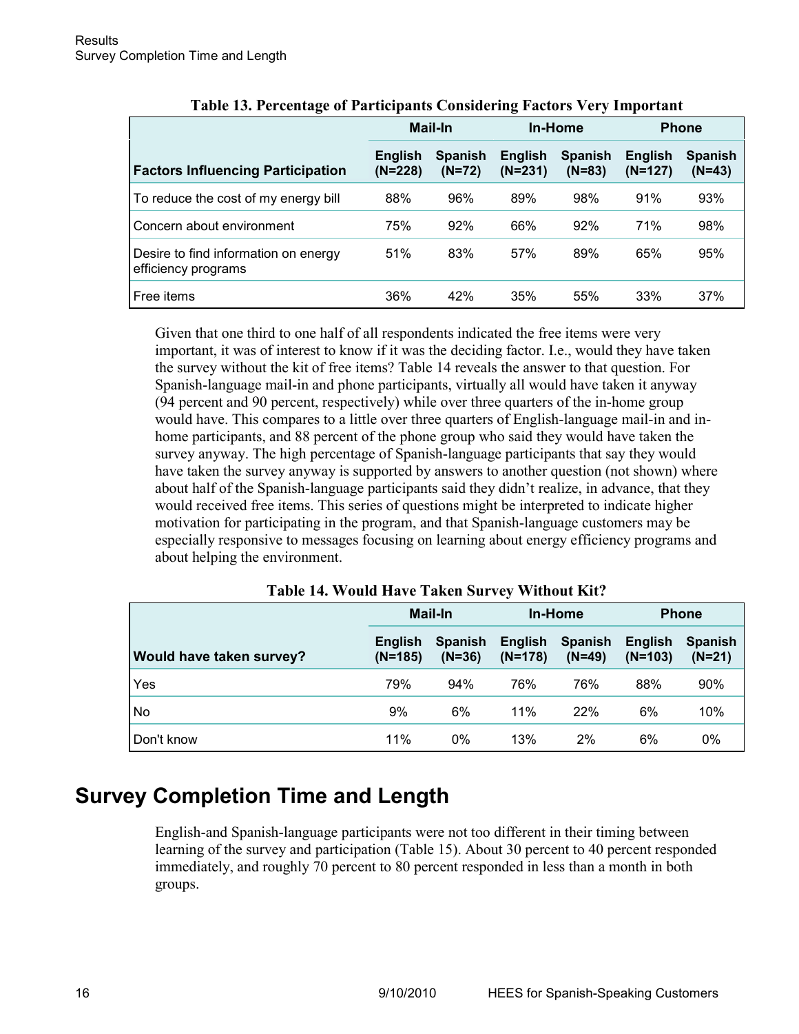**Table 13. Percentage of Participants Considering Factors Very Important**

| | Mail-In | | In-Home | | Phone | |
|---|---|---|---|---|---|---|
| **Factors Influencing Participation** | **English (N=228)** | **Spanish (N=72)** | **English (N=231)** | **Spanish (N=83)** | **English (N=127)** | **Spanish (N=43)** |
| To reduce the cost of my energy bill | 88% | 96% | 89% | 98% | 91% | 93% |
| Concern about environment | 75% | 92% | 66% | 92% | 71% | 98% |
| Desire to find information on energy efficiency programs | 51% | 83% | 57% | 89% | 65% | 95% |
| Free items | 36% | 42% | 35% | 55% | 33% | 37% |

Given that one third to one half of all respondents indicated the free items were very important, it was of interest to know if it was the deciding factor. I.e., would they have taken the survey without the kit of free items? Table 14 reveals the answer to that question. For Spanish-language mail-in and phone participants, virtually all would have taken it anyway (94 percent and 90 percent, respectively) while over three quarters of the in-home group would have. This compares to a little over three quarters of English-language mail-in and in-home participants, and 88 percent of the phone group who said they would have taken the survey anyway. The high percentage of Spanish-language participants that say they would have taken the survey anyway is supported by answers to another question (not shown) where about half of the Spanish-language participants said they didn't realize, in advance, that they would received free items. This series of questions might be interpreted to indicate higher motivation for participating in the program, and that Spanish-language customers may be especially responsive to messages focusing on learning about energy efficiency programs and about helping the environment.

**Table 14. Would Have Taken Survey Without Kit?**

| | Mail-In | | In-Home | | Phone | |
|---|---|---|---|---|---|---|
| **Would have taken survey?** | **English (N=185)** | **Spanish (N=36)** | **English (N=178)** | **Spanish (N=49)** | **English (N=103)** | **Spanish (N=21)** |
| Yes | 79% | 94% | 76% | 76% | 88% | 90% |
| No | 9% | 6% | 11% | 22% | 6% | 10% |
| Don't know | 11% | 0% | 13% | 2% | 6% | 0% |

## Survey Completion Time and Length

English-and Spanish-language participants were not too different in their timing between learning of the survey and participation (Table 15). About 30 percent to 40 percent responded immediately, and roughly 70 percent to 80 percent responded in less than a month in both groups.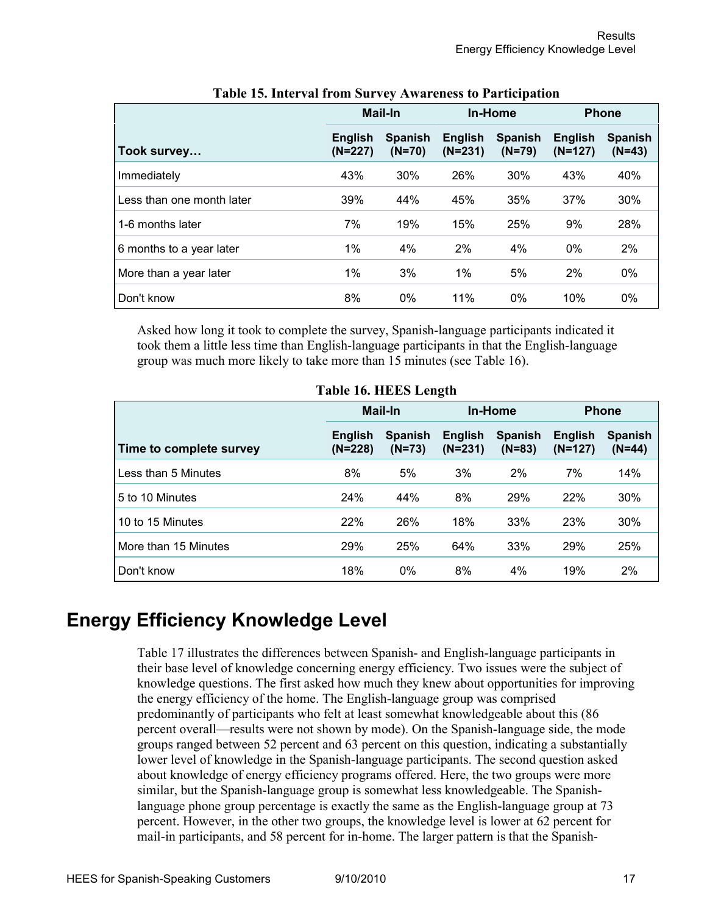**Table 15. Interval from Survey Awareness to Participation**

| | Mail-In | | In-Home | | Phone | |
|---|---|---|---|---|---|---|
| **Took survey…** | **English (N=227)** | **Spanish (N=70)** | **English (N=231)** | **Spanish (N=79)** | **English (N=127)** | **Spanish (N=43)** |
| Immediately | 43% | 30% | 26% | 30% | 43% | 40% |
| Less than one month later | 39% | 44% | 45% | 35% | 37% | 30% |
| 1-6 months later | 7% | 19% | 15% | 25% | 9% | 28% |
| 6 months to a year later | 1% | 4% | 2% | 4% | 0% | 2% |
| More than a year later | 1% | 3% | 1% | 5% | 2% | 0% |
| Don't know | 8% | 0% | 11% | 0% | 10% | 0% |

Asked how long it took to complete the survey, Spanish-language participants indicated it took them a little less time than English-language participants in that the English-language group was much more likely to take more than 15 minutes (see Table 16).

**Table 16. HEES Length**

| | Mail-In | | In-Home | | Phone | |
|---|---|---|---|---|---|---|
| **Time to complete survey** | **English (N=228)** | **Spanish (N=73)** | **English (N=231)** | **Spanish (N=83)** | **English (N=127)** | **Spanish (N=44)** |
| Less than 5 Minutes | 8% | 5% | 3% | 2% | 7% | 14% |
| 5 to 10 Minutes | 24% | 44% | 8% | 29% | 22% | 30% |
| 10 to 15 Minutes | 22% | 26% | 18% | 33% | 23% | 30% |
| More than 15 Minutes | 29% | 25% | 64% | 33% | 29% | 25% |
| Don't know | 18% | 0% | 8% | 4% | 19% | 2% |

## Energy Efficiency Knowledge Level

Table 17 illustrates the differences between Spanish- and English-language participants in their base level of knowledge concerning energy efficiency. Two issues were the subject of knowledge questions. The first asked how much they knew about opportunities for improving the energy efficiency of the home. The English-language group was comprised predominantly of participants who felt at least somewhat knowledgeable about this (86 percent overall—results were not shown by mode). On the Spanish-language side, the mode groups ranged between 52 percent and 63 percent on this question, indicating a substantially lower level of knowledge in the Spanish-language participants. The second question asked about knowledge of energy efficiency programs offered. Here, the two groups were more similar, but the Spanish-language group is somewhat less knowledgeable. The Spanish-language phone group percentage is exactly the same as the English-language group at 73 percent. However, in the other two groups, the knowledge level is lower at 62 percent for mail-in participants, and 58 percent for in-home. The larger pattern is that the Spanish-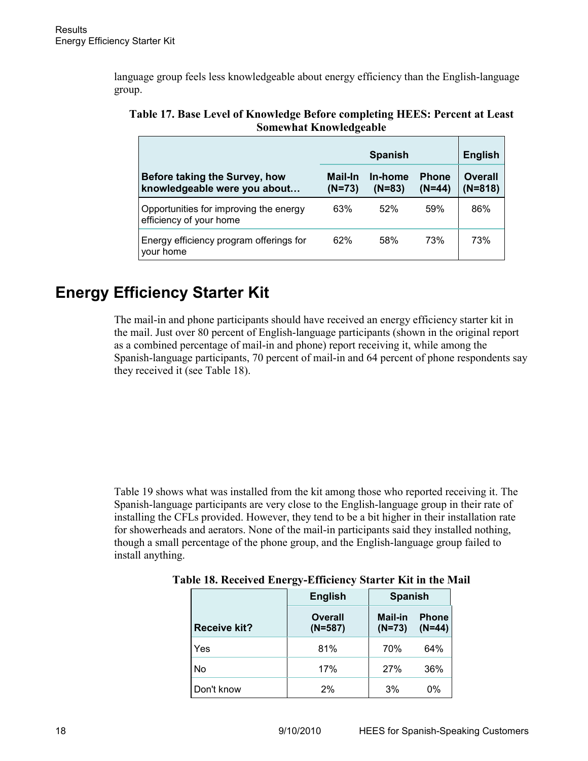language group feels less knowledgeable about energy efficiency than the English-language group.

**Table 17. Base Level of Knowledge Before completing HEES: Percent at Least Somewhat Knowledgeable**

| | Spanish | | | English |
|---|---|---|---|---|
| **Before taking the Survey, how knowledgeable were you about…** | **Mail-In (N=73)** | **In-home (N=83)** | **Phone (N=44)** | **Overall (N=818)** |
| Opportunities for improving the energy efficiency of your home | 63% | 52% | 59% | 86% |
| Energy efficiency program offerings for your home | 62% | 58% | 73% | 73% |

## Energy Efficiency Starter Kit

The mail-in and phone participants should have received an energy efficiency starter kit in the mail. Just over 80 percent of English-language participants (shown in the original report as a combined percentage of mail-in and phone) report receiving it, while among the Spanish-language participants, 70 percent of mail-in and 64 percent of phone respondents say they received it (see Table 18).

Table 19 shows what was installed from the kit among those who reported receiving it. The Spanish-language participants are very close to the English-language group in their rate of installing the CFLs provided. However, they tend to be a bit higher in their installation rate for showerheads and aerators. None of the mail-in participants said they installed nothing, though a small percentage of the phone group, and the English-language group failed to install anything.

**Table 18. Received Energy-Efficiency Starter Kit in the Mail**

| | English | Spanish | |
|---|---|---|---|
| **Receive kit?** | **Overall (N=587)** | **Mail-in (N=73)** | **Phone (N=44)** |
| Yes | 81% | 70% | 64% |
| No | 17% | 27% | 36% |
| Don't know | 2% | 3% | 0% |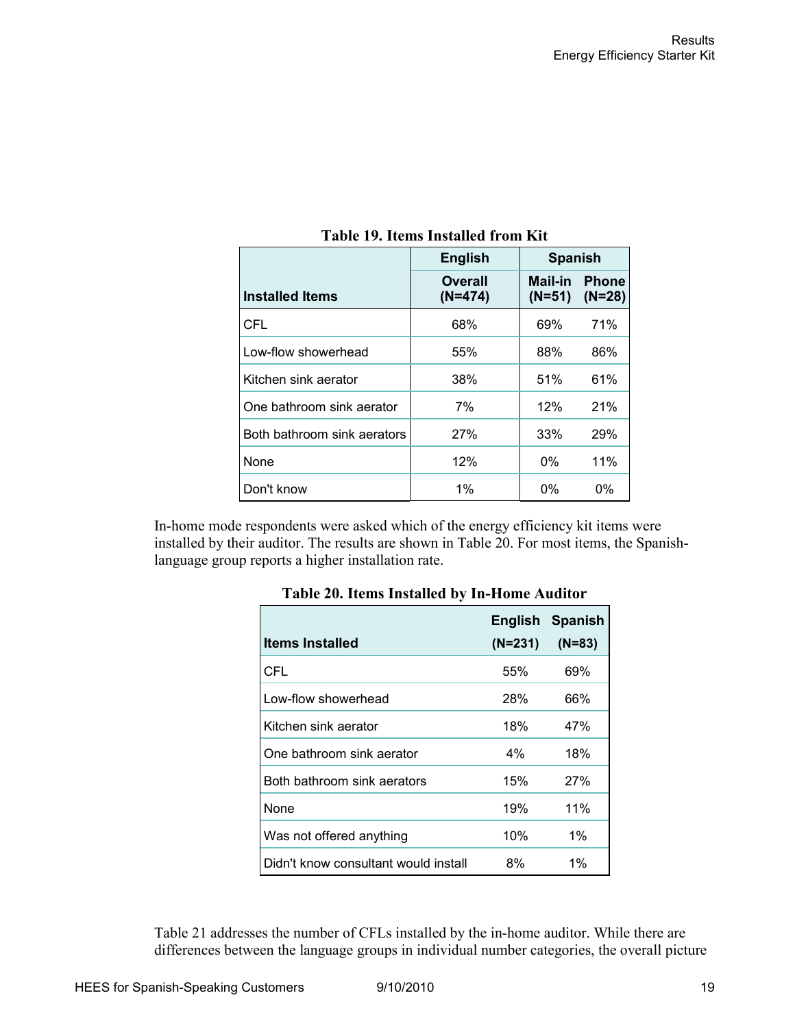**Table 19. Items Installed from Kit**

| Installed Items | English Overall (N=474) | Spanish Mail-in (N=51) | Spanish Phone (N=28) |
|---|---|---|---|
| CFL | 68% | 69% | 71% |
| Low-flow showerhead | 55% | 88% | 86% |
| Kitchen sink aerator | 38% | 51% | 61% |
| One bathroom sink aerator | 7% | 12% | 21% |
| Both bathroom sink aerators | 27% | 33% | 29% |
| None | 12% | 0% | 11% |
| Don't know | 1% | 0% | 0% |

In-home mode respondents were asked which of the energy efficiency kit items were installed by their auditor. The results are shown in Table 20. For most items, the Spanish-language group reports a higher installation rate.

**Table 20. Items Installed by In-Home Auditor**

| Items Installed | English (N=231) | Spanish (N=83) |
|---|---|---|
| CFL | 55% | 69% |
| Low-flow showerhead | 28% | 66% |
| Kitchen sink aerator | 18% | 47% |
| One bathroom sink aerator | 4% | 18% |
| Both bathroom sink aerators | 15% | 27% |
| None | 19% | 11% |
| Was not offered anything | 10% | 1% |
| Didn't know consultant would install | 8% | 1% |

Table 21 addresses the number of CFLs installed by the in-home auditor. While there are differences between the language groups in individual number categories, the overall picture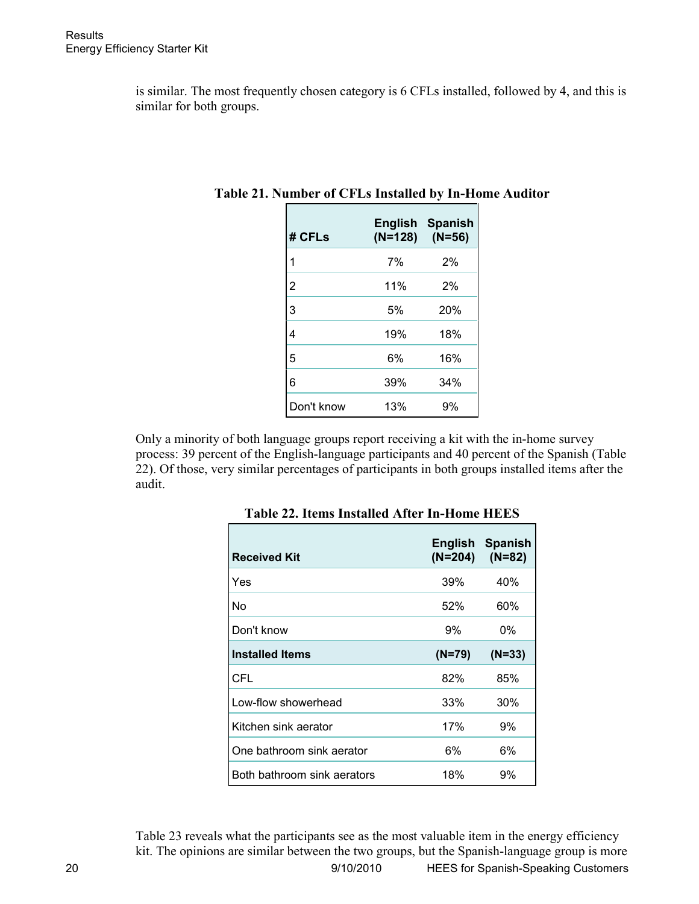is similar. The most frequently chosen category is 6 CFLs installed, followed by 4, and this is similar for both groups.

**Table 21. Number of CFLs Installed by In-Home Auditor**

| # CFLs | English (N=128) | Spanish (N=56) |
|---|---|---|
| 1 | 7% | 2% |
| 2 | 11% | 2% |
| 3 | 5% | 20% |
| 4 | 19% | 18% |
| 5 | 6% | 16% |
| 6 | 39% | 34% |
| Don't know | 13% | 9% |

Only a minority of both language groups report receiving a kit with the in-home survey process: 39 percent of the English-language participants and 40 percent of the Spanish (Table 22). Of those, very similar percentages of participants in both groups installed items after the audit.

**Table 22. Items Installed After In-Home HEES**

| Received Kit | English (N=204) | Spanish (N=82) |
|---|---|---|
| Yes | 39% | 40% |
| No | 52% | 60% |
| Don't know | 9% | 0% |
| **Installed Items** | **(N=79)** | **(N=33)** |
| CFL | 82% | 85% |
| Low-flow showerhead | 33% | 30% |
| Kitchen sink aerator | 17% | 9% |
| One bathroom sink aerator | 6% | 6% |
| Both bathroom sink aerators | 18% | 9% |

Table 23 reveals what the participants see as the most valuable item in the energy efficiency kit. The opinions are similar between the two groups, but the Spanish-language group is more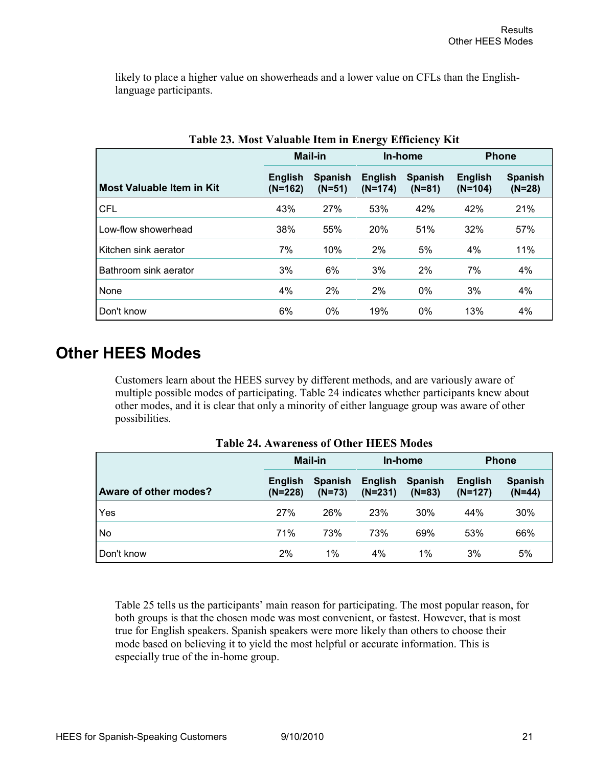likely to place a higher value on showerheads and a lower value on CFLs than the English-language participants.

**Table 23. Most Valuable Item in Energy Efficiency Kit**

| Most Valuable Item in Kit | Mail-in | | In-home | | Phone | |
|---|---|---|---|---|---|---|
| | English (N=162) | Spanish (N=51) | English (N=174) | Spanish (N=81) | English (N=104) | Spanish (N=28) |
| CFL | 43% | 27% | 53% | 42% | 42% | 21% |
| Low-flow showerhead | 38% | 55% | 20% | 51% | 32% | 57% |
| Kitchen sink aerator | 7% | 10% | 2% | 5% | 4% | 11% |
| Bathroom sink aerator | 3% | 6% | 3% | 2% | 7% | 4% |
| None | 4% | 2% | 2% | 0% | 3% | 4% |
| Don't know | 6% | 0% | 19% | 0% | 13% | 4% |

# Other HEES Modes

Customers learn about the HEES survey by different methods, and are variously aware of multiple possible modes of participating. Table 24 indicates whether participants knew about other modes, and it is clear that only a minority of either language group was aware of other possibilities.

**Table 24. Awareness of Other HEES Modes**

| Aware of other modes? | Mail-in | | In-home | | Phone | |
|---|---|---|---|---|---|---|
| | English (N=228) | Spanish (N=73) | English (N=231) | Spanish (N=83) | English (N=127) | Spanish (N=44) |
| Yes | 27% | 26% | 23% | 30% | 44% | 30% |
| No | 71% | 73% | 73% | 69% | 53% | 66% |
| Don't know | 2% | 1% | 4% | 1% | 3% | 5% |

Table 25 tells us the participants' main reason for participating. The most popular reason, for both groups is that the chosen mode was most convenient, or fastest. However, that is most true for English speakers. Spanish speakers were more likely than others to choose their mode based on believing it to yield the most helpful or accurate information. This is especially true of the in-home group.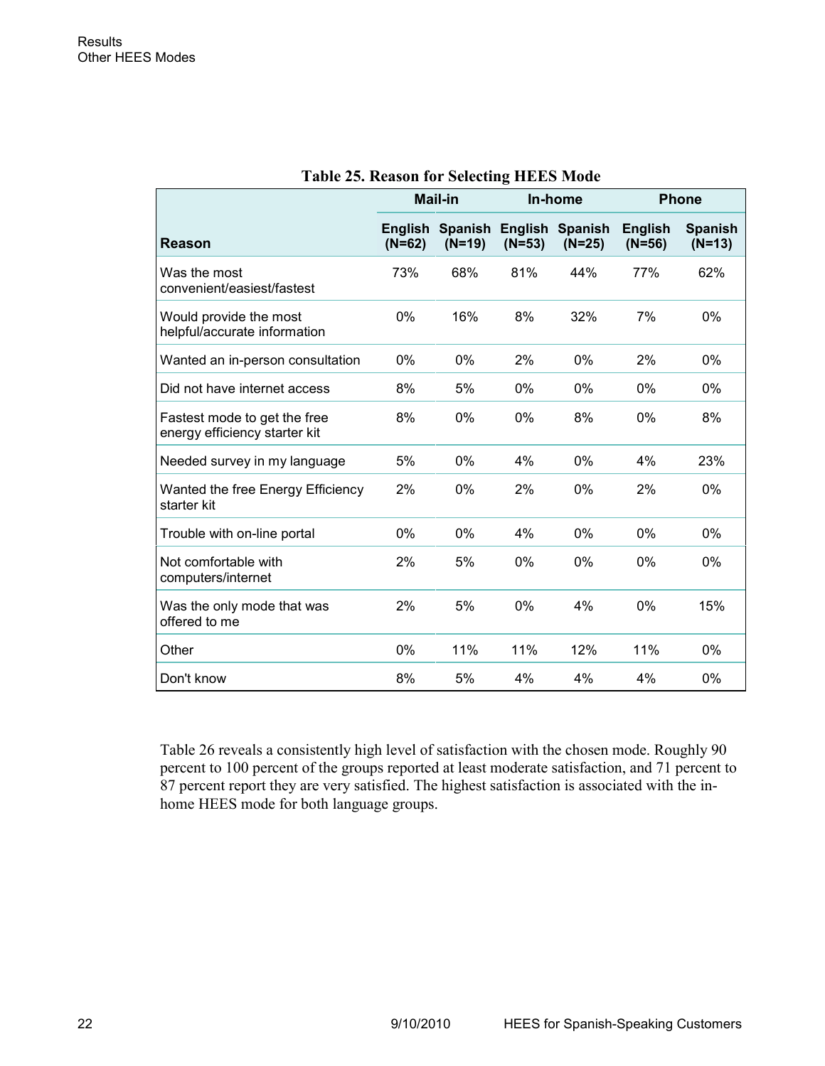**Table 25. Reason for Selecting HEES Mode**

| | Mail-in | | In-home | | Phone | |
|---|---|---|---|---|---|---|
| **Reason** | **English (N=62)** | **Spanish (N=19)** | **English (N=53)** | **Spanish (N=25)** | **English (N=56)** | **Spanish (N=13)** |
| Was the most convenient/easiest/fastest | 73% | 68% | 81% | 44% | 77% | 62% |
| Would provide the most helpful/accurate information | 0% | 16% | 8% | 32% | 7% | 0% |
| Wanted an in-person consultation | 0% | 0% | 2% | 0% | 2% | 0% |
| Did not have internet access | 8% | 5% | 0% | 0% | 0% | 0% |
| Fastest mode to get the free energy efficiency starter kit | 8% | 0% | 0% | 8% | 0% | 8% |
| Needed survey in my language | 5% | 0% | 4% | 0% | 4% | 23% |
| Wanted the free Energy Efficiency starter kit | 2% | 0% | 2% | 0% | 2% | 0% |
| Trouble with on-line portal | 0% | 0% | 4% | 0% | 0% | 0% |
| Not comfortable with computers/internet | 2% | 5% | 0% | 0% | 0% | 0% |
| Was the only mode that was offered to me | 2% | 5% | 0% | 4% | 0% | 15% |
| Other | 0% | 11% | 11% | 12% | 11% | 0% |
| Don't know | 8% | 5% | 4% | 4% | 4% | 0% |

Table 26 reveals a consistently high level of satisfaction with the chosen mode. Roughly 90 percent to 100 percent of the groups reported at least moderate satisfaction, and 71 percent to 87 percent report they are very satisfied. The highest satisfaction is associated with the in-home HEES mode for both language groups.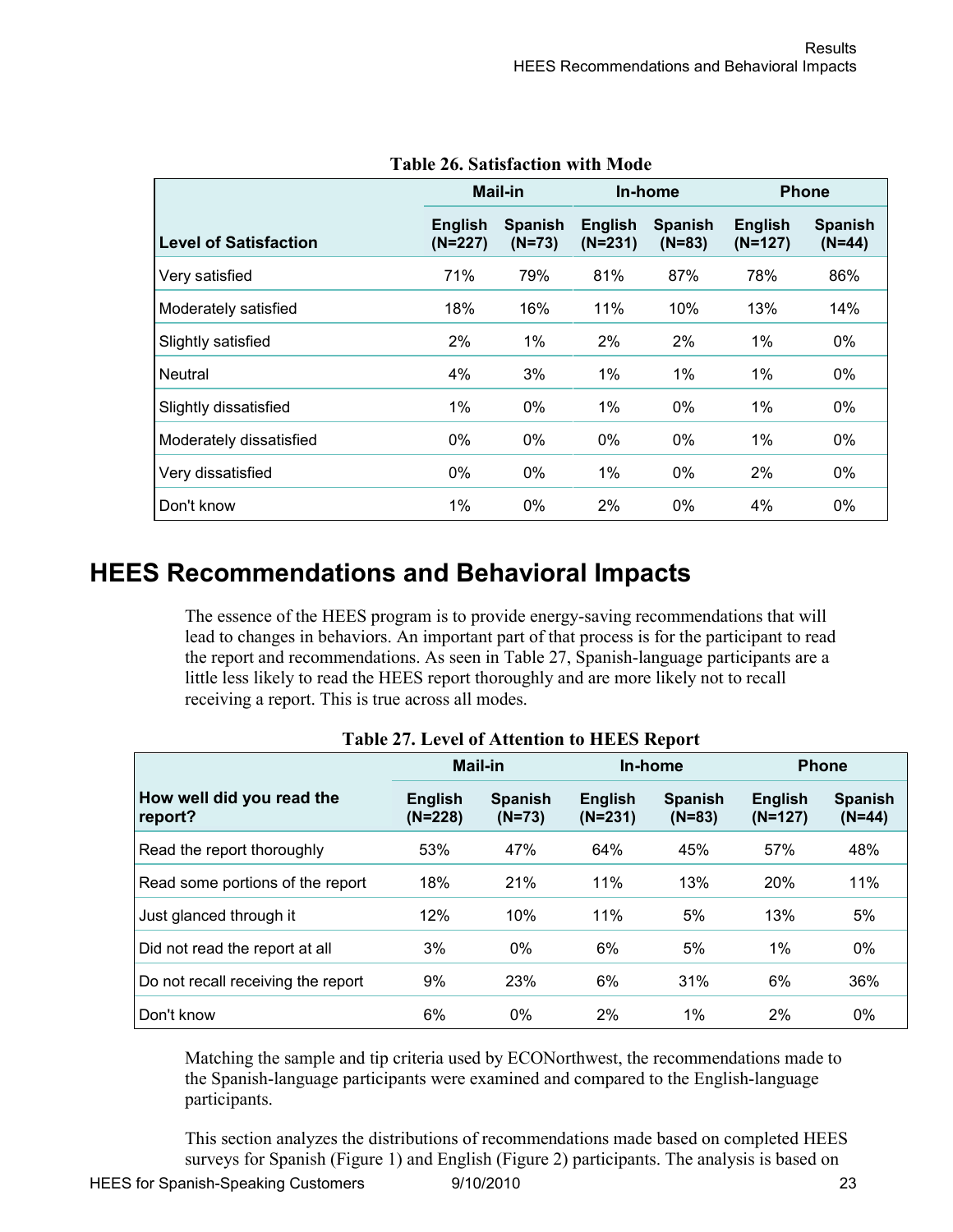**Table 26. Satisfaction with Mode**

| | Mail-in | | In-home | | Phone | |
|---|---|---|---|---|---|---|
| **Level of Satisfaction** | **English (N=227)** | **Spanish (N=73)** | **English (N=231)** | **Spanish (N=83)** | **English (N=127)** | **Spanish (N=44)** |
| Very satisfied | 71% | 79% | 81% | 87% | 78% | 86% |
| Moderately satisfied | 18% | 16% | 11% | 10% | 13% | 14% |
| Slightly satisfied | 2% | 1% | 2% | 2% | 1% | 0% |
| Neutral | 4% | 3% | 1% | 1% | 1% | 0% |
| Slightly dissatisfied | 1% | 0% | 1% | 0% | 1% | 0% |
| Moderately dissatisfied | 0% | 0% | 0% | 0% | 1% | 0% |
| Very dissatisfied | 0% | 0% | 1% | 0% | 2% | 0% |
| Don't know | 1% | 0% | 2% | 0% | 4% | 0% |

## HEES Recommendations and Behavioral Impacts

The essence of the HEES program is to provide energy-saving recommendations that will lead to changes in behaviors. An important part of that process is for the participant to read the report and recommendations. As seen in Table 27, Spanish-language participants are a little less likely to read the HEES report thoroughly and are more likely not to recall receiving a report. This is true across all modes.

**Table 27. Level of Attention to HEES Report**

| | Mail-in | | In-home | | Phone | |
|---|---|---|---|---|---|---|
| **How well did you read the report?** | **English (N=228)** | **Spanish (N=73)** | **English (N=231)** | **Spanish (N=83)** | **English (N=127)** | **Spanish (N=44)** |
| Read the report thoroughly | 53% | 47% | 64% | 45% | 57% | 48% |
| Read some portions of the report | 18% | 21% | 11% | 13% | 20% | 11% |
| Just glanced through it | 12% | 10% | 11% | 5% | 13% | 5% |
| Did not read the report at all | 3% | 0% | 6% | 5% | 1% | 0% |
| Do not recall receiving the report | 9% | 23% | 6% | 31% | 6% | 36% |
| Don't know | 6% | 0% | 2% | 1% | 2% | 0% |

Matching the sample and tip criteria used by ECONorthwest, the recommendations made to the Spanish-language participants were examined and compared to the English-language participants.

This section analyzes the distributions of recommendations made based on completed HEES surveys for Spanish (Figure 1) and English (Figure 2) participants. The analysis is based on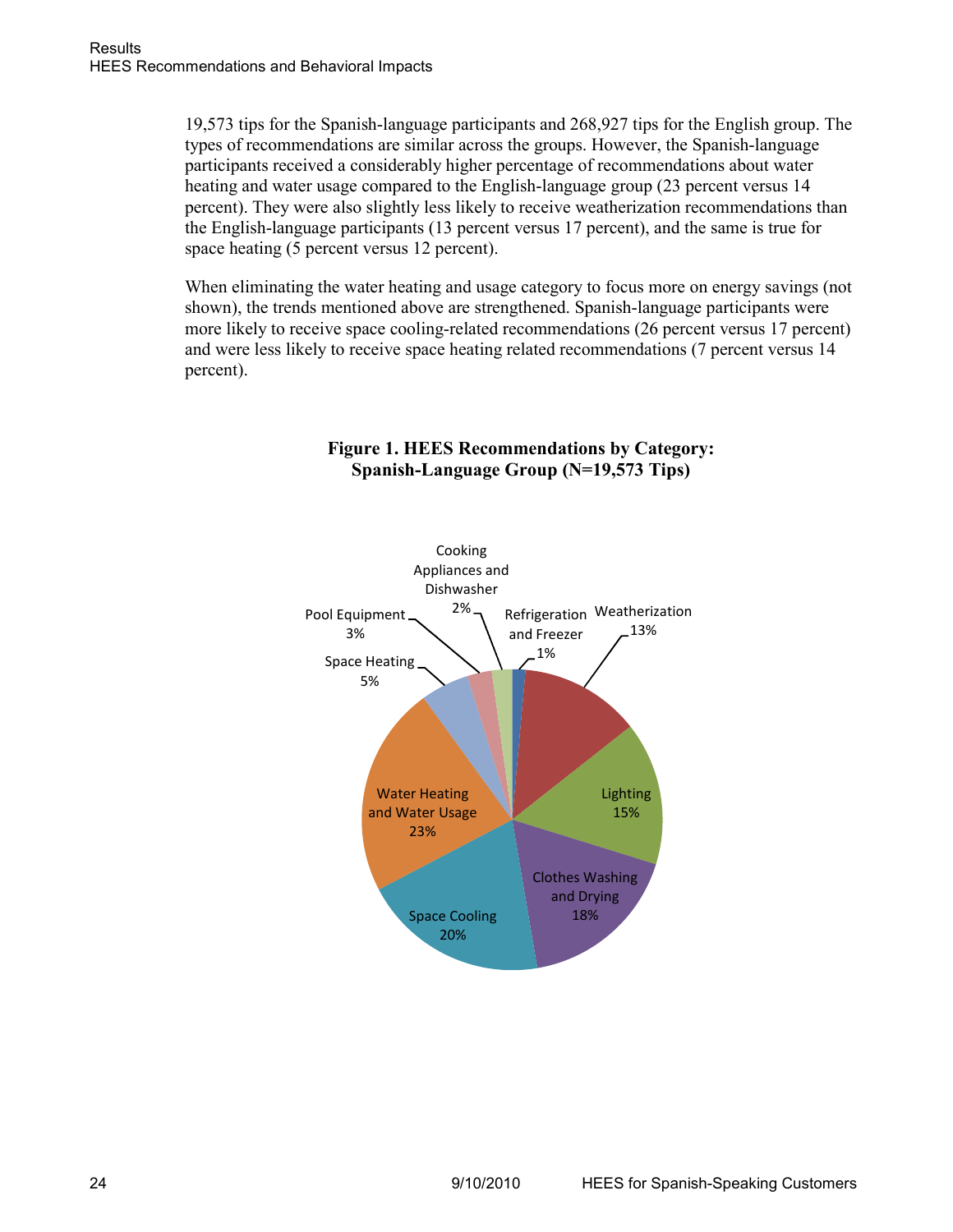19,573 tips for the Spanish-language participants and 268,927 tips for the English group. The types of recommendations are similar across the groups. However, the Spanish-language participants received a considerably higher percentage of recommendations about water heating and water usage compared to the English-language group (23 percent versus 14 percent). They were also slightly less likely to receive weatherization recommendations than the English-language participants (13 percent versus 17 percent), and the same is true for space heating (5 percent versus 12 percent).

When eliminating the water heating and usage category to focus more on energy savings (not shown), the trends mentioned above are strengthened. Spanish-language participants were more likely to receive space cooling-related recommendations (26 percent versus 17 percent) and were less likely to receive space heating related recommendations (7 percent versus 14 percent).

**Figure 1. HEES Recommendations by Category: Spanish-Language Group (N=19,573 Tips)**

| Category | Percent |
|---|---|
| Refrigeration and Freezer | 1% |
| Weatherization | 13% |
| Lighting | 15% |
| Clothes Washing and Drying | 18% |
| Space Cooling | 20% |
| Water Heating and Water Usage | 23% |
| Space Heating | 5% |
| Pool Equipment | 3% |
| Cooking Appliances and Dishwasher | 2% |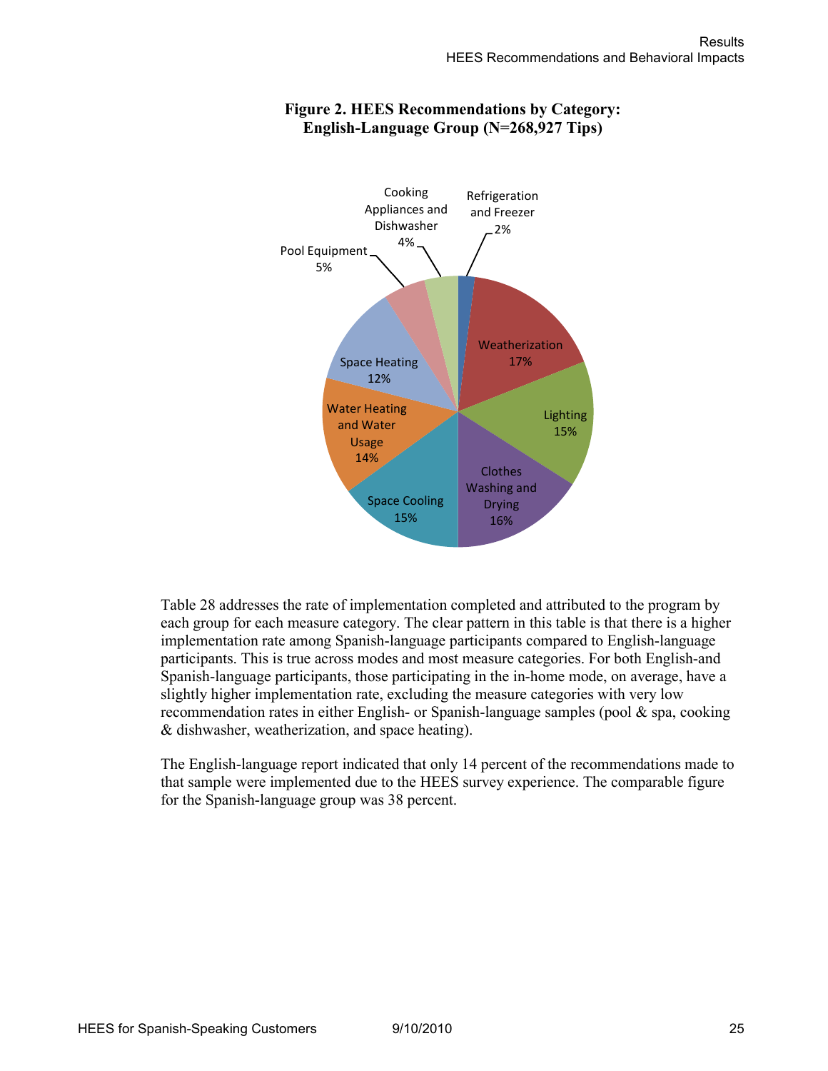**Figure 2. HEES Recommendations by Category: English-Language Group (N=268,927 Tips)**

| Category | Percent |
|---|---|
| Refrigeration and Freezer | 2% |
| Weatherization | 17% |
| Lighting | 15% |
| Clothes Washing and Drying | 16% |
| Space Cooling | 15% |
| Water Heating and Water Usage | 14% |
| Space Heating | 12% |
| Pool Equipment | 5% |
| Cooking Appliances and Dishwasher | 4% |

Table 28 addresses the rate of implementation completed and attributed to the program by each group for each measure category. The clear pattern in this table is that there is a higher implementation rate among Spanish-language participants compared to English-language participants. This is true across modes and most measure categories. For both English-and Spanish-language participants, those participating in the in-home mode, on average, have a slightly higher implementation rate, excluding the measure categories with very low recommendation rates in either English- or Spanish-language samples (pool & spa, cooking & dishwasher, weatherization, and space heating).

The English-language report indicated that only 14 percent of the recommendations made to that sample were implemented due to the HEES survey experience. The comparable figure for the Spanish-language group was 38 percent.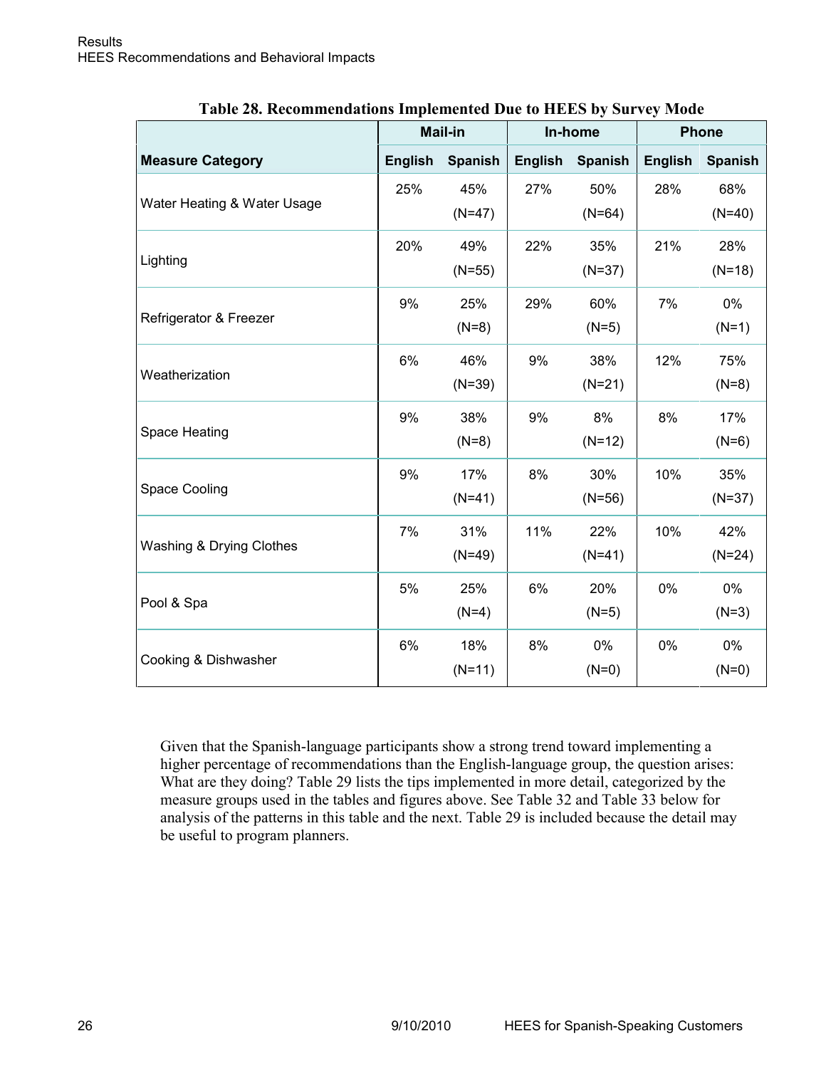**Table 28. Recommendations Implemented Due to HEES by Survey Mode**

| | Mail-in | | In-home | | Phone | |
|---|---|---|---|---|---|---|
| **Measure Category** | **English** | **Spanish** | **English** | **Spanish** | **English** | **Spanish** |
| Water Heating & Water Usage | 25% | 45% (N=47) | 27% | 50% (N=64) | 28% | 68% (N=40) |
| Lighting | 20% | 49% (N=55) | 22% | 35% (N=37) | 21% | 28% (N=18) |
| Refrigerator & Freezer | 9% | 25% (N=8) | 29% | 60% (N=5) | 7% | 0% (N=1) |
| Weatherization | 6% | 46% (N=39) | 9% | 38% (N=21) | 12% | 75% (N=8) |
| Space Heating | 9% | 38% (N=8) | 9% | 8% (N=12) | 8% | 17% (N=6) |
| Space Cooling | 9% | 17% (N=41) | 8% | 30% (N=56) | 10% | 35% (N=37) |
| Washing & Drying Clothes | 7% | 31% (N=49) | 11% | 22% (N=41) | 10% | 42% (N=24) |
| Pool & Spa | 5% | 25% (N=4) | 6% | 20% (N=5) | 0% | 0% (N=3) |
| Cooking & Dishwasher | 6% | 18% (N=11) | 8% | 0% (N=0) | 0% | 0% (N=0) |

Given that the Spanish-language participants show a strong trend toward implementing a higher percentage of recommendations than the English-language group, the question arises: What are they doing? Table 29 lists the tips implemented in more detail, categorized by the measure groups used in the tables and figures above. See Table 32 and Table 33 below for analysis of the patterns in this table and the next. Table 29 is included because the detail may be useful to program planners.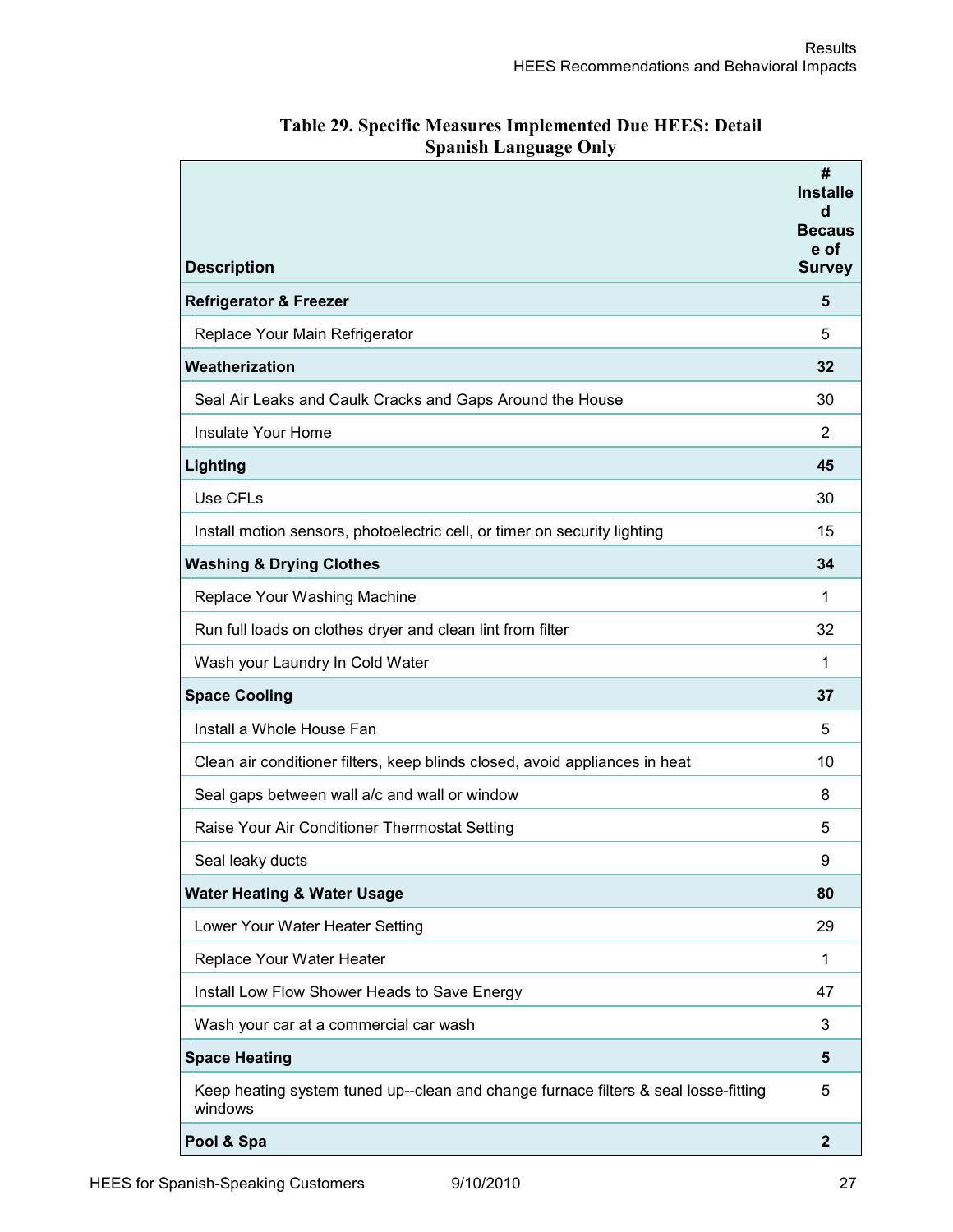**Table 29. Specific Measures Implemented Due HEES: Detail Spanish Language Only**

| Description | # Installed Because of Survey |
|---|---|
| **Refrigerator & Freezer** | **5** |
| Replace Your Main Refrigerator | 5 |
| **Weatherization** | **32** |
| Seal Air Leaks and Caulk Cracks and Gaps Around the House | 30 |
| Insulate Your Home | 2 |
| **Lighting** | **45** |
| Use CFLs | 30 |
| Install motion sensors, photoelectric cell, or timer on security lighting | 15 |
| **Washing & Drying Clothes** | **34** |
| Replace Your Washing Machine | 1 |
| Run full loads on clothes dryer and clean lint from filter | 32 |
| Wash your Laundry In Cold Water | 1 |
| **Space Cooling** | **37** |
| Install a Whole House Fan | 5 |
| Clean air conditioner filters, keep blinds closed, avoid appliances in heat | 10 |
| Seal gaps between wall a/c and wall or window | 8 |
| Raise Your Air Conditioner Thermostat Setting | 5 |
| Seal leaky ducts | 9 |
| **Water Heating & Water Usage** | **80** |
| Lower Your Water Heater Setting | 29 |
| Replace Your Water Heater | 1 |
| Install Low Flow Shower Heads to Save Energy | 47 |
| Wash your car at a commercial car wash | 3 |
| **Space Heating** | **5** |
| Keep heating system tuned up--clean and change furnace filters & seal losse-fitting windows | 5 |
| **Pool & Spa** | **2** |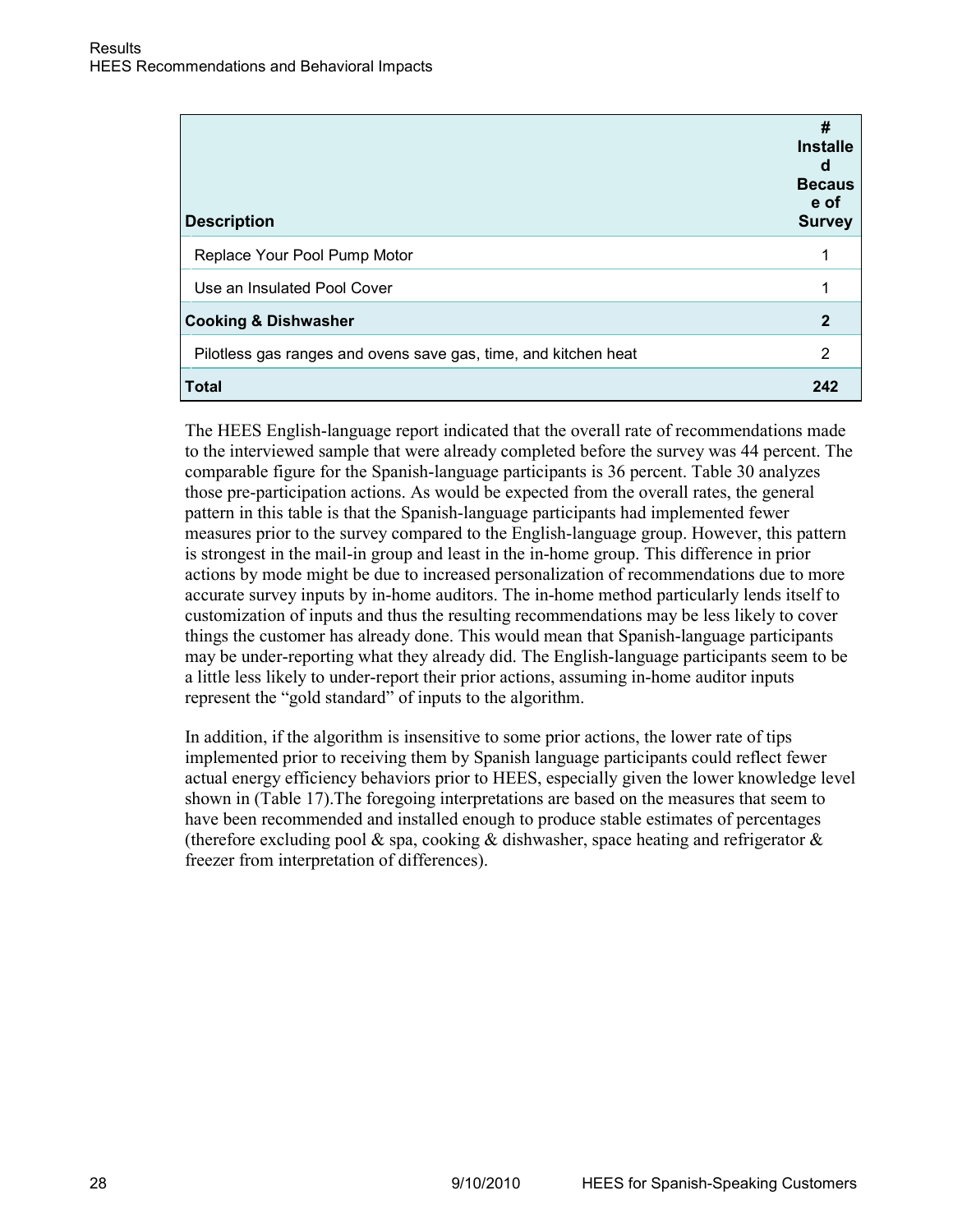| Description | # Installed Because of Survey |
| --- | --- |
| Replace Your Pool Pump Motor | 1 |
| Use an Insulated Pool Cover | 1 |
| **Cooking & Dishwasher** | **2** |
| Pilotless gas ranges and ovens save gas, time, and kitchen heat | 2 |
| **Total** | **242** |

The HEES English-language report indicated that the overall rate of recommendations made to the interviewed sample that were already completed before the survey was 44 percent. The comparable figure for the Spanish-language participants is 36 percent. Table 30 analyzes those pre-participation actions. As would be expected from the overall rates, the general pattern in this table is that the Spanish-language participants had implemented fewer measures prior to the survey compared to the English-language group. However, this pattern is strongest in the mail-in group and least in the in-home group. This difference in prior actions by mode might be due to increased personalization of recommendations due to more accurate survey inputs by in-home auditors. The in-home method particularly lends itself to customization of inputs and thus the resulting recommendations may be less likely to cover things the customer has already done. This would mean that Spanish-language participants may be under-reporting what they already did. The English-language participants seem to be a little less likely to under-report their prior actions, assuming in-home auditor inputs represent the "gold standard" of inputs to the algorithm.

In addition, if the algorithm is insensitive to some prior actions, the lower rate of tips implemented prior to receiving them by Spanish language participants could reflect fewer actual energy efficiency behaviors prior to HEES, especially given the lower knowledge level shown in (Table 17).The foregoing interpretations are based on the measures that seem to have been recommended and installed enough to produce stable estimates of percentages (therefore excluding pool & spa, cooking & dishwasher, space heating and refrigerator & freezer from interpretation of differences).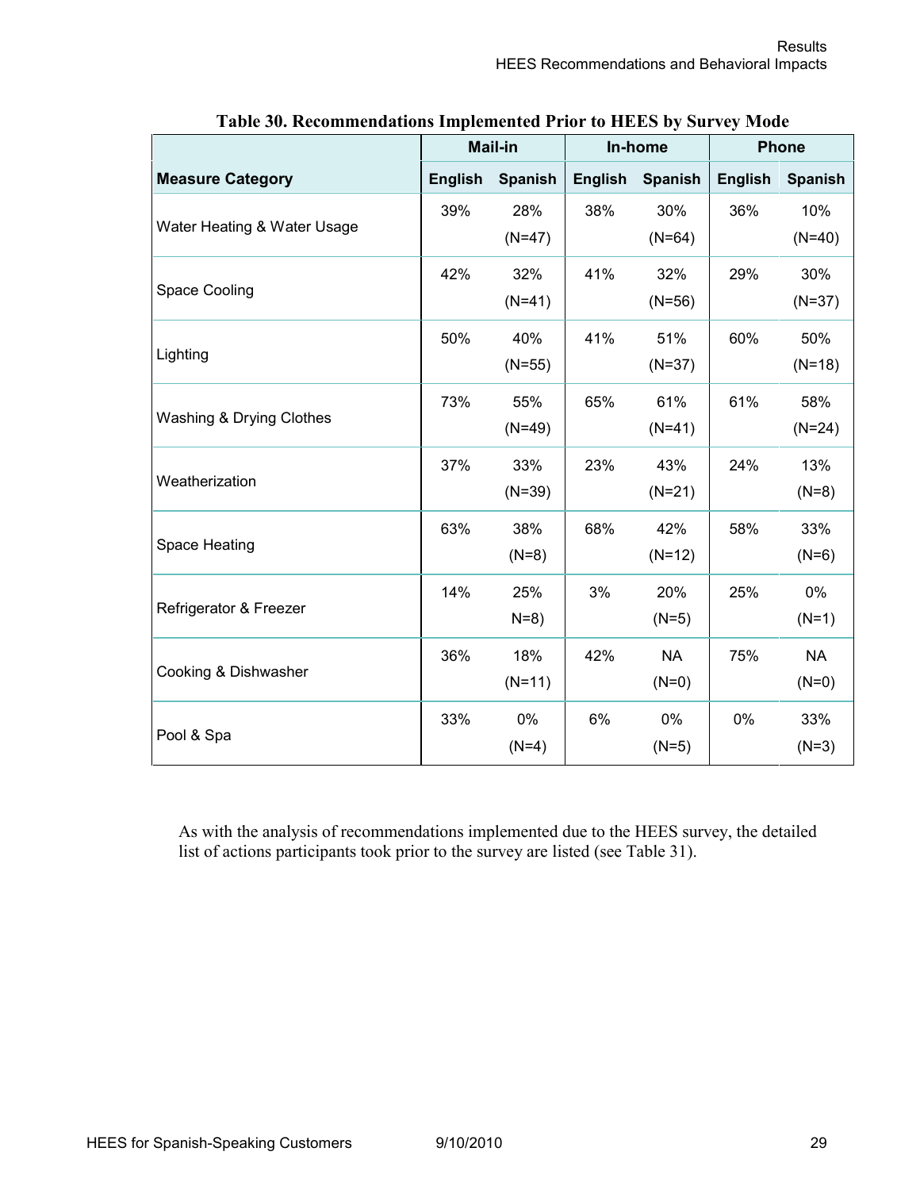**Table 30. Recommendations Implemented Prior to HEES by Survey Mode**

| | Mail-in | | In-home | | Phone | |
|---|---|---|---|---|---|---|
| **Measure Category** | **English** | **Spanish** | **English** | **Spanish** | **English** | **Spanish** |
| Water Heating & Water Usage | 39% | 28% (N=47) | 38% | 30% (N=64) | 36% | 10% (N=40) |
| Space Cooling | 42% | 32% (N=41) | 41% | 32% (N=56) | 29% | 30% (N=37) |
| Lighting | 50% | 40% (N=55) | 41% | 51% (N=37) | 60% | 50% (N=18) |
| Washing & Drying Clothes | 73% | 55% (N=49) | 65% | 61% (N=41) | 61% | 58% (N=24) |
| Weatherization | 37% | 33% (N=39) | 23% | 43% (N=21) | 24% | 13% (N=8) |
| Space Heating | 63% | 38% (N=8) | 68% | 42% (N=12) | 58% | 33% (N=6) |
| Refrigerator & Freezer | 14% | 25% N=8) | 3% | 20% (N=5) | 25% | 0% (N=1) |
| Cooking & Dishwasher | 36% | 18% (N=11) | 42% | NA (N=0) | 75% | NA (N=0) |
| Pool & Spa | 33% | 0% (N=4) | 6% | 0% (N=5) | 0% | 33% (N=3) |

As with the analysis of recommendations implemented due to the HEES survey, the detailed list of actions participants took prior to the survey are listed (see Table 31).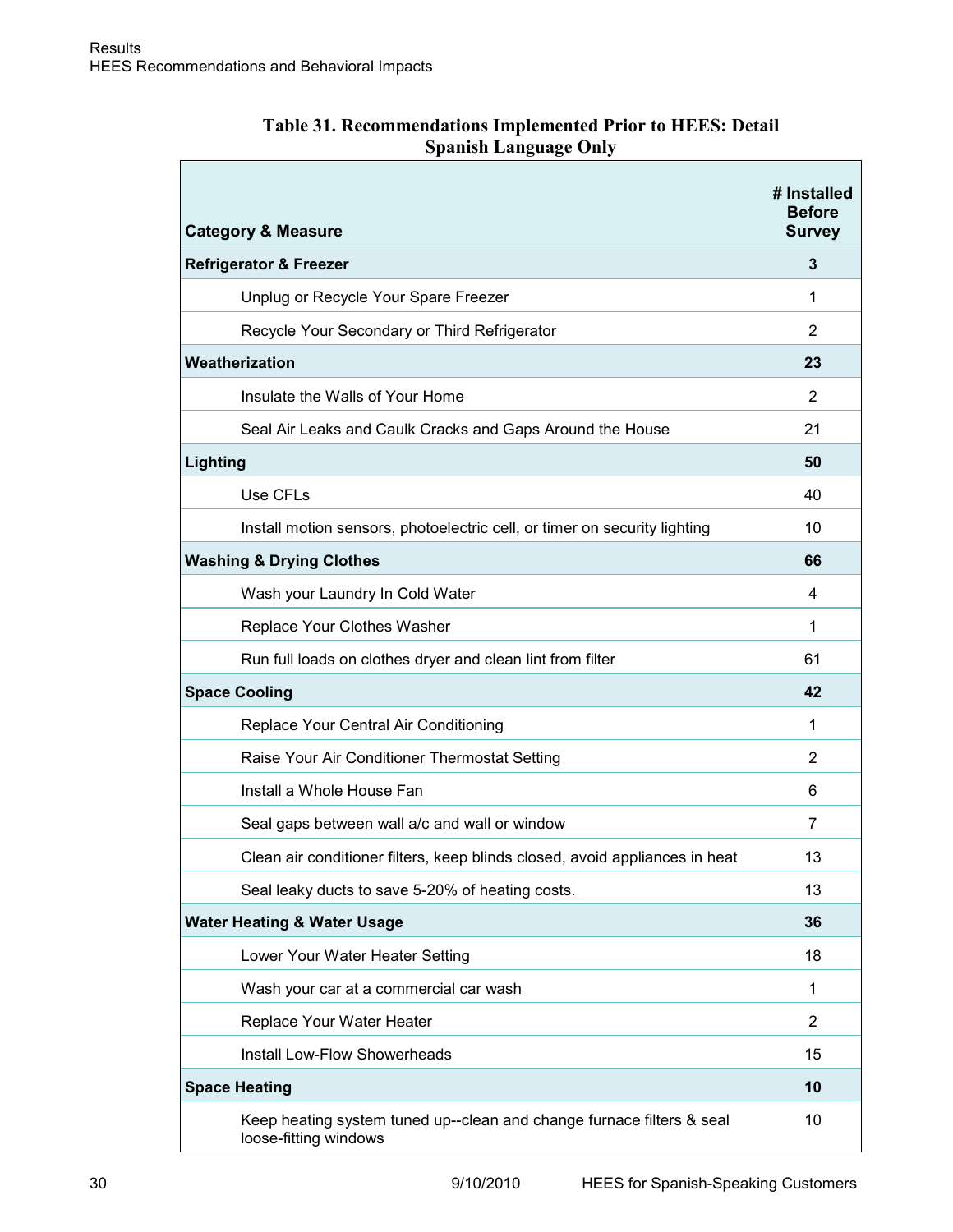**Table 31. Recommendations Implemented Prior to HEES: Detail Spanish Language Only**

| Category & Measure | # Installed Before Survey |
|---|---|
| **Refrigerator & Freezer** | **3** |
| Unplug or Recycle Your Spare Freezer | 1 |
| Recycle Your Secondary or Third Refrigerator | 2 |
| **Weatherization** | **23** |
| Insulate the Walls of Your Home | 2 |
| Seal Air Leaks and Caulk Cracks and Gaps Around the House | 21 |
| **Lighting** | **50** |
| Use CFLs | 40 |
| Install motion sensors, photoelectric cell, or timer on security lighting | 10 |
| **Washing & Drying Clothes** | **66** |
| Wash your Laundry In Cold Water | 4 |
| Replace Your Clothes Washer | 1 |
| Run full loads on clothes dryer and clean lint from filter | 61 |
| **Space Cooling** | **42** |
| Replace Your Central Air Conditioning | 1 |
| Raise Your Air Conditioner Thermostat Setting | 2 |
| Install a Whole House Fan | 6 |
| Seal gaps between wall a/c and wall or window | 7 |
| Clean air conditioner filters, keep blinds closed, avoid appliances in heat | 13 |
| Seal leaky ducts to save 5-20% of heating costs. | 13 |
| **Water Heating & Water Usage** | **36** |
| Lower Your Water Heater Setting | 18 |
| Wash your car at a commercial car wash | 1 |
| Replace Your Water Heater | 2 |
| Install Low-Flow Showerheads | 15 |
| **Space Heating** | **10** |
| Keep heating system tuned up--clean and change furnace filters & seal loose-fitting windows | 10 |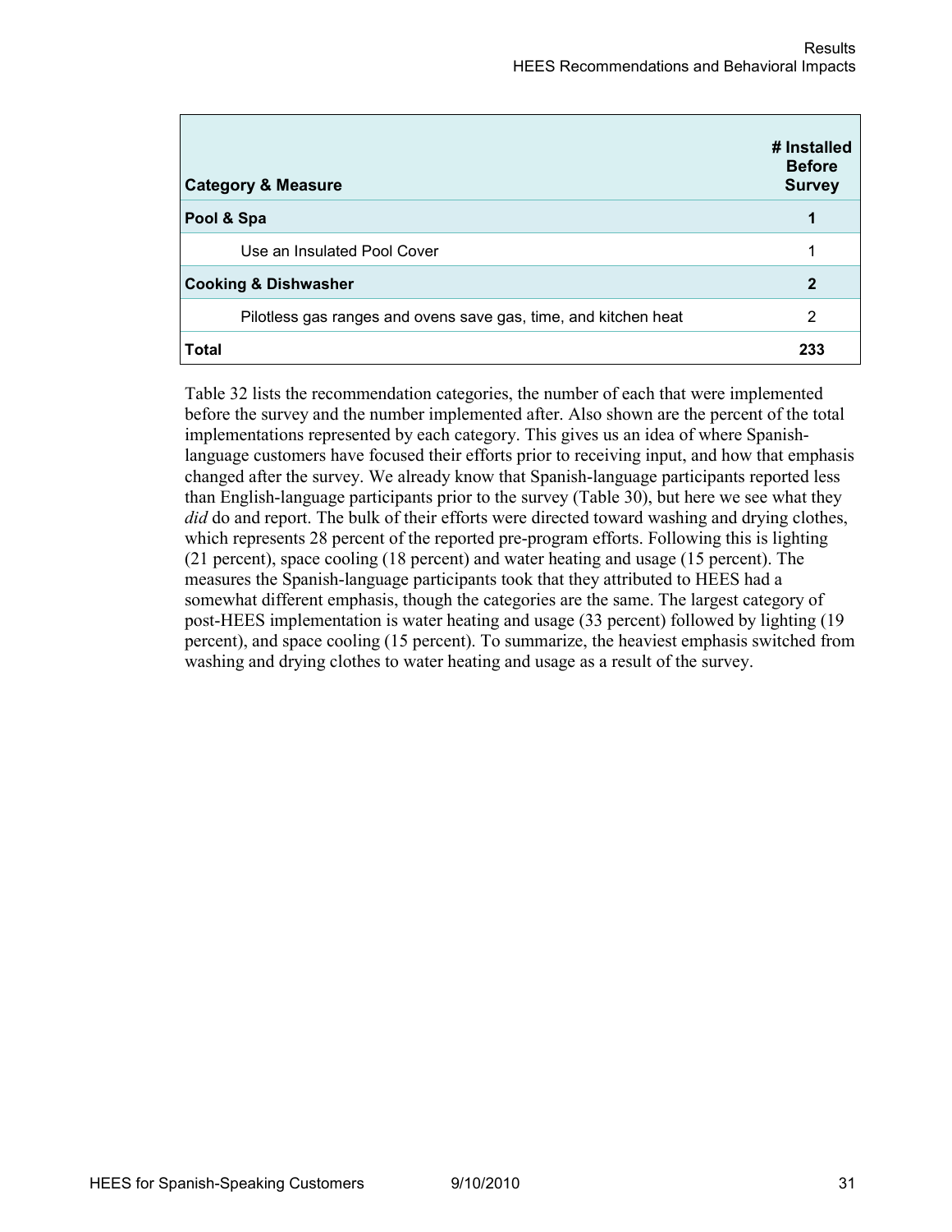| Category & Measure | # Installed Before Survey |
|---|---|
| **Pool & Spa** | **1** |
| Use an Insulated Pool Cover | 1 |
| **Cooking & Dishwasher** | **2** |
| Pilotless gas ranges and ovens save gas, time, and kitchen heat | 2 |
| **Total** | **233** |

Table 32 lists the recommendation categories, the number of each that were implemented before the survey and the number implemented after. Also shown are the percent of the total implementations represented by each category. This gives us an idea of where Spanish-language customers have focused their efforts prior to receiving input, and how that emphasis changed after the survey. We already know that Spanish-language participants reported less than English-language participants prior to the survey (Table 30), but here we see what they *did* do and report. The bulk of their efforts were directed toward washing and drying clothes, which represents 28 percent of the reported pre-program efforts. Following this is lighting (21 percent), space cooling (18 percent) and water heating and usage (15 percent). The measures the Spanish-language participants took that they attributed to HEES had a somewhat different emphasis, though the categories are the same. The largest category of post-HEES implementation is water heating and usage (33 percent) followed by lighting (19 percent), and space cooling (15 percent). To summarize, the heaviest emphasis switched from washing and drying clothes to water heating and usage as a result of the survey.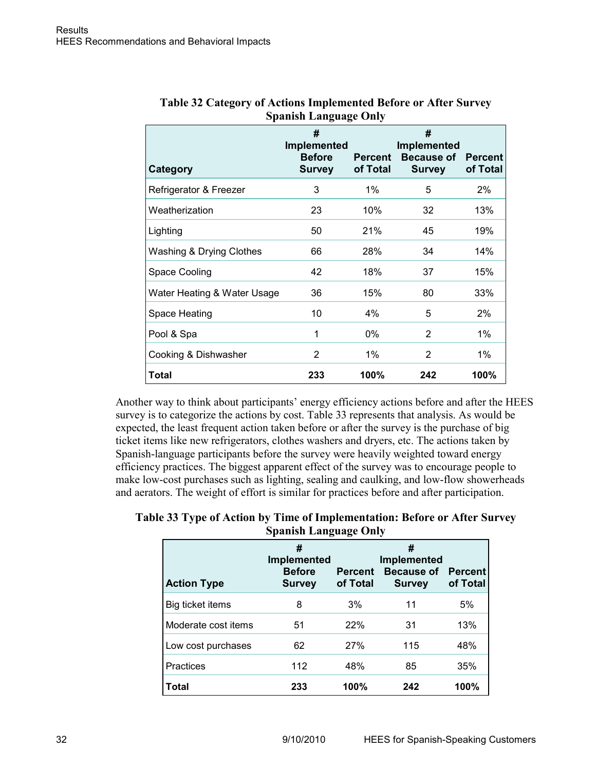**Table 32 Category of Actions Implemented Before or After Survey Spanish Language Only**

| Category | # Implemented Before Survey | Percent of Total | # Implemented Because of Survey | Percent of Total |
|---|---|---|---|---|
| Refrigerator & Freezer | 3 | 1% | 5 | 2% |
| Weatherization | 23 | 10% | 32 | 13% |
| Lighting | 50 | 21% | 45 | 19% |
| Washing & Drying Clothes | 66 | 28% | 34 | 14% |
| Space Cooling | 42 | 18% | 37 | 15% |
| Water Heating & Water Usage | 36 | 15% | 80 | 33% |
| Space Heating | 10 | 4% | 5 | 2% |
| Pool & Spa | 1 | 0% | 2 | 1% |
| Cooking & Dishwasher | 2 | 1% | 2 | 1% |
| **Total** | **233** | **100%** | **242** | **100%** |

Another way to think about participants' energy efficiency actions before and after the HEES survey is to categorize the actions by cost. Table 33 represents that analysis. As would be expected, the least frequent action taken before or after the survey is the purchase of big ticket items like new refrigerators, clothes washers and dryers, etc. The actions taken by Spanish-language participants before the survey were heavily weighted toward energy efficiency practices. The biggest apparent effect of the survey was to encourage people to make low-cost purchases such as lighting, sealing and caulking, and low-flow showerheads and aerators. The weight of effort is similar for practices before and after participation.

**Table 33 Type of Action by Time of Implementation: Before or After Survey Spanish Language Only**

| Action Type | # Implemented Before Survey | Percent of Total | # Implemented Because of Survey | Percent of Total |
|---|---|---|---|---|
| Big ticket items | 8 | 3% | 11 | 5% |
| Moderate cost items | 51 | 22% | 31 | 13% |
| Low cost purchases | 62 | 27% | 115 | 48% |
| Practices | 112 | 48% | 85 | 35% |
| **Total** | **233** | **100%** | **242** | **100%** |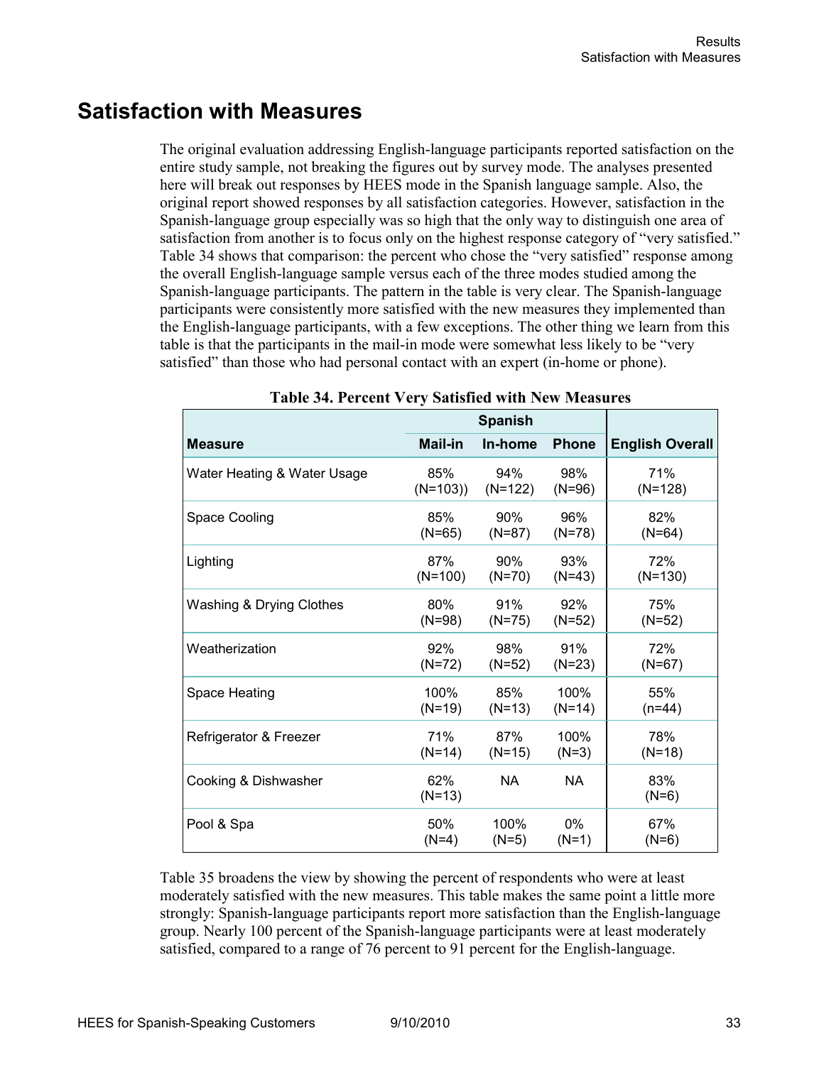## Satisfaction with Measures

The original evaluation addressing English-language participants reported satisfaction on the entire study sample, not breaking the figures out by survey mode. The analyses presented here will break out responses by HEES mode in the Spanish language sample. Also, the original report showed responses by all satisfaction categories. However, satisfaction in the Spanish-language group especially was so high that the only way to distinguish one area of satisfaction from another is to focus only on the highest response category of "very satisfied." Table 34 shows that comparison: the percent who chose the "very satisfied" response among the overall English-language sample versus each of the three modes studied among the Spanish-language participants. The pattern in the table is very clear. The Spanish-language participants were consistently more satisfied with the new measures they implemented than the English-language participants, with a few exceptions. The other thing we learn from this table is that the participants in the mail-in mode were somewhat less likely to be "very satisfied" than those who had personal contact with an expert (in-home or phone).

**Table 34. Percent Very Satisfied with New Measures**

| | Spanish | | | |
|---|---|---|---|---|
| **Measure** | **Mail-in** | **In-home** | **Phone** | **English Overall** |
| Water Heating & Water Usage | 85% (N=103)) | 94% (N=122) | 98% (N=96) | 71% (N=128) |
| Space Cooling | 85% (N=65) | 90% (N=87) | 96% (N=78) | 82% (N=64) |
| Lighting | 87% (N=100) | 90% (N=70) | 93% (N=43) | 72% (N=130) |
| Washing & Drying Clothes | 80% (N=98) | 91% (N=75) | 92% (N=52) | 75% (N=52) |
| Weatherization | 92% (N=72) | 98% (N=52) | 91% (N=23) | 72% (N=67) |
| Space Heating | 100% (N=19) | 85% (N=13) | 100% (N=14) | 55% (n=44) |
| Refrigerator & Freezer | 71% (N=14) | 87% (N=15) | 100% (N=3) | 78% (N=18) |
| Cooking & Dishwasher | 62% (N=13) | NA | NA | 83% (N=6) |
| Pool & Spa | 50% (N=4) | 100% (N=5) | 0% (N=1) | 67% (N=6) |

Table 35 broadens the view by showing the percent of respondents who were at least moderately satisfied with the new measures. This table makes the same point a little more strongly: Spanish-language participants report more satisfaction than the English-language group. Nearly 100 percent of the Spanish-language participants were at least moderately satisfied, compared to a range of 76 percent to 91 percent for the English-language.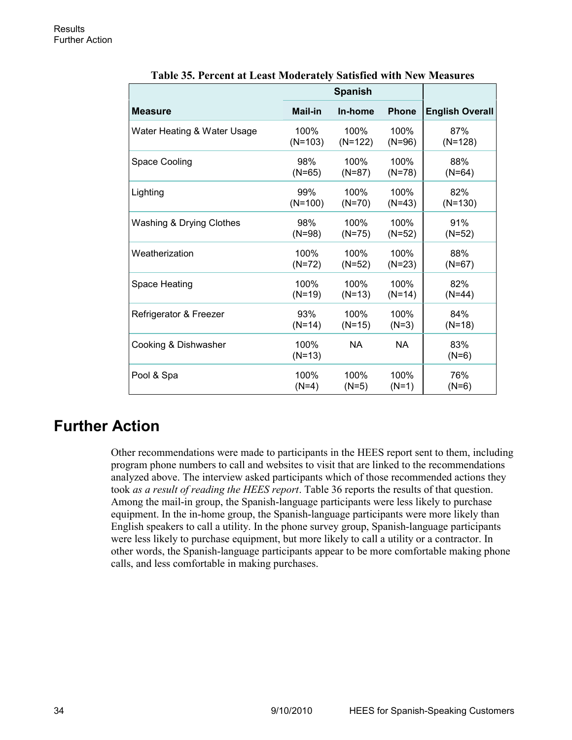**Table 35. Percent at Least Moderately Satisfied with New Measures**

| | Spanish | | | |
|---|---|---|---|---|
| **Measure** | **Mail-in** | **In-home** | **Phone** | **English Overall** |
| Water Heating & Water Usage | 100% (N=103) | 100% (N=122) | 100% (N=96) | 87% (N=128) |
| Space Cooling | 98% (N=65) | 100% (N=87) | 100% (N=78) | 88% (N=64) |
| Lighting | 99% (N=100) | 100% (N=70) | 100% (N=43) | 82% (N=130) |
| Washing & Drying Clothes | 98% (N=98) | 100% (N=75) | 100% (N=52) | 91% (N=52) |
| Weatherization | 100% (N=72) | 100% (N=52) | 100% (N=23) | 88% (N=67) |
| Space Heating | 100% (N=19) | 100% (N=13) | 100% (N=14) | 82% (N=44) |
| Refrigerator & Freezer | 93% (N=14) | 100% (N=15) | 100% (N=3) | 84% (N=18) |
| Cooking & Dishwasher | 100% (N=13) | NA | NA | 83% (N=6) |
| Pool & Spa | 100% (N=4) | 100% (N=5) | 100% (N=1) | 76% (N=6) |

## Further Action

Other recommendations were made to participants in the HEES report sent to them, including program phone numbers to call and websites to visit that are linked to the recommendations analyzed above. The interview asked participants which of those recommended actions they took *as a result of reading the HEES report*. Table 36 reports the results of that question. Among the mail-in group, the Spanish-language participants were less likely to purchase equipment. In the in-home group, the Spanish-language participants were more likely than English speakers to call a utility. In the phone survey group, Spanish-language participants were less likely to purchase equipment, but more likely to call a utility or a contractor. In other words, the Spanish-language participants appear to be more comfortable making phone calls, and less comfortable in making purchases.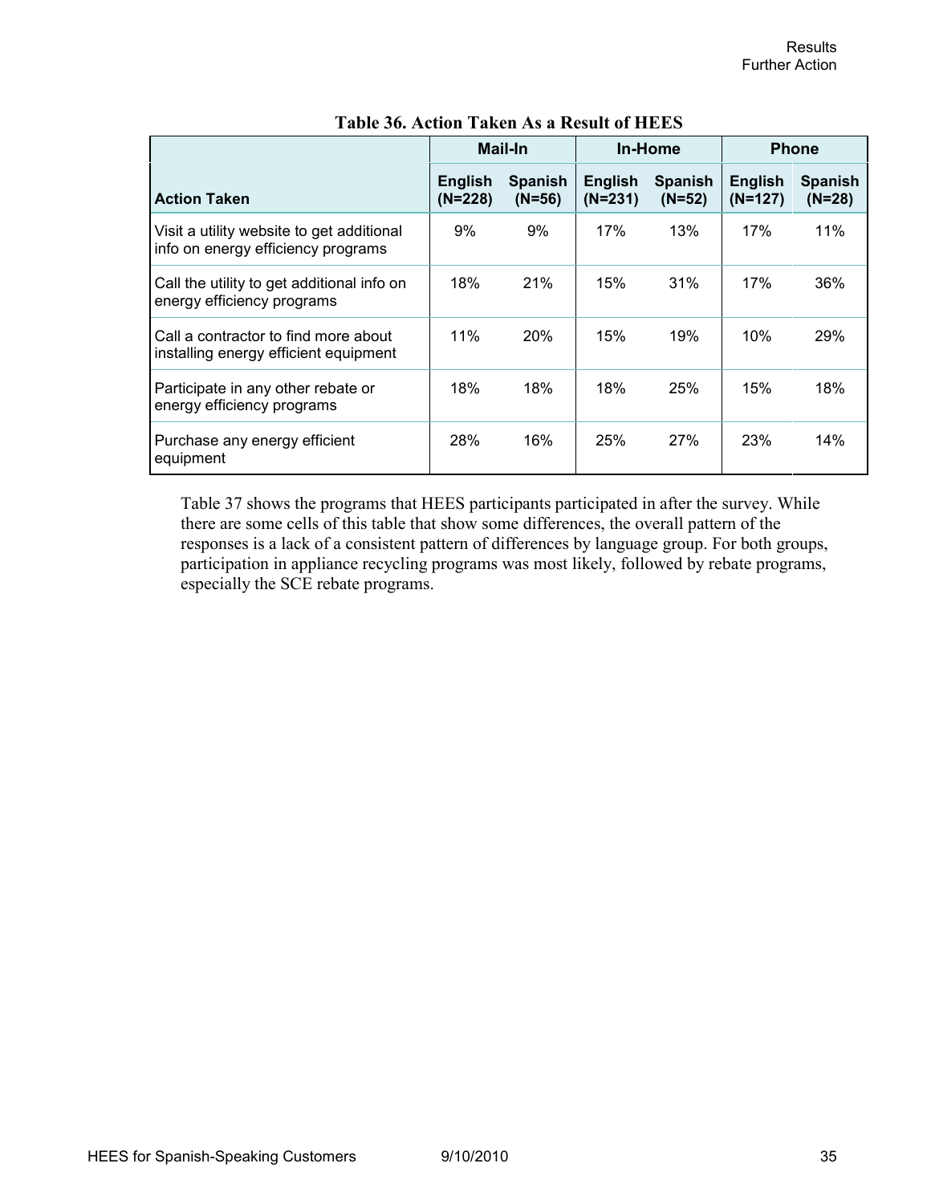**Table 36. Action Taken As a Result of HEES**

| Action Taken | Mail-In | | In-Home | | Phone | |
|---|---|---|---|---|---|---|
| | English (N=228) | Spanish (N=56) | English (N=231) | Spanish (N=52) | English (N=127) | Spanish (N=28) |
| Visit a utility website to get additional info on energy efficiency programs | 9% | 9% | 17% | 13% | 17% | 11% |
| Call the utility to get additional info on energy efficiency programs | 18% | 21% | 15% | 31% | 17% | 36% |
| Call a contractor to find more about installing energy efficient equipment | 11% | 20% | 15% | 19% | 10% | 29% |
| Participate in any other rebate or energy efficiency programs | 18% | 18% | 18% | 25% | 15% | 18% |
| Purchase any energy efficient equipment | 28% | 16% | 25% | 27% | 23% | 14% |

Table 37 shows the programs that HEES participants participated in after the survey. While there are some cells of this table that show some differences, the overall pattern of the responses is a lack of a consistent pattern of differences by language group. For both groups, participation in appliance recycling programs was most likely, followed by rebate programs, especially the SCE rebate programs.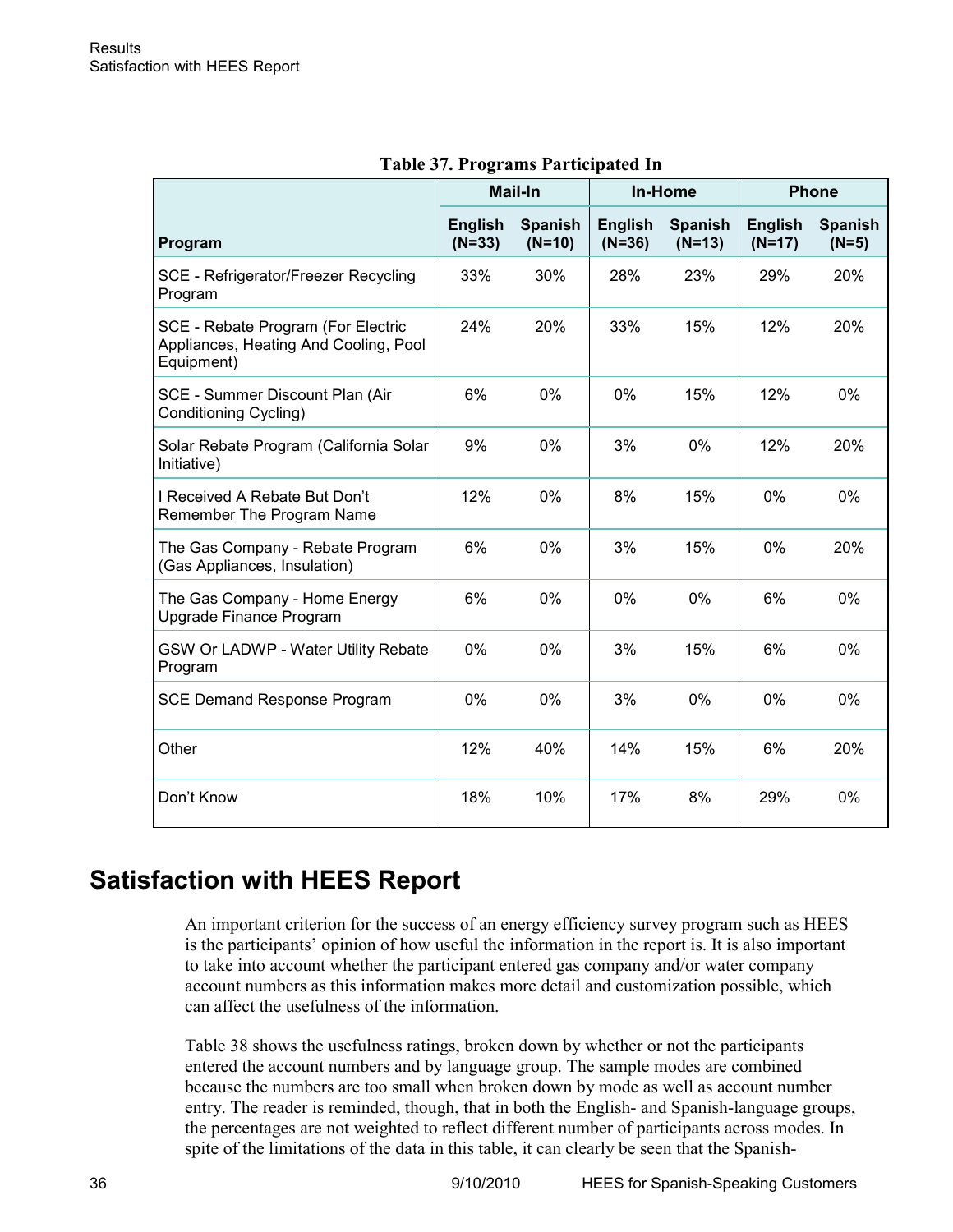**Table 37. Programs Participated In**

| Program | Mail-In | | In-Home | | Phone | |
|---|---|---|---|---|---|---|
| | English (N=33) | Spanish (N=10) | English (N=36) | Spanish (N=13) | English (N=17) | Spanish (N=5) |
| SCE - Refrigerator/Freezer Recycling Program | 33% | 30% | 28% | 23% | 29% | 20% |
| SCE - Rebate Program (For Electric Appliances, Heating And Cooling, Pool Equipment) | 24% | 20% | 33% | 15% | 12% | 20% |
| SCE - Summer Discount Plan (Air Conditioning Cycling) | 6% | 0% | 0% | 15% | 12% | 0% |
| Solar Rebate Program (California Solar Initiative) | 9% | 0% | 3% | 0% | 12% | 20% |
| I Received A Rebate But Don't Remember The Program Name | 12% | 0% | 8% | 15% | 0% | 0% |
| The Gas Company - Rebate Program (Gas Appliances, Insulation) | 6% | 0% | 3% | 15% | 0% | 20% |
| The Gas Company - Home Energy Upgrade Finance Program | 6% | 0% | 0% | 0% | 6% | 0% |
| GSW Or LADWP - Water Utility Rebate Program | 0% | 0% | 3% | 15% | 6% | 0% |
| SCE Demand Response Program | 0% | 0% | 3% | 0% | 0% | 0% |
| Other | 12% | 40% | 14% | 15% | 6% | 20% |
| Don't Know | 18% | 10% | 17% | 8% | 29% | 0% |

## Satisfaction with HEES Report

An important criterion for the success of an energy efficiency survey program such as HEES is the participants' opinion of how useful the information in the report is. It is also important to take into account whether the participant entered gas company and/or water company account numbers as this information makes more detail and customization possible, which can affect the usefulness of the information.

Table 38 shows the usefulness ratings, broken down by whether or not the participants entered the account numbers and by language group. The sample modes are combined because the numbers are too small when broken down by mode as well as account number entry. The reader is reminded, though, that in both the English- and Spanish-language groups, the percentages are not weighted to reflect different number of participants across modes. In spite of the limitations of the data in this table, it can clearly be seen that the Spanish-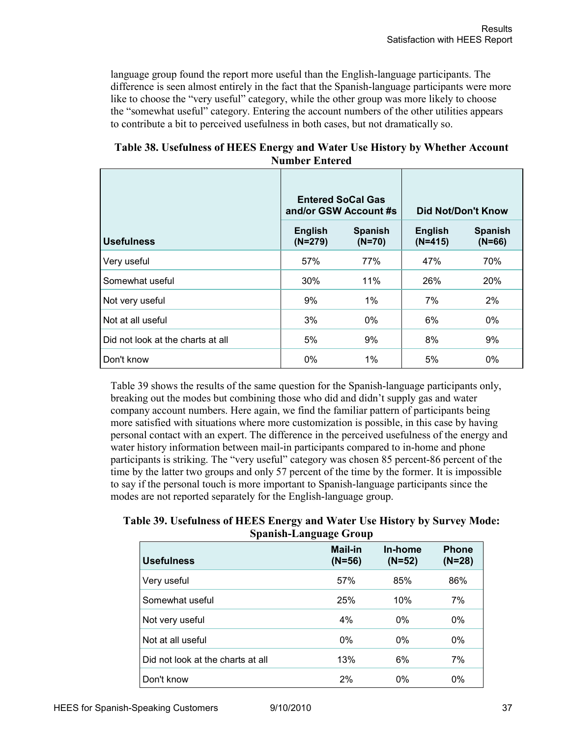language group found the report more useful than the English-language participants. The difference is seen almost entirely in the fact that the Spanish-language participants were more like to choose the "very useful" category, while the other group was more likely to choose the "somewhat useful" category. Entering the account numbers of the other utilities appears to contribute a bit to perceived usefulness in both cases, but not dramatically so.

**Table 38. Usefulness of HEES Energy and Water Use History by Whether Account Number Entered**

| | Entered SoCal Gas and/or GSW Account #s | | Did Not/Don't Know | |
|---|---|---|---|---|
| **Usefulness** | **English (N=279)** | **Spanish (N=70)** | **English (N=415)** | **Spanish (N=66)** |
| Very useful | 57% | 77% | 47% | 70% |
| Somewhat useful | 30% | 11% | 26% | 20% |
| Not very useful | 9% | 1% | 7% | 2% |
| Not at all useful | 3% | 0% | 6% | 0% |
| Did not look at the charts at all | 5% | 9% | 8% | 9% |
| Don't know | 0% | 1% | 5% | 0% |

Table 39 shows the results of the same question for the Spanish-language participants only, breaking out the modes but combining those who did and didn't supply gas and water company account numbers. Here again, we find the familiar pattern of participants being more satisfied with situations where more customization is possible, in this case by having personal contact with an expert. The difference in the perceived usefulness of the energy and water history information between mail-in participants compared to in-home and phone participants is striking. The "very useful" category was chosen 85 percent-86 percent of the time by the latter two groups and only 57 percent of the time by the former. It is impossible to say if the personal touch is more important to Spanish-language participants since the modes are not reported separately for the English-language group.

**Table 39. Usefulness of HEES Energy and Water Use History by Survey Mode: Spanish-Language Group**

| Usefulness | Mail-in (N=56) | In-home (N=52) | Phone (N=28) |
|---|---|---|---|
| Very useful | 57% | 85% | 86% |
| Somewhat useful | 25% | 10% | 7% |
| Not very useful | 4% | 0% | 0% |
| Not at all useful | 0% | 0% | 0% |
| Did not look at the charts at all | 13% | 6% | 7% |
| Don't know | 2% | 0% | 0% |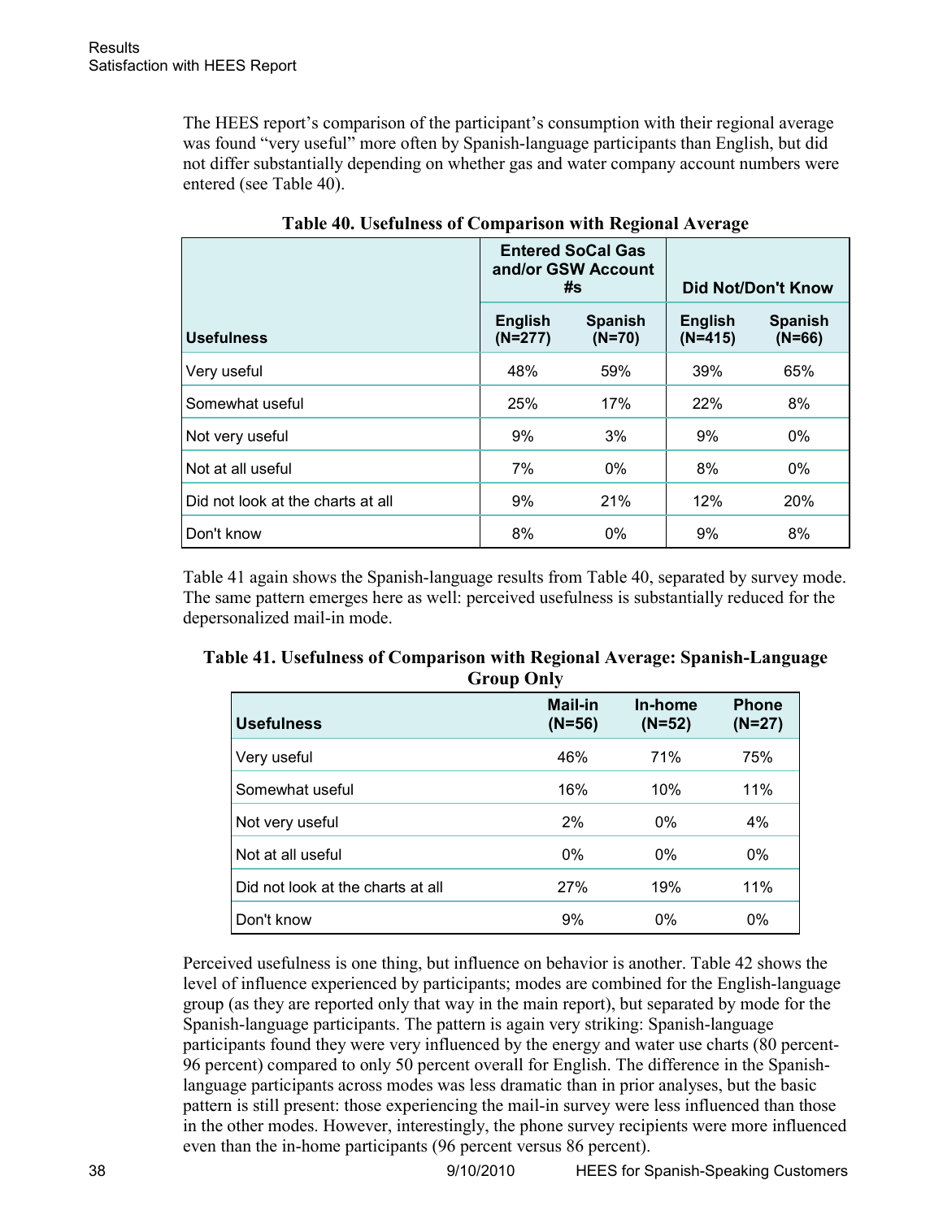The HEES report's comparison of the participant's consumption with their regional average was found "very useful" more often by Spanish-language participants than English, but did not differ substantially depending on whether gas and water company account numbers were entered (see Table 40).

**Table 40. Usefulness of Comparison with Regional Average**

| | Entered SoCal Gas and/or GSW Account #s | | Did Not/Don't Know | |
|---|---|---|---|---|
| **Usefulness** | **English (N=277)** | **Spanish (N=70)** | **English (N=415)** | **Spanish (N=66)** |
| Very useful | 48% | 59% | 39% | 65% |
| Somewhat useful | 25% | 17% | 22% | 8% |
| Not very useful | 9% | 3% | 9% | 0% |
| Not at all useful | 7% | 0% | 8% | 0% |
| Did not look at the charts at all | 9% | 21% | 12% | 20% |
| Don't know | 8% | 0% | 9% | 8% |

Table 41 again shows the Spanish-language results from Table 40, separated by survey mode. The same pattern emerges here as well: perceived usefulness is substantially reduced for the depersonalized mail-in mode.

**Table 41. Usefulness of Comparison with Regional Average: Spanish-Language Group Only**

| Usefulness | Mail-in (N=56) | In-home (N=52) | Phone (N=27) |
|---|---|---|---|
| Very useful | 46% | 71% | 75% |
| Somewhat useful | 16% | 10% | 11% |
| Not very useful | 2% | 0% | 4% |
| Not at all useful | 0% | 0% | 0% |
| Did not look at the charts at all | 27% | 19% | 11% |
| Don't know | 9% | 0% | 0% |

Perceived usefulness is one thing, but influence on behavior is another. Table 42 shows the level of influence experienced by participants; modes are combined for the English-language group (as they are reported only that way in the main report), but separated by mode for the Spanish-language participants. The pattern is again very striking: Spanish-language participants found they were very influenced by the energy and water use charts (80 percent-96 percent) compared to only 50 percent overall for English. The difference in the Spanish-language participants across modes was less dramatic than in prior analyses, but the basic pattern is still present: those experiencing the mail-in survey were less influenced than those in the other modes. However, interestingly, the phone survey recipients were more influenced even than the in-home participants (96 percent versus 86 percent).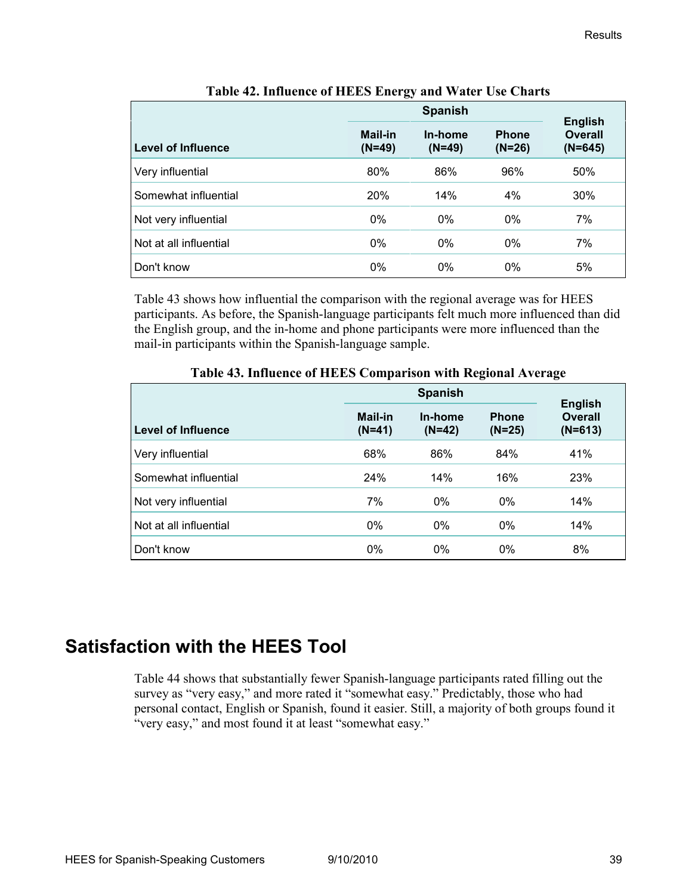**Table 42. Influence of HEES Energy and Water Use Charts**

| Level of Influence | Spanish | | | English Overall (N=645) |
|---|---|---|---|---|
| | Mail-in (N=49) | In-home (N=49) | Phone (N=26) | |
| Very influential | 80% | 86% | 96% | 50% |
| Somewhat influential | 20% | 14% | 4% | 30% |
| Not very influential | 0% | 0% | 0% | 7% |
| Not at all influential | 0% | 0% | 0% | 7% |
| Don't know | 0% | 0% | 0% | 5% |

Table 43 shows how influential the comparison with the regional average was for HEES participants. As before, the Spanish-language participants felt much more influenced than did the English group, and the in-home and phone participants were more influenced than the mail-in participants within the Spanish-language sample.

**Table 43. Influence of HEES Comparison with Regional Average**

| Level of Influence | Spanish | | | English Overall (N=613) |
|---|---|---|---|---|
| | Mail-in (N=41) | In-home (N=42) | Phone (N=25) | |
| Very influential | 68% | 86% | 84% | 41% |
| Somewhat influential | 24% | 14% | 16% | 23% |
| Not very influential | 7% | 0% | 0% | 14% |
| Not at all influential | 0% | 0% | 0% | 14% |
| Don't know | 0% | 0% | 0% | 8% |

## Satisfaction with the HEES Tool

Table 44 shows that substantially fewer Spanish-language participants rated filling out the survey as "very easy," and more rated it "somewhat easy." Predictably, those who had personal contact, English or Spanish, found it easier. Still, a majority of both groups found it "very easy," and most found it at least "somewhat easy."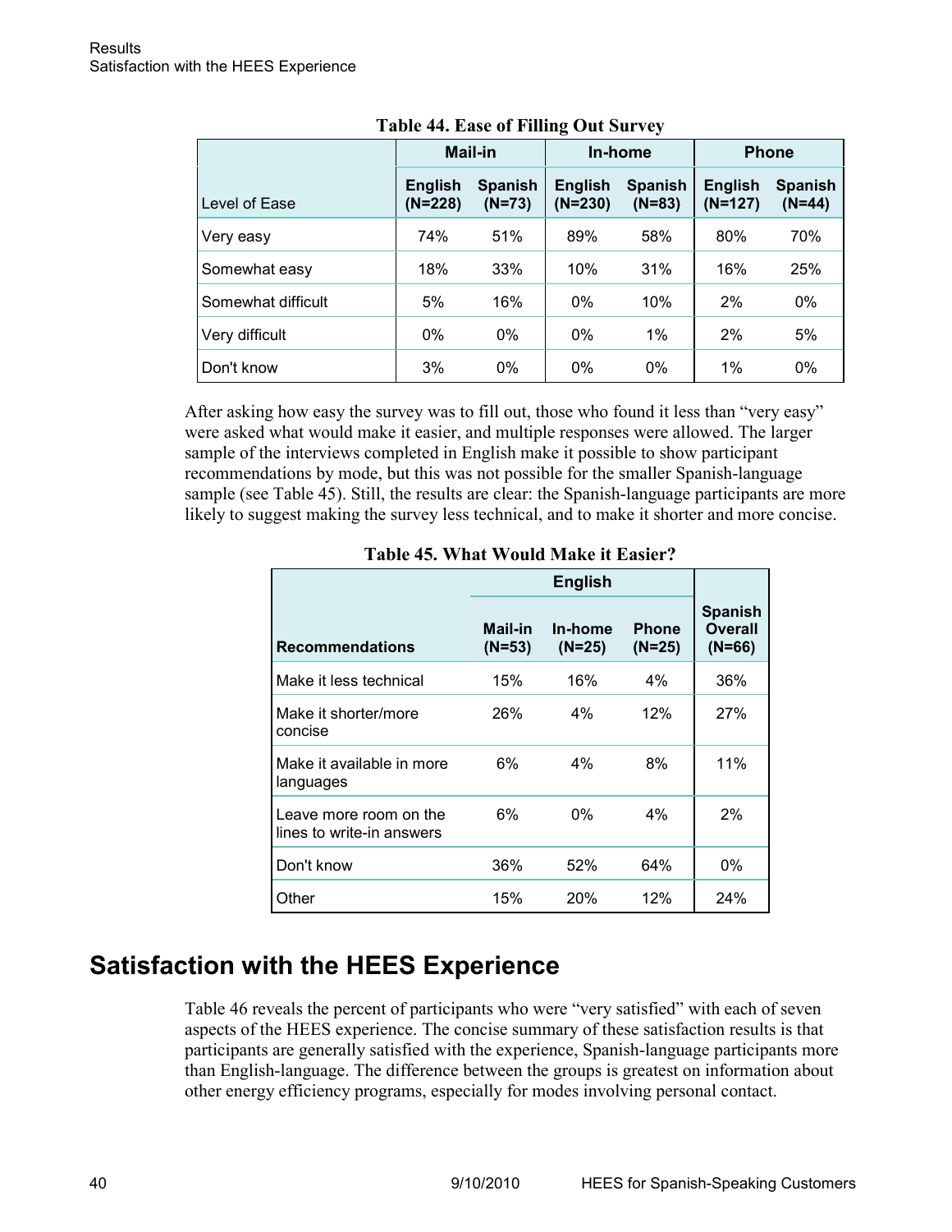**Table 44. Ease of Filling Out Survey**

| Level of Ease | Mail-in | | In-home | | Phone | |
|---|---|---|---|---|---|---|
| | English (N=228) | Spanish (N=73) | English (N=230) | Spanish (N=83) | English (N=127) | Spanish (N=44) |
| Very easy | 74% | 51% | 89% | 58% | 80% | 70% |
| Somewhat easy | 18% | 33% | 10% | 31% | 16% | 25% |
| Somewhat difficult | 5% | 16% | 0% | 10% | 2% | 0% |
| Very difficult | 0% | 0% | 0% | 1% | 2% | 5% |
| Don't know | 3% | 0% | 0% | 0% | 1% | 0% |

After asking how easy the survey was to fill out, those who found it less than "very easy" were asked what would make it easier, and multiple responses were allowed. The larger sample of the interviews completed in English make it possible to show participant recommendations by mode, but this was not possible for the smaller Spanish-language sample (see Table 45). Still, the results are clear: the Spanish-language participants are more likely to suggest making the survey less technical, and to make it shorter and more concise.

**Table 45. What Would Make it Easier?**

| Recommendations | English | | | Spanish Overall (N=66) |
|---|---|---|---|---|
| | Mail-in (N=53) | In-home (N=25) | Phone (N=25) | |
| Make it less technical | 15% | 16% | 4% | 36% |
| Make it shorter/more concise | 26% | 4% | 12% | 27% |
| Make it available in more languages | 6% | 4% | 8% | 11% |
| Leave more room on the lines to write-in answers | 6% | 0% | 4% | 2% |
| Don't know | 36% | 52% | 64% | 0% |
| Other | 15% | 20% | 12% | 24% |

## Satisfaction with the HEES Experience

Table 46 reveals the percent of participants who were "very satisfied" with each of seven aspects of the HEES experience. The concise summary of these satisfaction results is that participants are generally satisfied with the experience, Spanish-language participants more than English-language. The difference between the groups is greatest on information about other energy efficiency programs, especially for modes involving personal contact.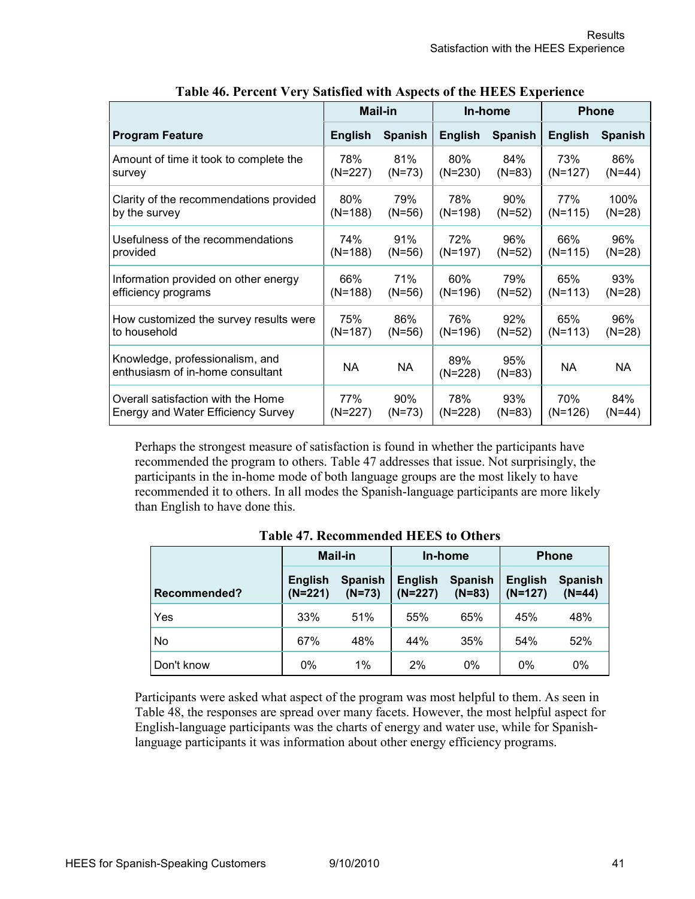**Table 46. Percent Very Satisfied with Aspects of the HEES Experience**

| | Mail-in | | In-home | | Phone | |
|---|---|---|---|---|---|---|
| **Program Feature** | **English** | **Spanish** | **English** | **Spanish** | **English** | **Spanish** |
| Amount of time it took to complete the survey | 78% (N=227) | 81% (N=73) | 80% (N=230) | 84% (N=83) | 73% (N=127) | 86% (N=44) |
| Clarity of the recommendations provided by the survey | 80% (N=188) | 79% (N=56) | 78% (N=198) | 90% (N=52) | 77% (N=115) | 100% (N=28) |
| Usefulness of the recommendations provided | 74% (N=188) | 91% (N=56) | 72% (N=197) | 96% (N=52) | 66% (N=115) | 96% (N=28) |
| Information provided on other energy efficiency programs | 66% (N=188) | 71% (N=56) | 60% (N=196) | 79% (N=52) | 65% (N=113) | 93% (N=28) |
| How customized the survey results were to household | 75% (N=187) | 86% (N=56) | 76% (N=196) | 92% (N=52) | 65% (N=113) | 96% (N=28) |
| Knowledge, professionalism, and enthusiasm of in-home consultant | NA | NA | 89% (N=228) | 95% (N=83) | NA | NA |
| Overall satisfaction with the Home Energy and Water Efficiency Survey | 77% (N=227) | 90% (N=73) | 78% (N=228) | 93% (N=83) | 70% (N=126) | 84% (N=44) |

Perhaps the strongest measure of satisfaction is found in whether the participants have recommended the program to others. Table 47 addresses that issue. Not surprisingly, the participants in the in-home mode of both language groups are the most likely to have recommended it to others. In all modes the Spanish-language participants are more likely than English to have done this.

**Table 47. Recommended HEES to Others**

| | Mail-in | | In-home | | Phone | |
|---|---|---|---|---|---|---|
| **Recommended?** | **English (N=221)** | **Spanish (N=73)** | **English (N=227)** | **Spanish (N=83)** | **English (N=127)** | **Spanish (N=44)** |
| Yes | 33% | 51% | 55% | 65% | 45% | 48% |
| No | 67% | 48% | 44% | 35% | 54% | 52% |
| Don't know | 0% | 1% | 2% | 0% | 0% | 0% |

Participants were asked what aspect of the program was most helpful to them. As seen in Table 48, the responses are spread over many facets. However, the most helpful aspect for English-language participants was the charts of energy and water use, while for Spanish-language participants it was information about other energy efficiency programs.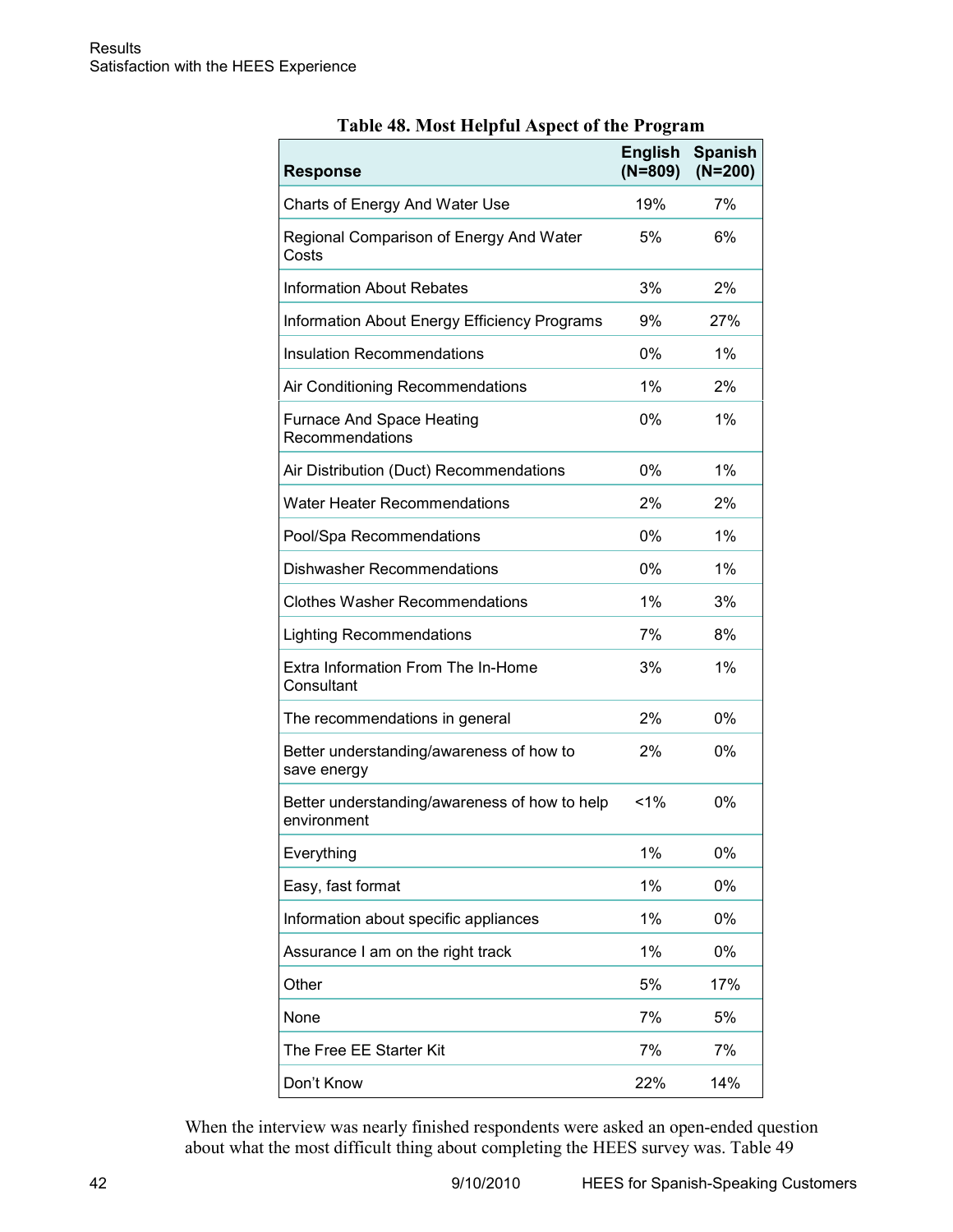**Table 48. Most Helpful Aspect of the Program**

| Response | English (N=809) | Spanish (N=200) |
|---|---|---|
| Charts of Energy And Water Use | 19% | 7% |
| Regional Comparison of Energy And Water Costs | 5% | 6% |
| Information About Rebates | 3% | 2% |
| Information About Energy Efficiency Programs | 9% | 27% |
| Insulation Recommendations | 0% | 1% |
| Air Conditioning Recommendations | 1% | 2% |
| Furnace And Space Heating Recommendations | 0% | 1% |
| Air Distribution (Duct) Recommendations | 0% | 1% |
| Water Heater Recommendations | 2% | 2% |
| Pool/Spa Recommendations | 0% | 1% |
| Dishwasher Recommendations | 0% | 1% |
| Clothes Washer Recommendations | 1% | 3% |
| Lighting Recommendations | 7% | 8% |
| Extra Information From The In-Home Consultant | 3% | 1% |
| The recommendations in general | 2% | 0% |
| Better understanding/awareness of how to save energy | 2% | 0% |
| Better understanding/awareness of how to help environment | <1% | 0% |
| Everything | 1% | 0% |
| Easy, fast format | 1% | 0% |
| Information about specific appliances | 1% | 0% |
| Assurance I am on the right track | 1% | 0% |
| Other | 5% | 17% |
| None | 7% | 5% |
| The Free EE Starter Kit | 7% | 7% |
| Don't Know | 22% | 14% |

When the interview was nearly finished respondents were asked an open-ended question about what the most difficult thing about completing the HEES survey was. Table 49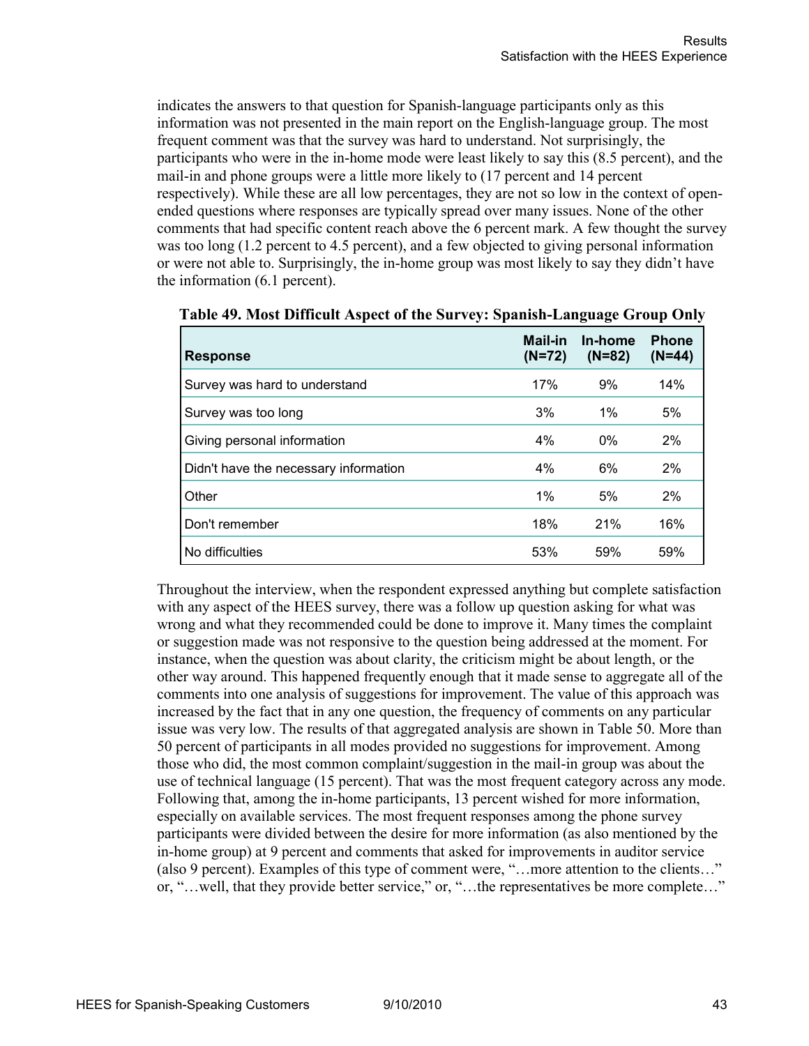indicates the answers to that question for Spanish-language participants only as this information was not presented in the main report on the English-language group. The most frequent comment was that the survey was hard to understand. Not surprisingly, the participants who were in the in-home mode were least likely to say this (8.5 percent), and the mail-in and phone groups were a little more likely to (17 percent and 14 percent respectively). While these are all low percentages, they are not so low in the context of open-ended questions where responses are typically spread over many issues. None of the other comments that had specific content reach above the 6 percent mark. A few thought the survey was too long (1.2 percent to 4.5 percent), and a few objected to giving personal information or were not able to. Surprisingly, the in-home group was most likely to say they didn't have the information (6.1 percent).

**Table 49. Most Difficult Aspect of the Survey: Spanish-Language Group Only**

| Response | Mail-in (N=72) | In-home (N=82) | Phone (N=44) |
|---|---|---|---|
| Survey was hard to understand | 17% | 9% | 14% |
| Survey was too long | 3% | 1% | 5% |
| Giving personal information | 4% | 0% | 2% |
| Didn't have the necessary information | 4% | 6% | 2% |
| Other | 1% | 5% | 2% |
| Don't remember | 18% | 21% | 16% |
| No difficulties | 53% | 59% | 59% |

Throughout the interview, when the respondent expressed anything but complete satisfaction with any aspect of the HEES survey, there was a follow up question asking for what was wrong and what they recommended could be done to improve it. Many times the complaint or suggestion made was not responsive to the question being addressed at the moment. For instance, when the question was about clarity, the criticism might be about length, or the other way around. This happened frequently enough that it made sense to aggregate all of the comments into one analysis of suggestions for improvement. The value of this approach was increased by the fact that in any one question, the frequency of comments on any particular issue was very low. The results of that aggregated analysis are shown in Table 50. More than 50 percent of participants in all modes provided no suggestions for improvement. Among those who did, the most common complaint/suggestion in the mail-in group was about the use of technical language (15 percent). That was the most frequent category across any mode. Following that, among the in-home participants, 13 percent wished for more information, especially on available services. The most frequent responses among the phone survey participants were divided between the desire for more information (as also mentioned by the in-home group) at 9 percent and comments that asked for improvements in auditor service (also 9 percent). Examples of this type of comment were, "…more attention to the clients…" or, "…well, that they provide better service," or, "…the representatives be more complete…"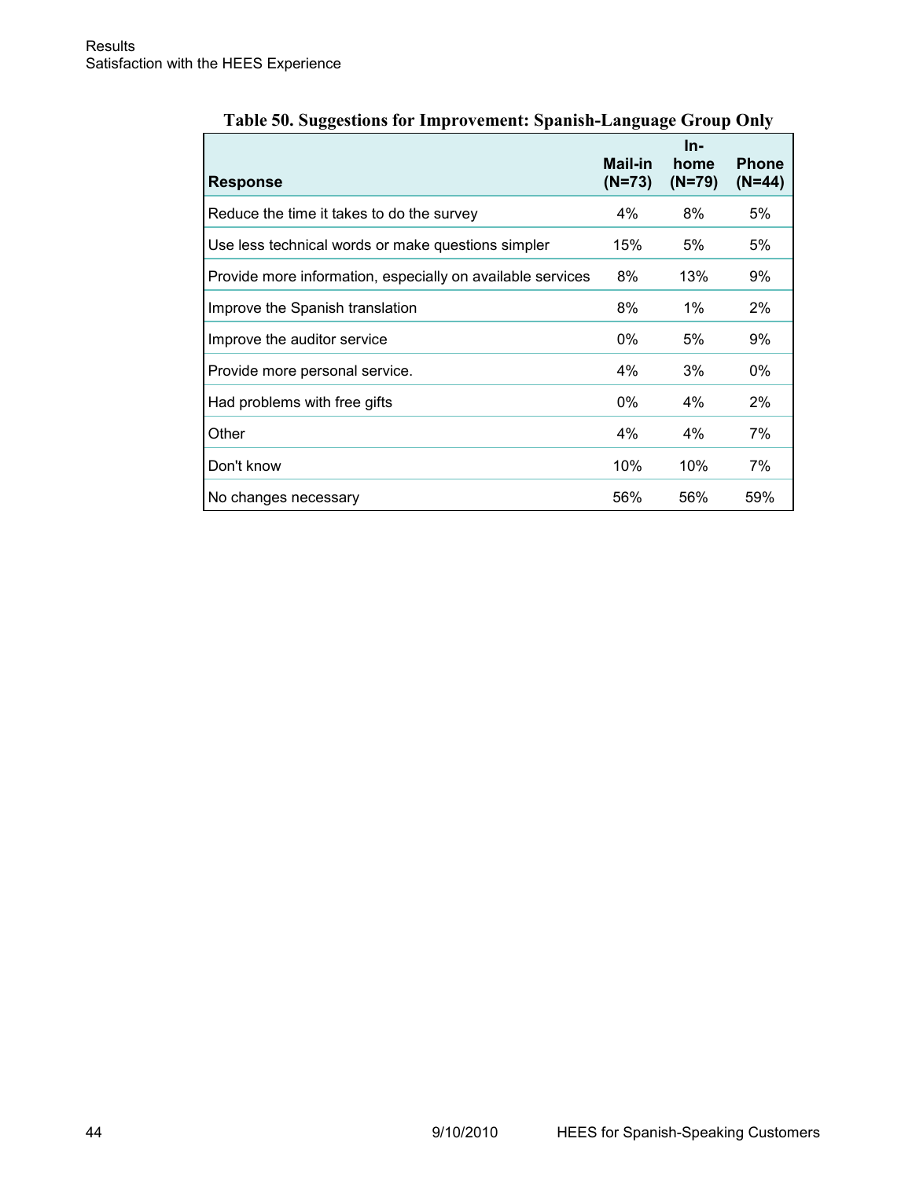**Table 50. Suggestions for Improvement: Spanish-Language Group Only**

| Response | Mail-in (N=73) | In-home (N=79) | Phone (N=44) |
|---|---|---|---|
| Reduce the time it takes to do the survey | 4% | 8% | 5% |
| Use less technical words or make questions simpler | 15% | 5% | 5% |
| Provide more information, especially on available services | 8% | 13% | 9% |
| Improve the Spanish translation | 8% | 1% | 2% |
| Improve the auditor service | 0% | 5% | 9% |
| Provide more personal service. | 4% | 3% | 0% |
| Had problems with free gifts | 0% | 4% | 2% |
| Other | 4% | 4% | 7% |
| Don't know | 10% | 10% | 7% |
| No changes necessary | 56% | 56% | 59% |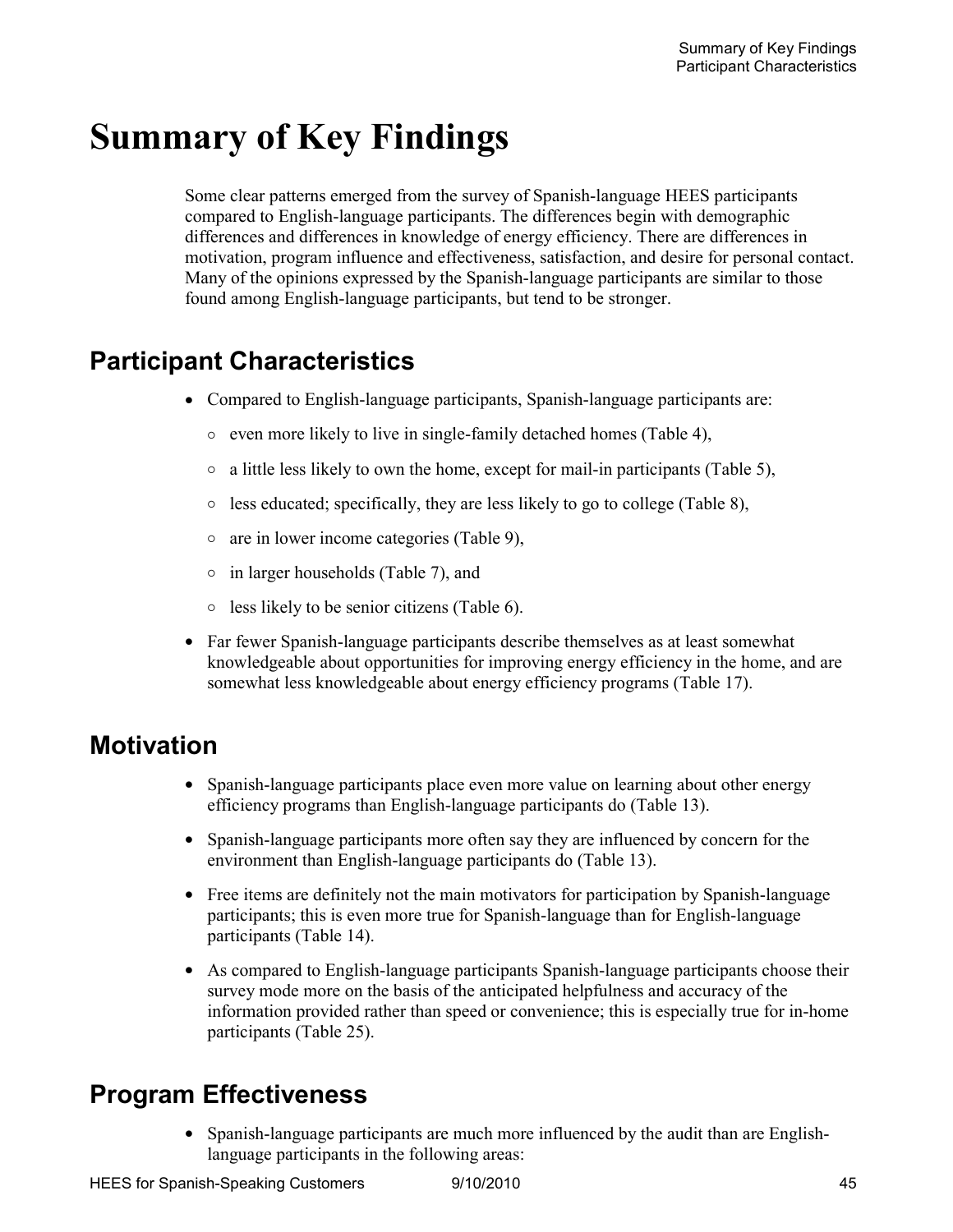# Summary of Key Findings

Some clear patterns emerged from the survey of Spanish-language HEES participants compared to English-language participants. The differences begin with demographic differences and differences in knowledge of energy efficiency. There are differences in motivation, program influence and effectiveness, satisfaction, and desire for personal contact. Many of the opinions expressed by the Spanish-language participants are similar to those found among English-language participants, but tend to be stronger.

## Participant Characteristics

- Compared to English-language participants, Spanish-language participants are:
  - even more likely to live in single-family detached homes (Table 4),
  - a little less likely to own the home, except for mail-in participants (Table 5),
  - less educated; specifically, they are less likely to go to college (Table 8),
  - are in lower income categories (Table 9),
  - in larger households (Table 7), and
  - less likely to be senior citizens (Table 6).
- Far fewer Spanish-language participants describe themselves as at least somewhat knowledgeable about opportunities for improving energy efficiency in the home, and are somewhat less knowledgeable about energy efficiency programs (Table 17).

## Motivation

- Spanish-language participants place even more value on learning about other energy efficiency programs than English-language participants do (Table 13).
- Spanish-language participants more often say they are influenced by concern for the environment than English-language participants do (Table 13).
- Free items are definitely not the main motivators for participation by Spanish-language participants; this is even more true for Spanish-language than for English-language participants (Table 14).
- As compared to English-language participants Spanish-language participants choose their survey mode more on the basis of the anticipated helpfulness and accuracy of the information provided rather than speed or convenience; this is especially true for in-home participants (Table 25).

## Program Effectiveness

- Spanish-language participants are much more influenced by the audit than are English-language participants in the following areas: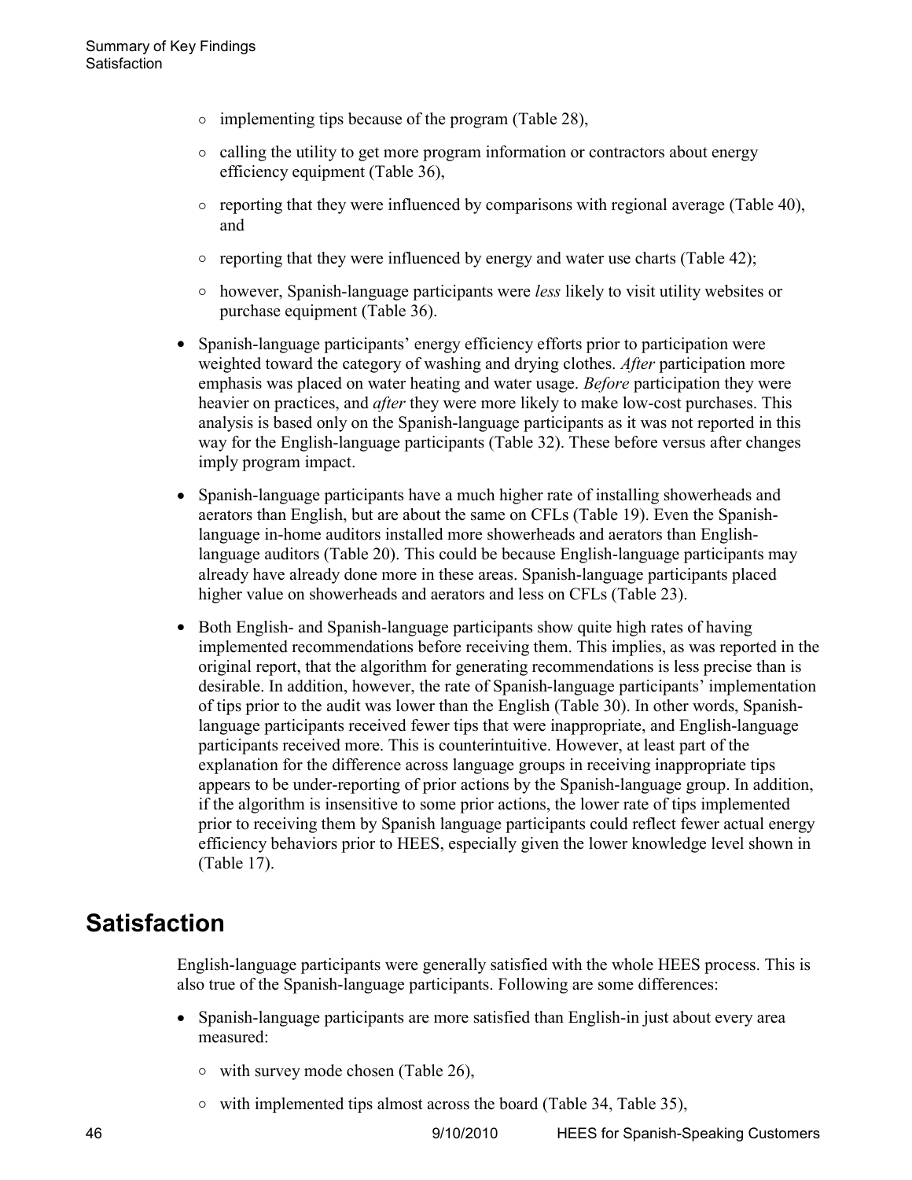- implementing tips because of the program (Table 28),
  - calling the utility to get more program information or contractors about energy efficiency equipment (Table 36),
  - reporting that they were influenced by comparisons with regional average (Table 40), and
  - reporting that they were influenced by energy and water use charts (Table 42);
  - however, Spanish-language participants were *less* likely to visit utility websites or purchase equipment (Table 36).

- Spanish-language participants' energy efficiency efforts prior to participation were weighted toward the category of washing and drying clothes. *After* participation more emphasis was placed on water heating and water usage. *Before* participation they were heavier on practices, and *after* they were more likely to make low-cost purchases. This analysis is based only on the Spanish-language participants as it was not reported in this way for the English-language participants (Table 32). These before versus after changes imply program impact.

- Spanish-language participants have a much higher rate of installing showerheads and aerators than English, but are about the same on CFLs (Table 19). Even the Spanish-language in-home auditors installed more showerheads and aerators than English-language auditors (Table 20). This could be because English-language participants may already have already done more in these areas. Spanish-language participants placed higher value on showerheads and aerators and less on CFLs (Table 23).

- Both English- and Spanish-language participants show quite high rates of having implemented recommendations before receiving them. This implies, as was reported in the original report, that the algorithm for generating recommendations is less precise than is desirable. In addition, however, the rate of Spanish-language participants' implementation of tips prior to the audit was lower than the English (Table 30). In other words, Spanish-language participants received fewer tips that were inappropriate, and English-language participants received more. This is counterintuitive. However, at least part of the explanation for the difference across language groups in receiving inappropriate tips appears to be under-reporting of prior actions by the Spanish-language group. In addition, if the algorithm is insensitive to some prior actions, the lower rate of tips implemented prior to receiving them by Spanish language participants could reflect fewer actual energy efficiency behaviors prior to HEES, especially given the lower knowledge level shown in (Table 17).

## Satisfaction

English-language participants were generally satisfied with the whole HEES process. This is also true of the Spanish-language participants. Following are some differences:

- Spanish-language participants are more satisfied than English-in just about every area measured:
  - with survey mode chosen (Table 26),
  - with implemented tips almost across the board (Table 34, Table 35),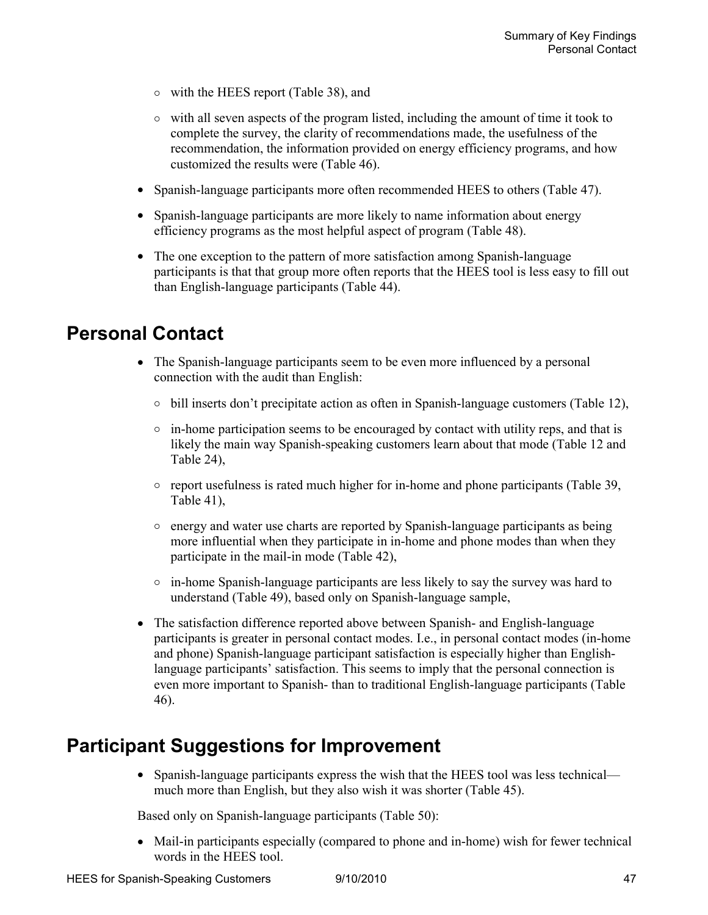- with the HEES report (Table 38), and
    - with all seven aspects of the program listed, including the amount of time it took to complete the survey, the clarity of recommendations made, the usefulness of the recommendation, the information provided on energy efficiency programs, and how customized the results were (Table 46).
- Spanish-language participants more often recommended HEES to others (Table 47).
- Spanish-language participants are more likely to name information about energy efficiency programs as the most helpful aspect of program (Table 48).
- The one exception to the pattern of more satisfaction among Spanish-language participants is that that group more often reports that the HEES tool is less easy to fill out than English-language participants (Table 44).

## Personal Contact

- The Spanish-language participants seem to be even more influenced by a personal connection with the audit than English:
    - bill inserts don't precipitate action as often in Spanish-language customers (Table 12),
    - in-home participation seems to be encouraged by contact with utility reps, and that is likely the main way Spanish-speaking customers learn about that mode (Table 12 and Table 24),
    - report usefulness is rated much higher for in-home and phone participants (Table 39, Table 41),
    - energy and water use charts are reported by Spanish-language participants as being more influential when they participate in in-home and phone modes than when they participate in the mail-in mode (Table 42),
    - in-home Spanish-language participants are less likely to say the survey was hard to understand (Table 49), based only on Spanish-language sample,
- The satisfaction difference reported above between Spanish- and English-language participants is greater in personal contact modes. I.e., in personal contact modes (in-home and phone) Spanish-language participant satisfaction is especially higher than English-language participants' satisfaction. This seems to imply that the personal connection is even more important to Spanish- than to traditional English-language participants (Table 46).

## Participant Suggestions for Improvement

- Spanish-language participants express the wish that the HEES tool was less technical—much more than English, but they also wish it was shorter (Table 45).

Based only on Spanish-language participants (Table 50):

- Mail-in participants especially (compared to phone and in-home) wish for fewer technical words in the HEES tool.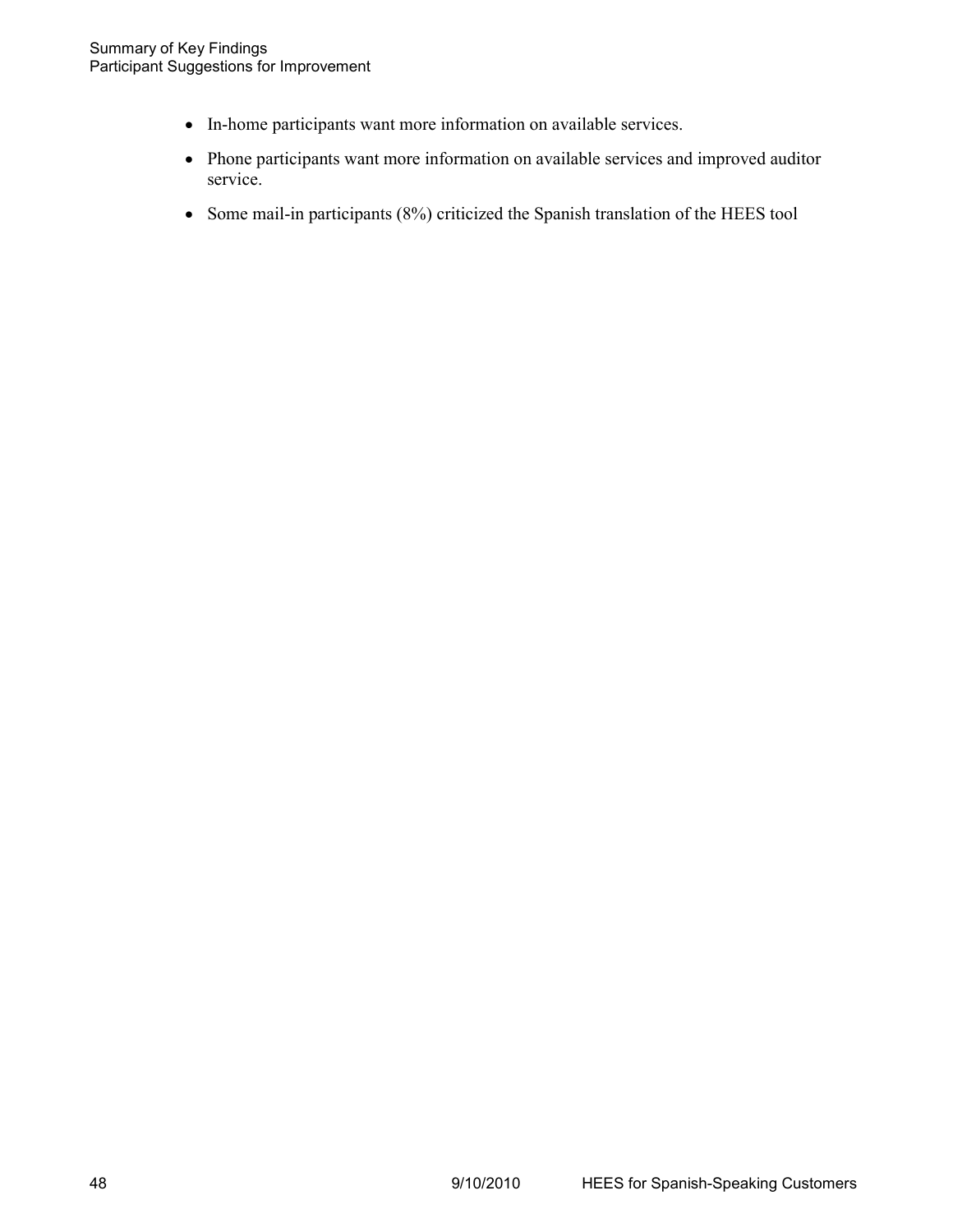- In-home participants want more information on available services.
- Phone participants want more information on available services and improved auditor service.
- Some mail-in participants (8%) criticized the Spanish translation of the HEES tool